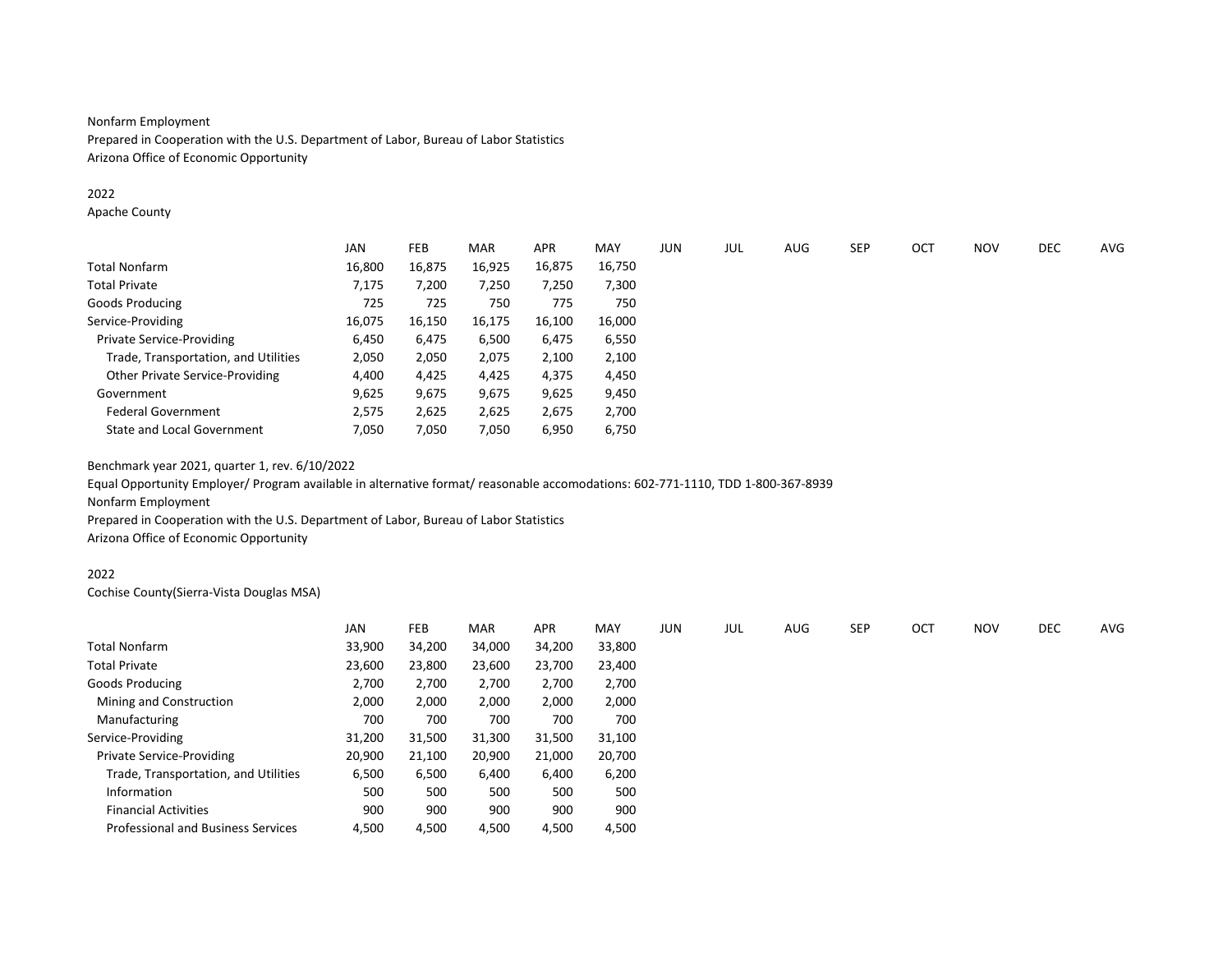Nonfarm Employment
Prepared in Cooperation with the U.S. Department of Labor, Bureau of Labor Statistics
Arizona Office of Economic Opportunity

2022
Apache County

| | JAN | FEB | MAR | APR | MAY | JUN | JUL | AUG | SEP | OCT | NOV | DEC | AVG |
|---|---|---|---|---|---|---|---|---|---|---|---|---|---|
| Total Nonfarm | 16,800 | 16,875 | 16,925 | 16,875 | 16,750 | | | | | | | | |
| Total Private | 7,175 | 7,200 | 7,250 | 7,250 | 7,300 | | | | | | | | |
| Goods Producing | 725 | 725 | 750 | 775 | 750 | | | | | | | | |
| Service-Providing | 16,075 | 16,150 | 16,175 | 16,100 | 16,000 | | | | | | | | |
| Private Service-Providing | 6,450 | 6,475 | 6,500 | 6,475 | 6,550 | | | | | | | | |
| Trade, Transportation, and Utilities | 2,050 | 2,050 | 2,075 | 2,100 | 2,100 | | | | | | | | |
| Other Private Service-Providing | 4,400 | 4,425 | 4,425 | 4,375 | 4,450 | | | | | | | | |
| Government | 9,625 | 9,675 | 9,675 | 9,625 | 9,450 | | | | | | | | |
| Federal Government | 2,575 | 2,625 | 2,625 | 2,675 | 2,700 | | | | | | | | |
| State and Local Government | 7,050 | 7,050 | 7,050 | 6,950 | 6,750 | | | | | | | | |

Benchmark year 2021, quarter 1, rev. 6/10/2022
Equal Opportunity Employer/ Program available in alternative format/ reasonable accomodations: 602-771-1110, TDD 1-800-367-8939
Nonfarm Employment
Prepared in Cooperation with the U.S. Department of Labor, Bureau of Labor Statistics
Arizona Office of Economic Opportunity

2022
Cochise County(Sierra-Vista Douglas MSA)

| | JAN | FEB | MAR | APR | MAY | JUN | JUL | AUG | SEP | OCT | NOV | DEC | AVG |
|---|---|---|---|---|---|---|---|---|---|---|---|---|---|
| Total Nonfarm | 33,900 | 34,200 | 34,000 | 34,200 | 33,800 | | | | | | | | |
| Total Private | 23,600 | 23,800 | 23,600 | 23,700 | 23,400 | | | | | | | | |
| Goods Producing | 2,700 | 2,700 | 2,700 | 2,700 | 2,700 | | | | | | | | |
| Mining and Construction | 2,000 | 2,000 | 2,000 | 2,000 | 2,000 | | | | | | | | |
| Manufacturing | 700 | 700 | 700 | 700 | 700 | | | | | | | | |
| Service-Providing | 31,200 | 31,500 | 31,300 | 31,500 | 31,100 | | | | | | | | |
| Private Service-Providing | 20,900 | 21,100 | 20,900 | 21,000 | 20,700 | | | | | | | | |
| Trade, Transportation, and Utilities | 6,500 | 6,500 | 6,400 | 6,400 | 6,200 | | | | | | | | |
| Information | 500 | 500 | 500 | 500 | 500 | | | | | | | | |
| Financial Activities | 900 | 900 | 900 | 900 | 900 | | | | | | | | |
| Professional and Business Services | 4,500 | 4,500 | 4,500 | 4,500 | 4,500 | | | | | | | | |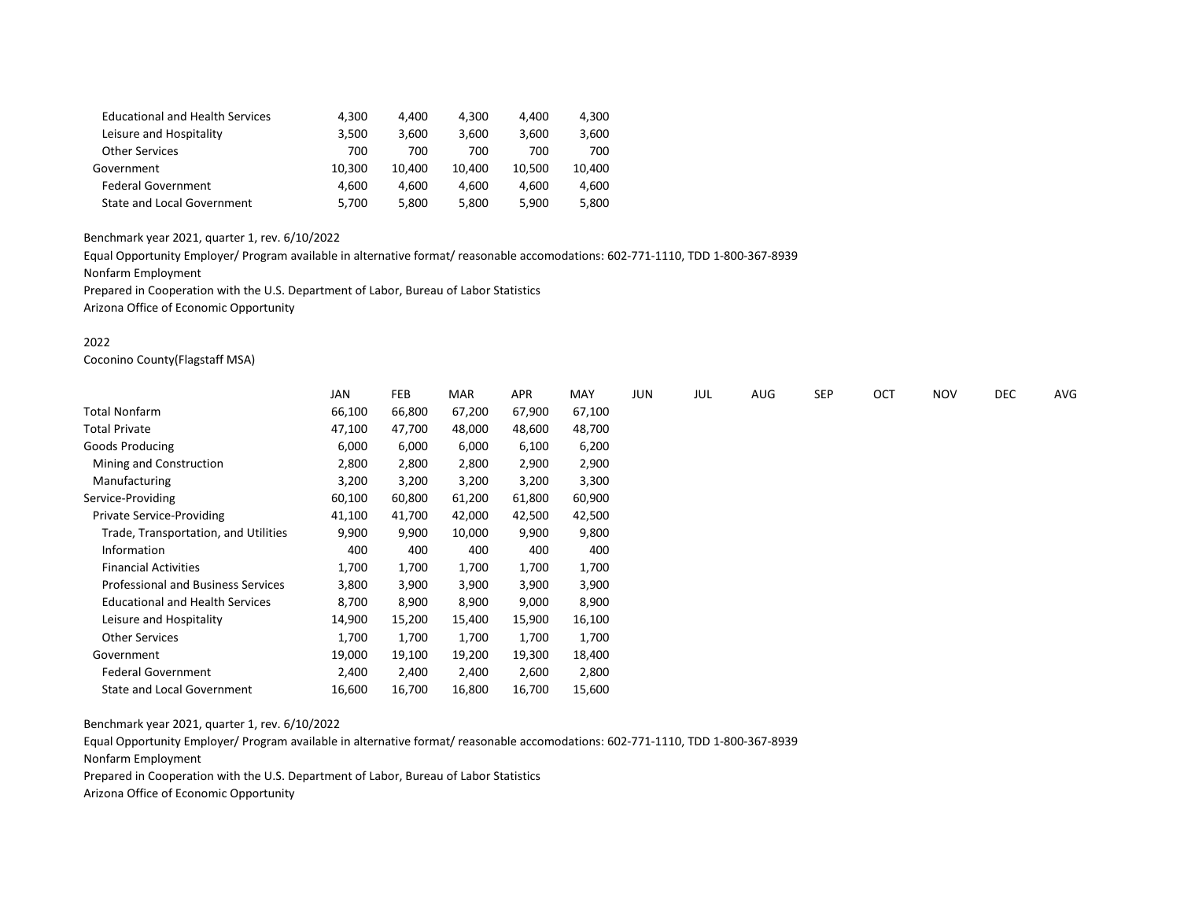| | | | | | |
|---|---|---|---|---|---|
| Educational and Health Services | 4,300 | 4,400 | 4,300 | 4,400 | 4,300 |
| Leisure and Hospitality | 3,500 | 3,600 | 3,600 | 3,600 | 3,600 |
| Other Services | 700 | 700 | 700 | 700 | 700 |
| Government | 10,300 | 10,400 | 10,400 | 10,500 | 10,400 |
| Federal Government | 4,600 | 4,600 | 4,600 | 4,600 | 4,600 |
| State and Local Government | 5,700 | 5,800 | 5,800 | 5,900 | 5,800 |

Benchmark year 2021, quarter 1, rev. 6/10/2022

Equal Opportunity Employer/ Program available in alternative format/ reasonable accomodations: 602-771-1110, TDD 1-800-367-8939

Nonfarm Employment

Prepared in Cooperation with the U.S. Department of Labor, Bureau of Labor Statistics

Arizona Office of Economic Opportunity

2022

Coconino County(Flagstaff MSA)

| | JAN | FEB | MAR | APR | MAY | JUN | JUL | AUG | SEP | OCT | NOV | DEC | AVG |
|---|---|---|---|---|---|---|---|---|---|---|---|---|---|
| Total Nonfarm | 66,100 | 66,800 | 67,200 | 67,900 | 67,100 | | | | | | | | |
| Total Private | 47,100 | 47,700 | 48,000 | 48,600 | 48,700 | | | | | | | | |
| Goods Producing | 6,000 | 6,000 | 6,000 | 6,100 | 6,200 | | | | | | | | |
| Mining and Construction | 2,800 | 2,800 | 2,800 | 2,900 | 2,900 | | | | | | | | |
| Manufacturing | 3,200 | 3,200 | 3,200 | 3,200 | 3,300 | | | | | | | | |
| Service-Providing | 60,100 | 60,800 | 61,200 | 61,800 | 60,900 | | | | | | | | |
| Private Service-Providing | 41,100 | 41,700 | 42,000 | 42,500 | 42,500 | | | | | | | | |
| Trade, Transportation, and Utilities | 9,900 | 9,900 | 10,000 | 9,900 | 9,800 | | | | | | | | |
| Information | 400 | 400 | 400 | 400 | 400 | | | | | | | | |
| Financial Activities | 1,700 | 1,700 | 1,700 | 1,700 | 1,700 | | | | | | | | |
| Professional and Business Services | 3,800 | 3,900 | 3,900 | 3,900 | 3,900 | | | | | | | | |
| Educational and Health Services | 8,700 | 8,900 | 8,900 | 9,000 | 8,900 | | | | | | | | |
| Leisure and Hospitality | 14,900 | 15,200 | 15,400 | 15,900 | 16,100 | | | | | | | | |
| Other Services | 1,700 | 1,700 | 1,700 | 1,700 | 1,700 | | | | | | | | |
| Government | 19,000 | 19,100 | 19,200 | 19,300 | 18,400 | | | | | | | | |
| Federal Government | 2,400 | 2,400 | 2,400 | 2,600 | 2,800 | | | | | | | | |
| State and Local Government | 16,600 | 16,700 | 16,800 | 16,700 | 15,600 | | | | | | | | |

Benchmark year 2021, quarter 1, rev. 6/10/2022

Equal Opportunity Employer/ Program available in alternative format/ reasonable accomodations: 602-771-1110, TDD 1-800-367-8939

Nonfarm Employment

Prepared in Cooperation with the U.S. Department of Labor, Bureau of Labor Statistics

Arizona Office of Economic Opportunity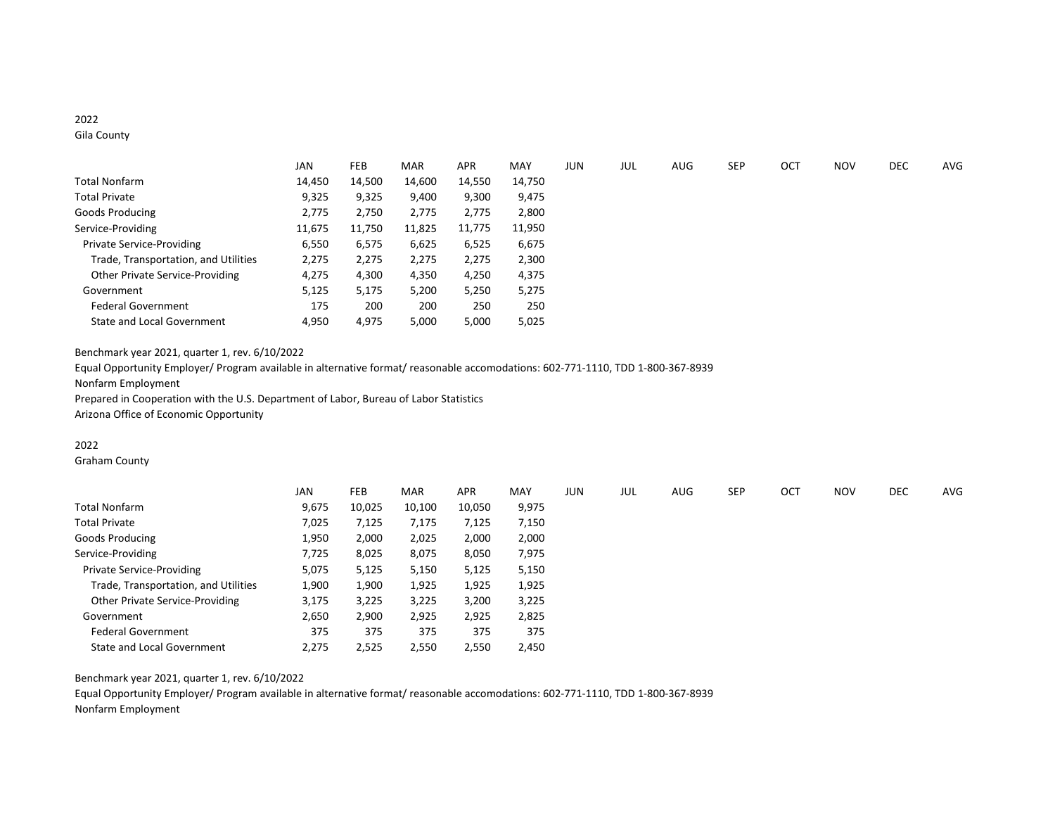2022

Gila County

| | JAN | FEB | MAR | APR | MAY | JUN | JUL | AUG | SEP | OCT | NOV | DEC | AVG |
|---|---|---|---|---|---|---|---|---|---|---|---|---|---|
| Total Nonfarm | 14,450 | 14,500 | 14,600 | 14,550 | 14,750 | | | | | | | | |
| Total Private | 9,325 | 9,325 | 9,400 | 9,300 | 9,475 | | | | | | | | |
| Goods Producing | 2,775 | 2,750 | 2,775 | 2,775 | 2,800 | | | | | | | | |
| Service-Providing | 11,675 | 11,750 | 11,825 | 11,775 | 11,950 | | | | | | | | |
| Private Service-Providing | 6,550 | 6,575 | 6,625 | 6,525 | 6,675 | | | | | | | | |
| Trade, Transportation, and Utilities | 2,275 | 2,275 | 2,275 | 2,275 | 2,300 | | | | | | | | |
| Other Private Service-Providing | 4,275 | 4,300 | 4,350 | 4,250 | 4,375 | | | | | | | | |
| Government | 5,125 | 5,175 | 5,200 | 5,250 | 5,275 | | | | | | | | |
| Federal Government | 175 | 200 | 200 | 250 | 250 | | | | | | | | |
| State and Local Government | 4,950 | 4,975 | 5,000 | 5,000 | 5,025 | | | | | | | | |

Benchmark year 2021, quarter 1, rev. 6/10/2022

Equal Opportunity Employer/ Program available in alternative format/ reasonable accomodations: 602-771-1110, TDD 1-800-367-8939

Nonfarm Employment

Prepared in Cooperation with the U.S. Department of Labor, Bureau of Labor Statistics

Arizona Office of Economic Opportunity

2022

Graham County

| | JAN | FEB | MAR | APR | MAY | JUN | JUL | AUG | SEP | OCT | NOV | DEC | AVG |
|---|---|---|---|---|---|---|---|---|---|---|---|---|---|
| Total Nonfarm | 9,675 | 10,025 | 10,100 | 10,050 | 9,975 | | | | | | | | |
| Total Private | 7,025 | 7,125 | 7,175 | 7,125 | 7,150 | | | | | | | | |
| Goods Producing | 1,950 | 2,000 | 2,025 | 2,000 | 2,000 | | | | | | | | |
| Service-Providing | 7,725 | 8,025 | 8,075 | 8,050 | 7,975 | | | | | | | | |
| Private Service-Providing | 5,075 | 5,125 | 5,150 | 5,125 | 5,150 | | | | | | | | |
| Trade, Transportation, and Utilities | 1,900 | 1,900 | 1,925 | 1,925 | 1,925 | | | | | | | | |
| Other Private Service-Providing | 3,175 | 3,225 | 3,225 | 3,200 | 3,225 | | | | | | | | |
| Government | 2,650 | 2,900 | 2,925 | 2,925 | 2,825 | | | | | | | | |
| Federal Government | 375 | 375 | 375 | 375 | 375 | | | | | | | | |
| State and Local Government | 2,275 | 2,525 | 2,550 | 2,550 | 2,450 | | | | | | | | |

Benchmark year 2021, quarter 1, rev. 6/10/2022

Equal Opportunity Employer/ Program available in alternative format/ reasonable accomodations: 602-771-1110, TDD 1-800-367-8939

Nonfarm Employment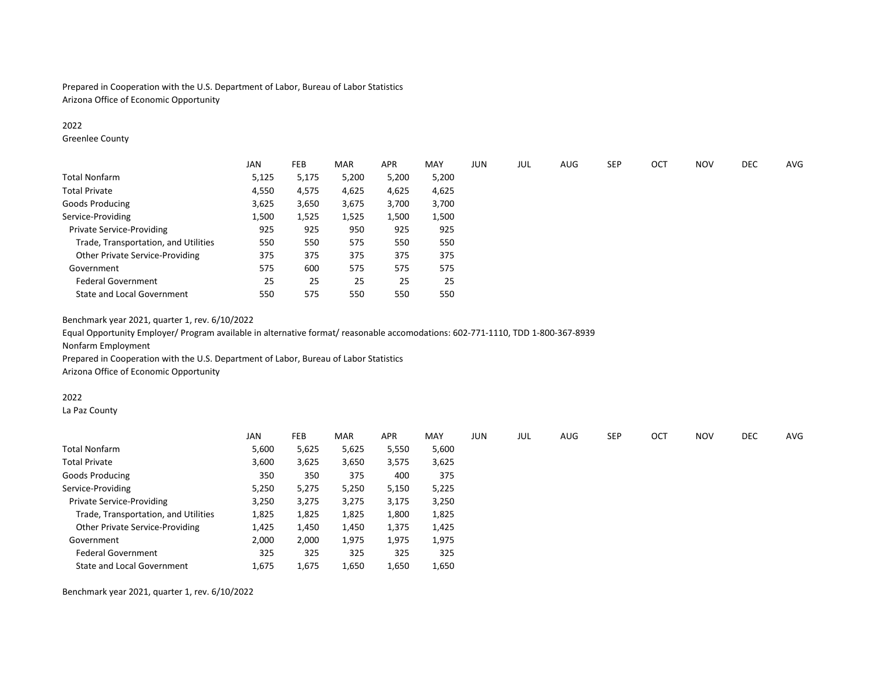Prepared in Cooperation with the U.S. Department of Labor, Bureau of Labor Statistics
Arizona Office of Economic Opportunity

2022
Greenlee County

| | JAN | FEB | MAR | APR | MAY | JUN | JUL | AUG | SEP | OCT | NOV | DEC | AVG |
|---|---|---|---|---|---|---|---|---|---|---|---|---|---|
| Total Nonfarm | 5,125 | 5,175 | 5,200 | 5,200 | 5,200 | | | | | | | | |
| Total Private | 4,550 | 4,575 | 4,625 | 4,625 | 4,625 | | | | | | | | |
| Goods Producing | 3,625 | 3,650 | 3,675 | 3,700 | 3,700 | | | | | | | | |
| Service-Providing | 1,500 | 1,525 | 1,525 | 1,500 | 1,500 | | | | | | | | |
| Private Service-Providing | 925 | 925 | 950 | 925 | 925 | | | | | | | | |
| Trade, Transportation, and Utilities | 550 | 550 | 575 | 550 | 550 | | | | | | | | |
| Other Private Service-Providing | 375 | 375 | 375 | 375 | 375 | | | | | | | | |
| Government | 575 | 600 | 575 | 575 | 575 | | | | | | | | |
| Federal Government | 25 | 25 | 25 | 25 | 25 | | | | | | | | |
| State and Local Government | 550 | 575 | 550 | 550 | 550 | | | | | | | | |

Benchmark year 2021, quarter 1, rev. 6/10/2022
Equal Opportunity Employer/ Program available in alternative format/ reasonable accomodations: 602-771-1110, TDD 1-800-367-8939
Nonfarm Employment
Prepared in Cooperation with the U.S. Department of Labor, Bureau of Labor Statistics
Arizona Office of Economic Opportunity

2022
La Paz County

| | JAN | FEB | MAR | APR | MAY | JUN | JUL | AUG | SEP | OCT | NOV | DEC | AVG |
|---|---|---|---|---|---|---|---|---|---|---|---|---|---|
| Total Nonfarm | 5,600 | 5,625 | 5,625 | 5,550 | 5,600 | | | | | | | | |
| Total Private | 3,600 | 3,625 | 3,650 | 3,575 | 3,625 | | | | | | | | |
| Goods Producing | 350 | 350 | 375 | 400 | 375 | | | | | | | | |
| Service-Providing | 5,250 | 5,275 | 5,250 | 5,150 | 5,225 | | | | | | | | |
| Private Service-Providing | 3,250 | 3,275 | 3,275 | 3,175 | 3,250 | | | | | | | | |
| Trade, Transportation, and Utilities | 1,825 | 1,825 | 1,825 | 1,800 | 1,825 | | | | | | | | |
| Other Private Service-Providing | 1,425 | 1,450 | 1,450 | 1,375 | 1,425 | | | | | | | | |
| Government | 2,000 | 2,000 | 1,975 | 1,975 | 1,975 | | | | | | | | |
| Federal Government | 325 | 325 | 325 | 325 | 325 | | | | | | | | |
| State and Local Government | 1,675 | 1,675 | 1,650 | 1,650 | 1,650 | | | | | | | | |

Benchmark year 2021, quarter 1, rev. 6/10/2022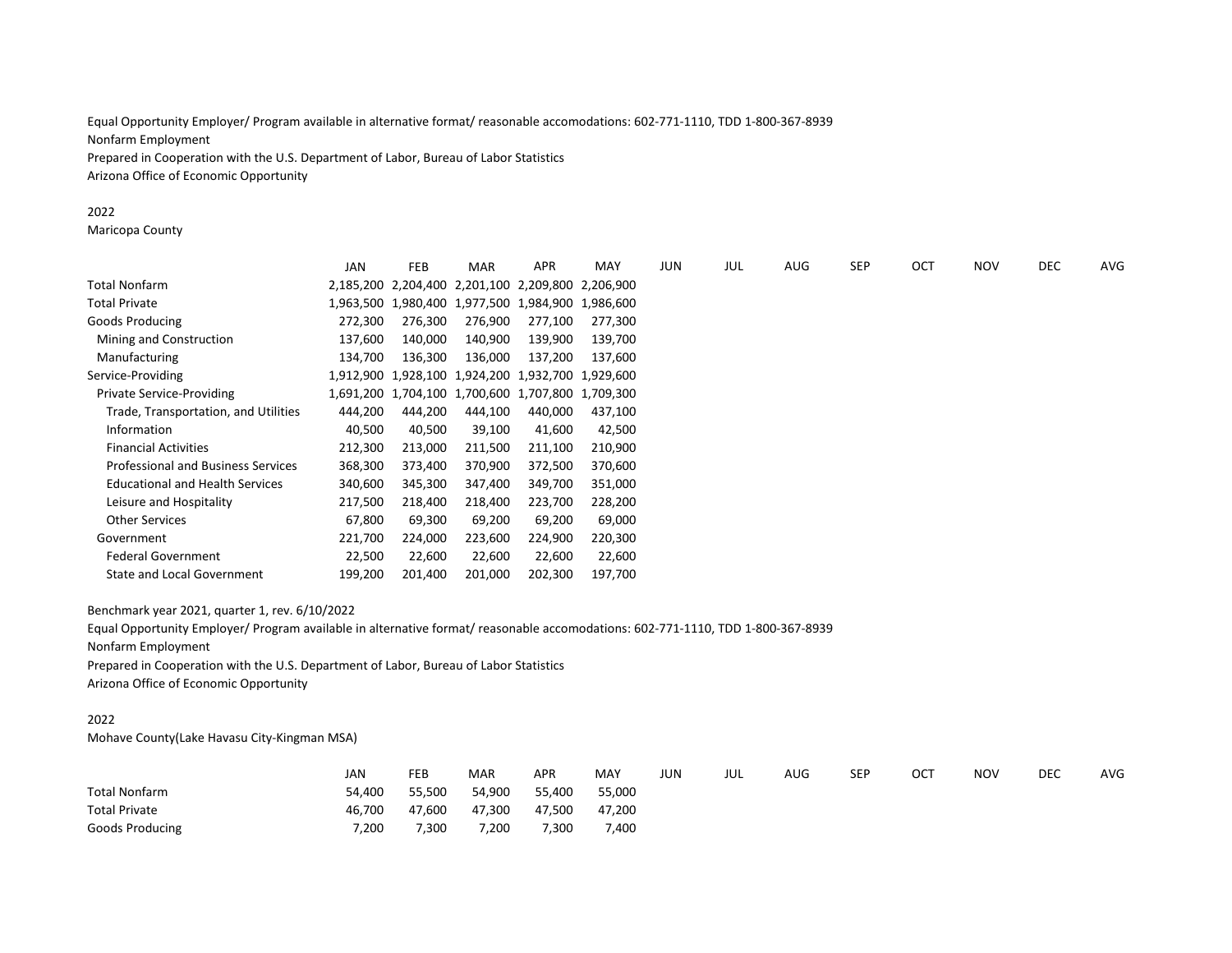Equal Opportunity Employer/ Program available in alternative format/ reasonable accomodations: 602-771-1110, TDD 1-800-367-8939
Nonfarm Employment
Prepared in Cooperation with the U.S. Department of Labor, Bureau of Labor Statistics
Arizona Office of Economic Opportunity

2022
Maricopa County

| | JAN | FEB | MAR | APR | MAY | JUN | JUL | AUG | SEP | OCT | NOV | DEC | AVG |
|---|---|---|---|---|---|---|---|---|---|---|---|---|---|
| Total Nonfarm | 2,185,200 | 2,204,400 | 2,201,100 | 2,209,800 | 2,206,900 | | | | | | | | |
| Total Private | 1,963,500 | 1,980,400 | 1,977,500 | 1,984,900 | 1,986,600 | | | | | | | | |
| Goods Producing | 272,300 | 276,300 | 276,900 | 277,100 | 277,300 | | | | | | | | |
| Mining and Construction | 137,600 | 140,000 | 140,900 | 139,900 | 139,700 | | | | | | | | |
| Manufacturing | 134,700 | 136,300 | 136,000 | 137,200 | 137,600 | | | | | | | | |
| Service-Providing | 1,912,900 | 1,928,100 | 1,924,200 | 1,932,700 | 1,929,600 | | | | | | | | |
| Private Service-Providing | 1,691,200 | 1,704,100 | 1,700,600 | 1,707,800 | 1,709,300 | | | | | | | | |
| Trade, Transportation, and Utilities | 444,200 | 444,200 | 444,100 | 440,000 | 437,100 | | | | | | | | |
| Information | 40,500 | 40,500 | 39,100 | 41,600 | 42,500 | | | | | | | | |
| Financial Activities | 212,300 | 213,000 | 211,500 | 211,100 | 210,900 | | | | | | | | |
| Professional and Business Services | 368,300 | 373,400 | 370,900 | 372,500 | 370,600 | | | | | | | | |
| Educational and Health Services | 340,600 | 345,300 | 347,400 | 349,700 | 351,000 | | | | | | | | |
| Leisure and Hospitality | 217,500 | 218,400 | 218,400 | 223,700 | 228,200 | | | | | | | | |
| Other Services | 67,800 | 69,300 | 69,200 | 69,200 | 69,000 | | | | | | | | |
| Government | 221,700 | 224,000 | 223,600 | 224,900 | 220,300 | | | | | | | | |
| Federal Government | 22,500 | 22,600 | 22,600 | 22,600 | 22,600 | | | | | | | | |
| State and Local Government | 199,200 | 201,400 | 201,000 | 202,300 | 197,700 | | | | | | | | |

Benchmark year 2021, quarter 1, rev. 6/10/2022
Equal Opportunity Employer/ Program available in alternative format/ reasonable accomodations: 602-771-1110, TDD 1-800-367-8939
Nonfarm Employment
Prepared in Cooperation with the U.S. Department of Labor, Bureau of Labor Statistics
Arizona Office of Economic Opportunity

2022
Mohave County(Lake Havasu City-Kingman MSA)

| | JAN | FEB | MAR | APR | MAY | JUN | JUL | AUG | SEP | OCT | NOV | DEC | AVG |
|---|---|---|---|---|---|---|---|---|---|---|---|---|---|
| Total Nonfarm | 54,400 | 55,500 | 54,900 | 55,400 | 55,000 | | | | | | | | |
| Total Private | 46,700 | 47,600 | 47,300 | 47,500 | 47,200 | | | | | | | | |
| Goods Producing | 7,200 | 7,300 | 7,200 | 7,300 | 7,400 | | | | | | | | |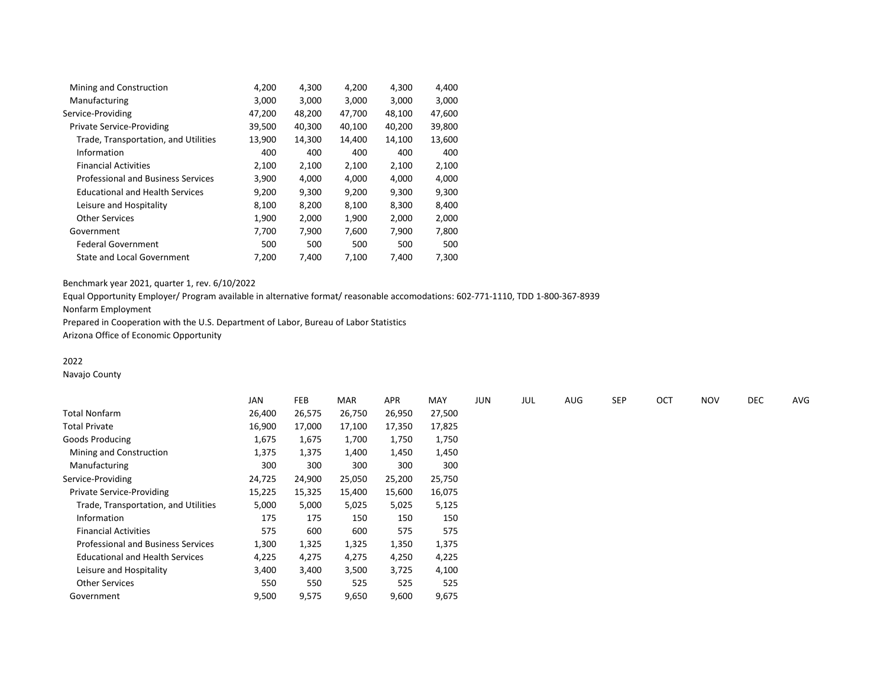| | | | | | |
|---|---|---|---|---|---|
| Mining and Construction | 4,200 | 4,300 | 4,200 | 4,300 | 4,400 |
| Manufacturing | 3,000 | 3,000 | 3,000 | 3,000 | 3,000 |
| Service-Providing | 47,200 | 48,200 | 47,700 | 48,100 | 47,600 |
| Private Service-Providing | 39,500 | 40,300 | 40,100 | 40,200 | 39,800 |
| Trade, Transportation, and Utilities | 13,900 | 14,300 | 14,400 | 14,100 | 13,600 |
| Information | 400 | 400 | 400 | 400 | 400 |
| Financial Activities | 2,100 | 2,100 | 2,100 | 2,100 | 2,100 |
| Professional and Business Services | 3,900 | 4,000 | 4,000 | 4,000 | 4,000 |
| Educational and Health Services | 9,200 | 9,300 | 9,200 | 9,300 | 9,300 |
| Leisure and Hospitality | 8,100 | 8,200 | 8,100 | 8,300 | 8,400 |
| Other Services | 1,900 | 2,000 | 1,900 | 2,000 | 2,000 |
| Government | 7,700 | 7,900 | 7,600 | 7,900 | 7,800 |
| Federal Government | 500 | 500 | 500 | 500 | 500 |
| State and Local Government | 7,200 | 7,400 | 7,100 | 7,400 | 7,300 |

Benchmark year 2021, quarter 1, rev. 6/10/2022

Equal Opportunity Employer/ Program available in alternative format/ reasonable accomodations: 602-771-1110, TDD 1-800-367-8939

Nonfarm Employment

Prepared in Cooperation with the U.S. Department of Labor, Bureau of Labor Statistics

Arizona Office of Economic Opportunity

2022

Navajo County

| | JAN | FEB | MAR | APR | MAY | JUN | JUL | AUG | SEP | OCT | NOV | DEC | AVG |
|---|---|---|---|---|---|---|---|---|---|---|---|---|---|
| Total Nonfarm | 26,400 | 26,575 | 26,750 | 26,950 | 27,500 | | | | | | | | |
| Total Private | 16,900 | 17,000 | 17,100 | 17,350 | 17,825 | | | | | | | | |
| Goods Producing | 1,675 | 1,675 | 1,700 | 1,750 | 1,750 | | | | | | | | |
| Mining and Construction | 1,375 | 1,375 | 1,400 | 1,450 | 1,450 | | | | | | | | |
| Manufacturing | 300 | 300 | 300 | 300 | 300 | | | | | | | | |
| Service-Providing | 24,725 | 24,900 | 25,050 | 25,200 | 25,750 | | | | | | | | |
| Private Service-Providing | 15,225 | 15,325 | 15,400 | 15,600 | 16,075 | | | | | | | | |
| Trade, Transportation, and Utilities | 5,000 | 5,000 | 5,025 | 5,025 | 5,125 | | | | | | | | |
| Information | 175 | 175 | 150 | 150 | 150 | | | | | | | | |
| Financial Activities | 575 | 600 | 600 | 575 | 575 | | | | | | | | |
| Professional and Business Services | 1,300 | 1,325 | 1,325 | 1,350 | 1,375 | | | | | | | | |
| Educational and Health Services | 4,225 | 4,275 | 4,275 | 4,250 | 4,225 | | | | | | | | |
| Leisure and Hospitality | 3,400 | 3,400 | 3,500 | 3,725 | 4,100 | | | | | | | | |
| Other Services | 550 | 550 | 525 | 525 | 525 | | | | | | | | |
| Government | 9,500 | 9,575 | 9,650 | 9,600 | 9,675 | | | | | | | | |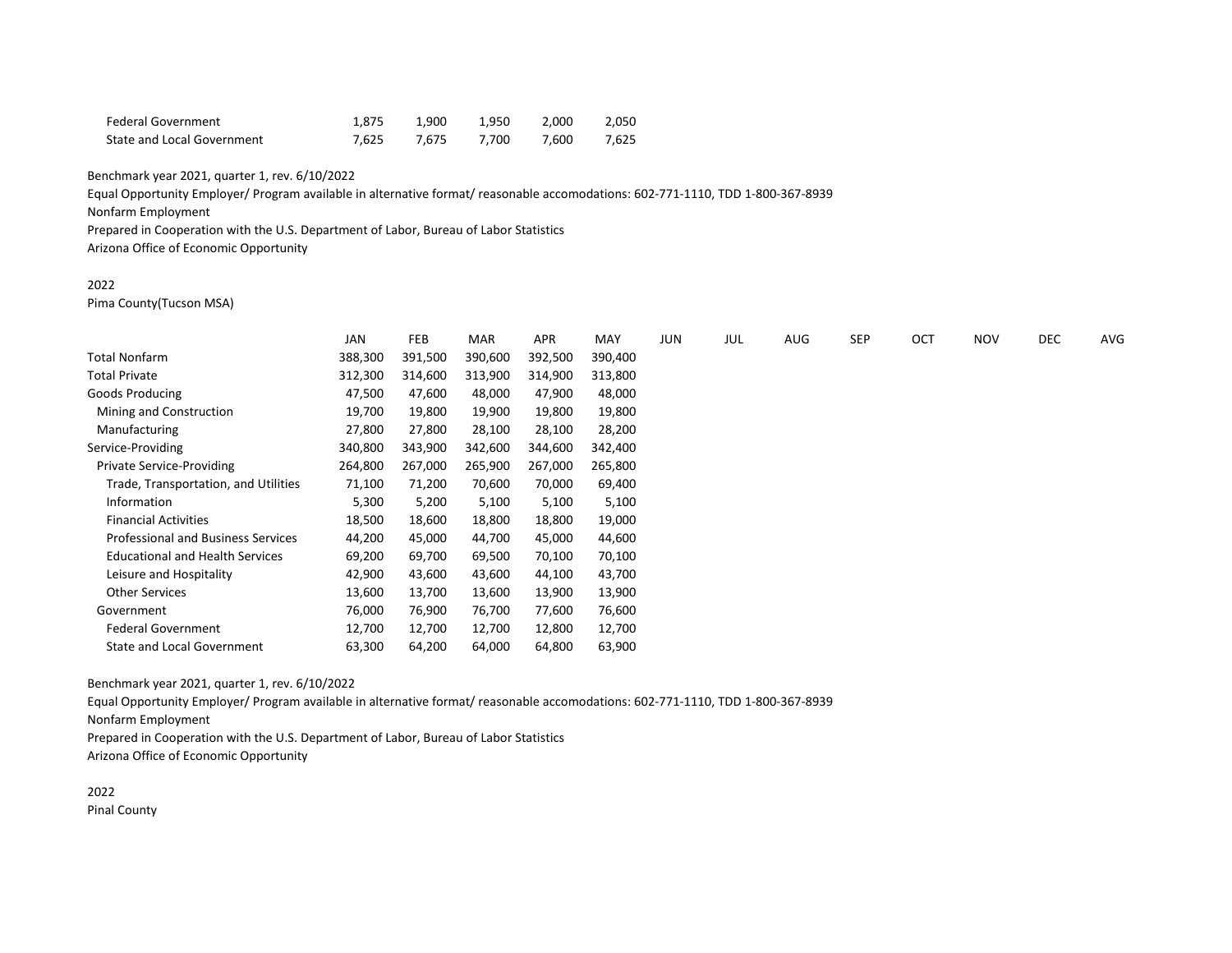| | | | | | |
|---|---|---|---|---|---|
| Federal Government | 1,875 | 1,900 | 1,950 | 2,000 | 2,050 |
| State and Local Government | 7,625 | 7,675 | 7,700 | 7,600 | 7,625 |

Benchmark year 2021, quarter 1, rev. 6/10/2022

Equal Opportunity Employer/ Program available in alternative format/ reasonable accomodations: 602-771-1110, TDD 1-800-367-8939

Nonfarm Employment

Prepared in Cooperation with the U.S. Department of Labor, Bureau of Labor Statistics

Arizona Office of Economic Opportunity

2022

Pima County(Tucson MSA)

| | JAN | FEB | MAR | APR | MAY | JUN | JUL | AUG | SEP | OCT | NOV | DEC | AVG |
|---|---|---|---|---|---|---|---|---|---|---|---|---|---|
| Total Nonfarm | 388,300 | 391,500 | 390,600 | 392,500 | 390,400 | | | | | | | | |
| Total Private | 312,300 | 314,600 | 313,900 | 314,900 | 313,800 | | | | | | | | |
| Goods Producing | 47,500 | 47,600 | 48,000 | 47,900 | 48,000 | | | | | | | | |
| Mining and Construction | 19,700 | 19,800 | 19,900 | 19,800 | 19,800 | | | | | | | | |
| Manufacturing | 27,800 | 27,800 | 28,100 | 28,100 | 28,200 | | | | | | | | |
| Service-Providing | 340,800 | 343,900 | 342,600 | 344,600 | 342,400 | | | | | | | | |
| Private Service-Providing | 264,800 | 267,000 | 265,900 | 267,000 | 265,800 | | | | | | | | |
| Trade, Transportation, and Utilities | 71,100 | 71,200 | 70,600 | 70,000 | 69,400 | | | | | | | | |
| Information | 5,300 | 5,200 | 5,100 | 5,100 | 5,100 | | | | | | | | |
| Financial Activities | 18,500 | 18,600 | 18,800 | 18,800 | 19,000 | | | | | | | | |
| Professional and Business Services | 44,200 | 45,000 | 44,700 | 45,000 | 44,600 | | | | | | | | |
| Educational and Health Services | 69,200 | 69,700 | 69,500 | 70,100 | 70,100 | | | | | | | | |
| Leisure and Hospitality | 42,900 | 43,600 | 43,600 | 44,100 | 43,700 | | | | | | | | |
| Other Services | 13,600 | 13,700 | 13,600 | 13,900 | 13,900 | | | | | | | | |
| Government | 76,000 | 76,900 | 76,700 | 77,600 | 76,600 | | | | | | | | |
| Federal Government | 12,700 | 12,700 | 12,700 | 12,800 | 12,700 | | | | | | | | |
| State and Local Government | 63,300 | 64,200 | 64,000 | 64,800 | 63,900 | | | | | | | | |

Benchmark year 2021, quarter 1, rev. 6/10/2022

Equal Opportunity Employer/ Program available in alternative format/ reasonable accomodations: 602-771-1110, TDD 1-800-367-8939

Nonfarm Employment

Prepared in Cooperation with the U.S. Department of Labor, Bureau of Labor Statistics

Arizona Office of Economic Opportunity

2022

Pinal County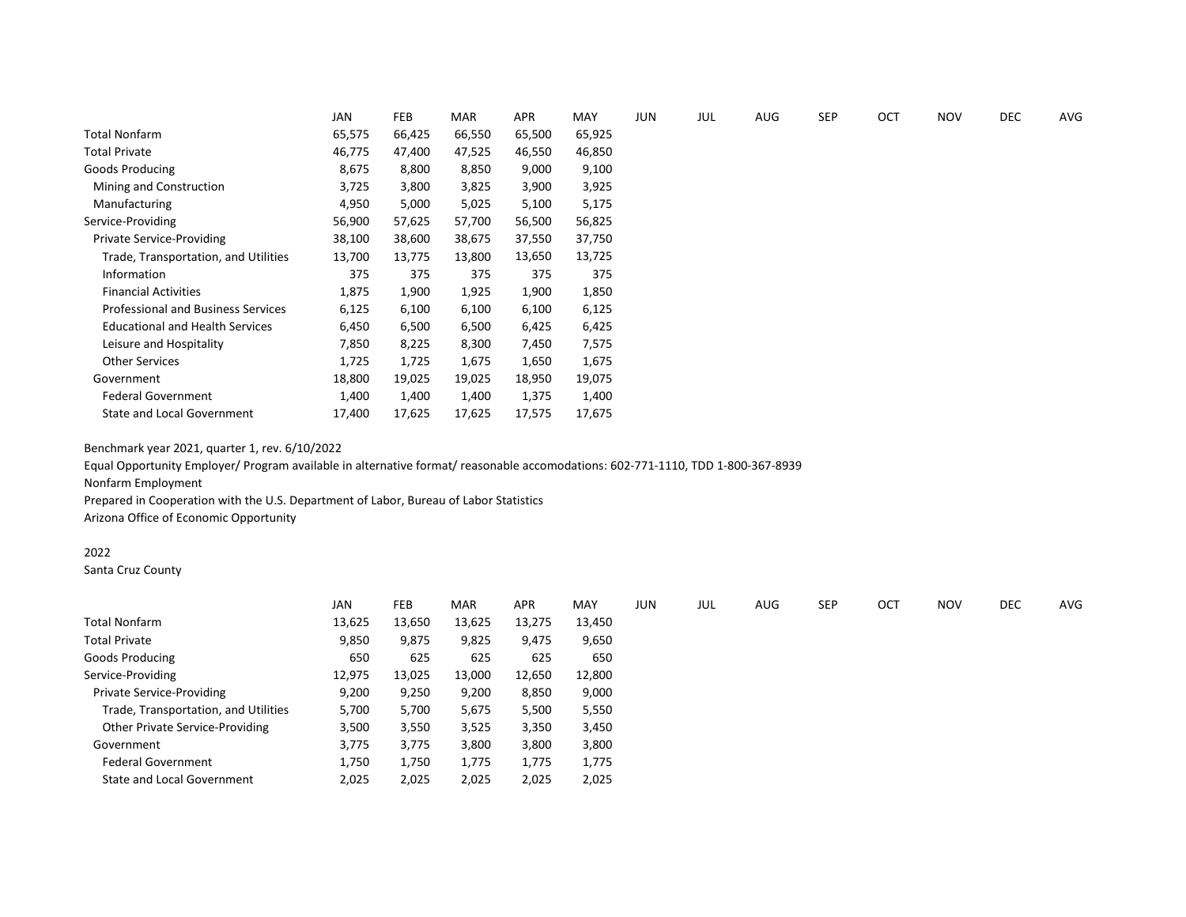| | JAN | FEB | MAR | APR | MAY | JUN | JUL | AUG | SEP | OCT | NOV | DEC | AVG |
|---|---|---|---|---|---|---|---|---|---|---|---|---|---|
| Total Nonfarm | 65,575 | 66,425 | 66,550 | 65,500 | 65,925 | | | | | | | | |
| Total Private | 46,775 | 47,400 | 47,525 | 46,550 | 46,850 | | | | | | | | |
| Goods Producing | 8,675 | 8,800 | 8,850 | 9,000 | 9,100 | | | | | | | | |
| Mining and Construction | 3,725 | 3,800 | 3,825 | 3,900 | 3,925 | | | | | | | | |
| Manufacturing | 4,950 | 5,000 | 5,025 | 5,100 | 5,175 | | | | | | | | |
| Service-Providing | 56,900 | 57,625 | 57,700 | 56,500 | 56,825 | | | | | | | | |
| Private Service-Providing | 38,100 | 38,600 | 38,675 | 37,550 | 37,750 | | | | | | | | |
| Trade, Transportation, and Utilities | 13,700 | 13,775 | 13,800 | 13,650 | 13,725 | | | | | | | | |
| Information | 375 | 375 | 375 | 375 | 375 | | | | | | | | |
| Financial Activities | 1,875 | 1,900 | 1,925 | 1,900 | 1,850 | | | | | | | | |
| Professional and Business Services | 6,125 | 6,100 | 6,100 | 6,100 | 6,125 | | | | | | | | |
| Educational and Health Services | 6,450 | 6,500 | 6,500 | 6,425 | 6,425 | | | | | | | | |
| Leisure and Hospitality | 7,850 | 8,225 | 8,300 | 7,450 | 7,575 | | | | | | | | |
| Other Services | 1,725 | 1,725 | 1,675 | 1,650 | 1,675 | | | | | | | | |
| Government | 18,800 | 19,025 | 19,025 | 18,950 | 19,075 | | | | | | | | |
| Federal Government | 1,400 | 1,400 | 1,400 | 1,375 | 1,400 | | | | | | | | |
| State and Local Government | 17,400 | 17,625 | 17,625 | 17,575 | 17,675 | | | | | | | | |

Benchmark year 2021, quarter 1, rev. 6/10/2022

Equal Opportunity Employer/ Program available in alternative format/ reasonable accomodations: 602-771-1110, TDD 1-800-367-8939

Nonfarm Employment

Prepared in Cooperation with the U.S. Department of Labor, Bureau of Labor Statistics

Arizona Office of Economic Opportunity

2022

Santa Cruz County

| | JAN | FEB | MAR | APR | MAY | JUN | JUL | AUG | SEP | OCT | NOV | DEC | AVG |
|---|---|---|---|---|---|---|---|---|---|---|---|---|---|
| Total Nonfarm | 13,625 | 13,650 | 13,625 | 13,275 | 13,450 | | | | | | | | |
| Total Private | 9,850 | 9,875 | 9,825 | 9,475 | 9,650 | | | | | | | | |
| Goods Producing | 650 | 625 | 625 | 625 | 650 | | | | | | | | |
| Service-Providing | 12,975 | 13,025 | 13,000 | 12,650 | 12,800 | | | | | | | | |
| Private Service-Providing | 9,200 | 9,250 | 9,200 | 8,850 | 9,000 | | | | | | | | |
| Trade, Transportation, and Utilities | 5,700 | 5,700 | 5,675 | 5,500 | 5,550 | | | | | | | | |
| Other Private Service-Providing | 3,500 | 3,550 | 3,525 | 3,350 | 3,450 | | | | | | | | |
| Government | 3,775 | 3,775 | 3,800 | 3,800 | 3,800 | | | | | | | | |
| Federal Government | 1,750 | 1,750 | 1,775 | 1,775 | 1,775 | | | | | | | | |
| State and Local Government | 2,025 | 2,025 | 2,025 | 2,025 | 2,025 | | | | | | | | |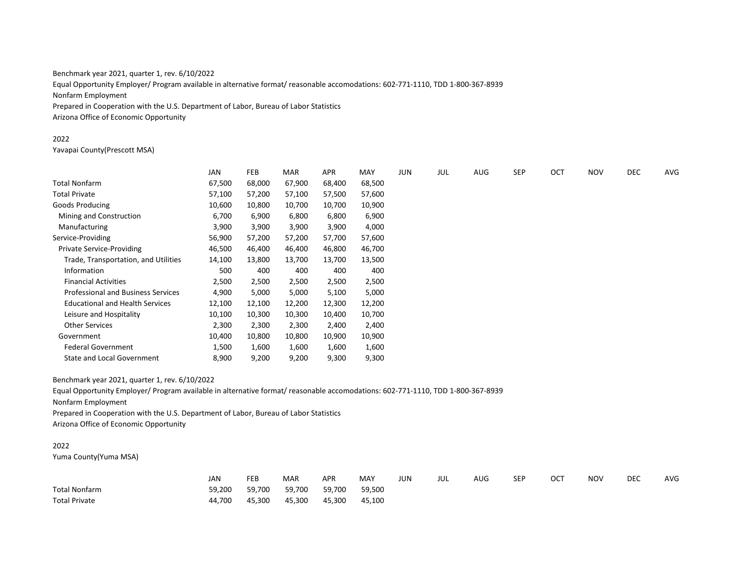Benchmark year 2021, quarter 1, rev. 6/10/2022

Equal Opportunity Employer/ Program available in alternative format/ reasonable accomodations: 602-771-1110, TDD 1-800-367-8939

Nonfarm Employment

Prepared in Cooperation with the U.S. Department of Labor, Bureau of Labor Statistics

Arizona Office of Economic Opportunity

2022

Yavapai County(Prescott MSA)

| | JAN | FEB | MAR | APR | MAY | JUN | JUL | AUG | SEP | OCT | NOV | DEC | AVG |
|---|---|---|---|---|---|---|---|---|---|---|---|---|---|
| Total Nonfarm | 67,500 | 68,000 | 67,900 | 68,400 | 68,500 | | | | | | | | |
| Total Private | 57,100 | 57,200 | 57,100 | 57,500 | 57,600 | | | | | | | | |
| Goods Producing | 10,600 | 10,800 | 10,700 | 10,700 | 10,900 | | | | | | | | |
| Mining and Construction | 6,700 | 6,900 | 6,800 | 6,800 | 6,900 | | | | | | | | |
| Manufacturing | 3,900 | 3,900 | 3,900 | 3,900 | 4,000 | | | | | | | | |
| Service-Providing | 56,900 | 57,200 | 57,200 | 57,700 | 57,600 | | | | | | | | |
| Private Service-Providing | 46,500 | 46,400 | 46,400 | 46,800 | 46,700 | | | | | | | | |
| Trade, Transportation, and Utilities | 14,100 | 13,800 | 13,700 | 13,700 | 13,500 | | | | | | | | |
| Information | 500 | 400 | 400 | 400 | 400 | | | | | | | | |
| Financial Activities | 2,500 | 2,500 | 2,500 | 2,500 | 2,500 | | | | | | | | |
| Professional and Business Services | 4,900 | 5,000 | 5,000 | 5,100 | 5,000 | | | | | | | | |
| Educational and Health Services | 12,100 | 12,100 | 12,200 | 12,300 | 12,200 | | | | | | | | |
| Leisure and Hospitality | 10,100 | 10,300 | 10,300 | 10,400 | 10,700 | | | | | | | | |
| Other Services | 2,300 | 2,300 | 2,300 | 2,400 | 2,400 | | | | | | | | |
| Government | 10,400 | 10,800 | 10,800 | 10,900 | 10,900 | | | | | | | | |
| Federal Government | 1,500 | 1,600 | 1,600 | 1,600 | 1,600 | | | | | | | | |
| State and Local Government | 8,900 | 9,200 | 9,200 | 9,300 | 9,300 | | | | | | | | |

Benchmark year 2021, quarter 1, rev. 6/10/2022

Equal Opportunity Employer/ Program available in alternative format/ reasonable accomodations: 602-771-1110, TDD 1-800-367-8939

Nonfarm Employment

Prepared in Cooperation with the U.S. Department of Labor, Bureau of Labor Statistics

Arizona Office of Economic Opportunity

2022

Yuma County(Yuma MSA)

| | JAN | FEB | MAR | APR | MAY | JUN | JUL | AUG | SEP | OCT | NOV | DEC | AVG |
|---|---|---|---|---|---|---|---|---|---|---|---|---|---|
| Total Nonfarm | 59,200 | 59,700 | 59,700 | 59,700 | 59,500 | | | | | | | | |
| Total Private | 44,700 | 45,300 | 45,300 | 45,300 | 45,100 | | | | | | | | |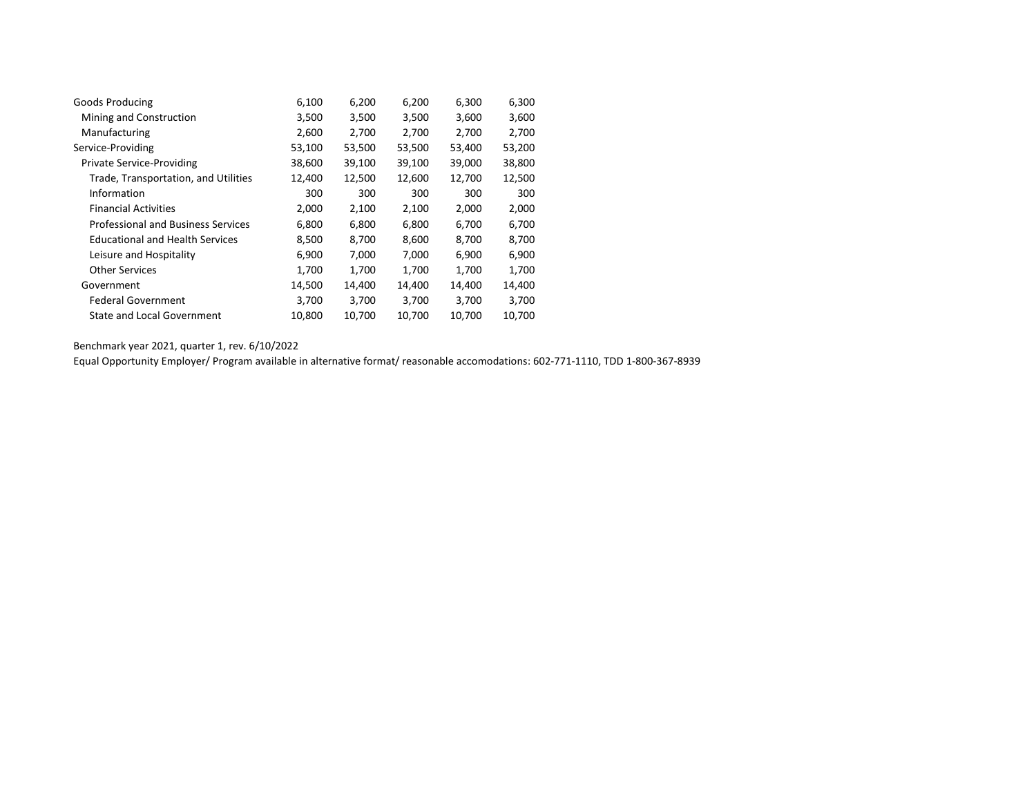| | | | | | |
|---|---|---|---|---|---|
| Goods Producing | 6,100 | 6,200 | 6,200 | 6,300 | 6,300 |
| Mining and Construction | 3,500 | 3,500 | 3,500 | 3,600 | 3,600 |
| Manufacturing | 2,600 | 2,700 | 2,700 | 2,700 | 2,700 |
| Service-Providing | 53,100 | 53,500 | 53,500 | 53,400 | 53,200 |
| Private Service-Providing | 38,600 | 39,100 | 39,100 | 39,000 | 38,800 |
| Trade, Transportation, and Utilities | 12,400 | 12,500 | 12,600 | 12,700 | 12,500 |
| Information | 300 | 300 | 300 | 300 | 300 |
| Financial Activities | 2,000 | 2,100 | 2,100 | 2,000 | 2,000 |
| Professional and Business Services | 6,800 | 6,800 | 6,800 | 6,700 | 6,700 |
| Educational and Health Services | 8,500 | 8,700 | 8,600 | 8,700 | 8,700 |
| Leisure and Hospitality | 6,900 | 7,000 | 7,000 | 6,900 | 6,900 |
| Other Services | 1,700 | 1,700 | 1,700 | 1,700 | 1,700 |
| Government | 14,500 | 14,400 | 14,400 | 14,400 | 14,400 |
| Federal Government | 3,700 | 3,700 | 3,700 | 3,700 | 3,700 |
| State and Local Government | 10,800 | 10,700 | 10,700 | 10,700 | 10,700 |

Benchmark year 2021, quarter 1, rev. 6/10/2022

Equal Opportunity Employer/ Program available in alternative format/ reasonable accomodations: 602-771-1110, TDD 1-800-367-8939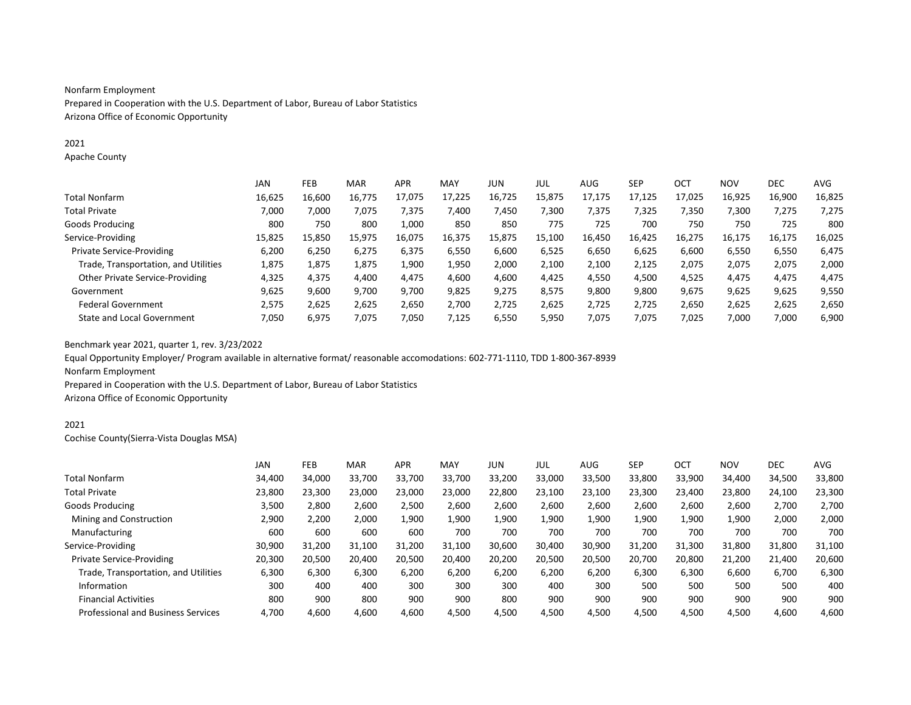Nonfarm Employment

Prepared in Cooperation with the U.S. Department of Labor, Bureau of Labor Statistics

Arizona Office of Economic Opportunity

2021

Apache County

| | JAN | FEB | MAR | APR | MAY | JUN | JUL | AUG | SEP | OCT | NOV | DEC | AVG |
|---|---|---|---|---|---|---|---|---|---|---|---|---|---|
| Total Nonfarm | 16,625 | 16,600 | 16,775 | 17,075 | 17,225 | 16,725 | 15,875 | 17,175 | 17,125 | 17,025 | 16,925 | 16,900 | 16,825 |
| Total Private | 7,000 | 7,000 | 7,075 | 7,375 | 7,400 | 7,450 | 7,300 | 7,375 | 7,325 | 7,350 | 7,300 | 7,275 | 7,275 |
| Goods Producing | 800 | 750 | 800 | 1,000 | 850 | 850 | 775 | 725 | 700 | 750 | 750 | 725 | 800 |
| Service-Providing | 15,825 | 15,850 | 15,975 | 16,075 | 16,375 | 15,875 | 15,100 | 16,450 | 16,425 | 16,275 | 16,175 | 16,175 | 16,025 |
| Private Service-Providing | 6,200 | 6,250 | 6,275 | 6,375 | 6,550 | 6,600 | 6,525 | 6,650 | 6,625 | 6,600 | 6,550 | 6,550 | 6,475 |
| Trade, Transportation, and Utilities | 1,875 | 1,875 | 1,875 | 1,900 | 1,950 | 2,000 | 2,100 | 2,100 | 2,125 | 2,075 | 2,075 | 2,075 | 2,000 |
| Other Private Service-Providing | 4,325 | 4,375 | 4,400 | 4,475 | 4,600 | 4,600 | 4,425 | 4,550 | 4,500 | 4,525 | 4,475 | 4,475 | 4,475 |
| Government | 9,625 | 9,600 | 9,700 | 9,700 | 9,825 | 9,275 | 8,575 | 9,800 | 9,800 | 9,675 | 9,625 | 9,625 | 9,550 |
| Federal Government | 2,575 | 2,625 | 2,625 | 2,650 | 2,700 | 2,725 | 2,625 | 2,725 | 2,725 | 2,650 | 2,625 | 2,625 | 2,650 |
| State and Local Government | 7,050 | 6,975 | 7,075 | 7,050 | 7,125 | 6,550 | 5,950 | 7,075 | 7,075 | 7,025 | 7,000 | 7,000 | 6,900 |

Benchmark year 2021, quarter 1, rev. 3/23/2022

Equal Opportunity Employer/ Program available in alternative format/ reasonable accomodations: 602-771-1110, TDD 1-800-367-8939

Nonfarm Employment

Prepared in Cooperation with the U.S. Department of Labor, Bureau of Labor Statistics

Arizona Office of Economic Opportunity

2021

Cochise County(Sierra-Vista Douglas MSA)

| | JAN | FEB | MAR | APR | MAY | JUN | JUL | AUG | SEP | OCT | NOV | DEC | AVG |
|---|---|---|---|---|---|---|---|---|---|---|---|---|---|
| Total Nonfarm | 34,400 | 34,000 | 33,700 | 33,700 | 33,700 | 33,200 | 33,000 | 33,500 | 33,800 | 33,900 | 34,400 | 34,500 | 33,800 |
| Total Private | 23,800 | 23,300 | 23,000 | 23,000 | 23,000 | 22,800 | 23,100 | 23,100 | 23,300 | 23,400 | 23,800 | 24,100 | 23,300 |
| Goods Producing | 3,500 | 2,800 | 2,600 | 2,500 | 2,600 | 2,600 | 2,600 | 2,600 | 2,600 | 2,600 | 2,600 | 2,700 | 2,700 |
| Mining and Construction | 2,900 | 2,200 | 2,000 | 1,900 | 1,900 | 1,900 | 1,900 | 1,900 | 1,900 | 1,900 | 1,900 | 2,000 | 2,000 |
| Manufacturing | 600 | 600 | 600 | 600 | 700 | 700 | 700 | 700 | 700 | 700 | 700 | 700 | 700 |
| Service-Providing | 30,900 | 31,200 | 31,100 | 31,200 | 31,100 | 30,600 | 30,400 | 30,900 | 31,200 | 31,300 | 31,800 | 31,800 | 31,100 |
| Private Service-Providing | 20,300 | 20,500 | 20,400 | 20,500 | 20,400 | 20,200 | 20,500 | 20,500 | 20,700 | 20,800 | 21,200 | 21,400 | 20,600 |
| Trade, Transportation, and Utilities | 6,300 | 6,300 | 6,300 | 6,200 | 6,200 | 6,200 | 6,200 | 6,200 | 6,300 | 6,300 | 6,600 | 6,700 | 6,300 |
| Information | 300 | 400 | 400 | 300 | 300 | 300 | 400 | 300 | 500 | 500 | 500 | 500 | 400 |
| Financial Activities | 800 | 900 | 800 | 900 | 900 | 800 | 900 | 900 | 900 | 900 | 900 | 900 | 900 |
| Professional and Business Services | 4,700 | 4,600 | 4,600 | 4,600 | 4,500 | 4,500 | 4,500 | 4,500 | 4,500 | 4,500 | 4,500 | 4,600 | 4,600 |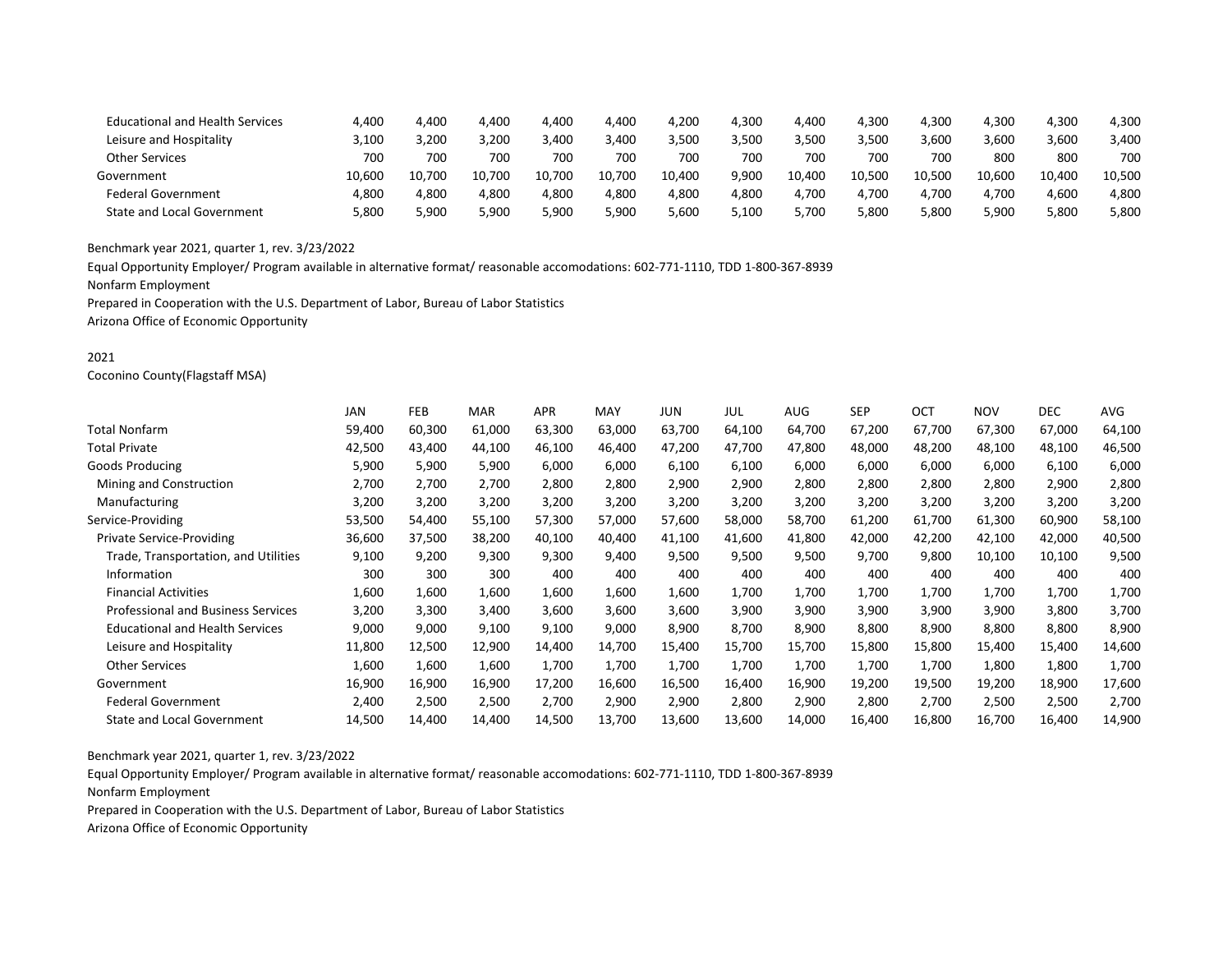| | | | | | | | | | | | | | |
|---|---|---|---|---|---|---|---|---|---|---|---|---|---|
| Educational and Health Services | 4,400 | 4,400 | 4,400 | 4,400 | 4,400 | 4,200 | 4,300 | 4,400 | 4,300 | 4,300 | 4,300 | 4,300 | 4,300 |
| Leisure and Hospitality | 3,100 | 3,200 | 3,200 | 3,400 | 3,400 | 3,500 | 3,500 | 3,500 | 3,500 | 3,600 | 3,600 | 3,600 | 3,400 |
| Other Services | 700 | 700 | 700 | 700 | 700 | 700 | 700 | 700 | 700 | 700 | 800 | 800 | 700 |
| Government | 10,600 | 10,700 | 10,700 | 10,700 | 10,700 | 10,400 | 9,900 | 10,400 | 10,500 | 10,500 | 10,600 | 10,400 | 10,500 |
| Federal Government | 4,800 | 4,800 | 4,800 | 4,800 | 4,800 | 4,800 | 4,800 | 4,700 | 4,700 | 4,700 | 4,700 | 4,600 | 4,800 |
| State and Local Government | 5,800 | 5,900 | 5,900 | 5,900 | 5,900 | 5,600 | 5,100 | 5,700 | 5,800 | 5,800 | 5,900 | 5,800 | 5,800 |

Benchmark year 2021, quarter 1, rev. 3/23/2022

Equal Opportunity Employer/ Program available in alternative format/ reasonable accomodations: 602-771-1110, TDD 1-800-367-8939

Nonfarm Employment

Prepared in Cooperation with the U.S. Department of Labor, Bureau of Labor Statistics

Arizona Office of Economic Opportunity

2021

Coconino County(Flagstaff MSA)

| | JAN | FEB | MAR | APR | MAY | JUN | JUL | AUG | SEP | OCT | NOV | DEC | AVG |
|---|---|---|---|---|---|---|---|---|---|---|---|---|---|
| Total Nonfarm | 59,400 | 60,300 | 61,000 | 63,300 | 63,000 | 63,700 | 64,100 | 64,700 | 67,200 | 67,700 | 67,300 | 67,000 | 64,100 |
| Total Private | 42,500 | 43,400 | 44,100 | 46,100 | 46,400 | 47,200 | 47,700 | 47,800 | 48,000 | 48,200 | 48,100 | 48,100 | 46,500 |
| Goods Producing | 5,900 | 5,900 | 5,900 | 6,000 | 6,000 | 6,100 | 6,100 | 6,000 | 6,000 | 6,000 | 6,000 | 6,100 | 6,000 |
| Mining and Construction | 2,700 | 2,700 | 2,700 | 2,800 | 2,800 | 2,900 | 2,900 | 2,800 | 2,800 | 2,800 | 2,800 | 2,900 | 2,800 |
| Manufacturing | 3,200 | 3,200 | 3,200 | 3,200 | 3,200 | 3,200 | 3,200 | 3,200 | 3,200 | 3,200 | 3,200 | 3,200 | 3,200 |
| Service-Providing | 53,500 | 54,400 | 55,100 | 57,300 | 57,000 | 57,600 | 58,000 | 58,700 | 61,200 | 61,700 | 61,300 | 60,900 | 58,100 |
| Private Service-Providing | 36,600 | 37,500 | 38,200 | 40,100 | 40,400 | 41,100 | 41,600 | 41,800 | 42,000 | 42,200 | 42,100 | 42,000 | 40,500 |
| Trade, Transportation, and Utilities | 9,100 | 9,200 | 9,300 | 9,300 | 9,400 | 9,500 | 9,500 | 9,500 | 9,700 | 9,800 | 10,100 | 10,100 | 9,500 |
| Information | 300 | 300 | 300 | 400 | 400 | 400 | 400 | 400 | 400 | 400 | 400 | 400 | 400 |
| Financial Activities | 1,600 | 1,600 | 1,600 | 1,600 | 1,600 | 1,600 | 1,700 | 1,700 | 1,700 | 1,700 | 1,700 | 1,700 | 1,700 |
| Professional and Business Services | 3,200 | 3,300 | 3,400 | 3,600 | 3,600 | 3,600 | 3,900 | 3,900 | 3,900 | 3,900 | 3,900 | 3,800 | 3,700 |
| Educational and Health Services | 9,000 | 9,000 | 9,100 | 9,100 | 9,000 | 8,900 | 8,700 | 8,900 | 8,900 | 8,900 | 8,800 | 8,800 | 8,900 |
| Leisure and Hospitality | 11,800 | 12,500 | 12,900 | 14,400 | 14,700 | 15,400 | 15,700 | 15,700 | 15,800 | 15,800 | 15,400 | 15,400 | 14,600 |
| Other Services | 1,600 | 1,600 | 1,600 | 1,700 | 1,700 | 1,700 | 1,700 | 1,700 | 1,700 | 1,700 | 1,800 | 1,800 | 1,700 |
| Government | 16,900 | 16,900 | 16,900 | 17,200 | 16,600 | 16,500 | 16,400 | 16,900 | 19,200 | 19,500 | 19,200 | 18,900 | 17,600 |
| Federal Government | 2,400 | 2,500 | 2,500 | 2,700 | 2,900 | 2,900 | 2,800 | 2,900 | 2,800 | 2,700 | 2,500 | 2,500 | 2,700 |
| State and Local Government | 14,500 | 14,400 | 14,400 | 14,500 | 13,700 | 13,600 | 13,600 | 14,000 | 16,400 | 16,800 | 16,700 | 16,400 | 14,900 |

Benchmark year 2021, quarter 1, rev. 3/23/2022

Equal Opportunity Employer/ Program available in alternative format/ reasonable accomodations: 602-771-1110, TDD 1-800-367-8939

Nonfarm Employment

Prepared in Cooperation with the U.S. Department of Labor, Bureau of Labor Statistics

Arizona Office of Economic Opportunity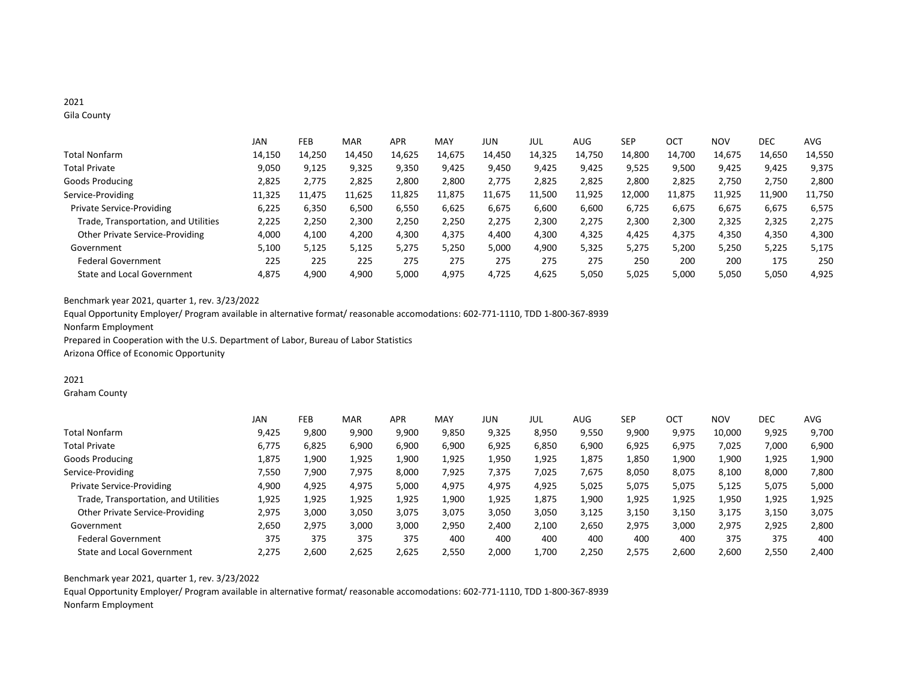2021

Gila County

| | JAN | FEB | MAR | APR | MAY | JUN | JUL | AUG | SEP | OCT | NOV | DEC | AVG |
|---|---|---|---|---|---|---|---|---|---|---|---|---|---|
| Total Nonfarm | 14,150 | 14,250 | 14,450 | 14,625 | 14,675 | 14,450 | 14,325 | 14,750 | 14,800 | 14,700 | 14,675 | 14,650 | 14,550 |
| Total Private | 9,050 | 9,125 | 9,325 | 9,350 | 9,425 | 9,450 | 9,425 | 9,425 | 9,525 | 9,500 | 9,425 | 9,425 | 9,375 |
| Goods Producing | 2,825 | 2,775 | 2,825 | 2,800 | 2,800 | 2,775 | 2,825 | 2,825 | 2,800 | 2,825 | 2,750 | 2,750 | 2,800 |
| Service-Providing | 11,325 | 11,475 | 11,625 | 11,825 | 11,875 | 11,675 | 11,500 | 11,925 | 12,000 | 11,875 | 11,925 | 11,900 | 11,750 |
| Private Service-Providing | 6,225 | 6,350 | 6,500 | 6,550 | 6,625 | 6,675 | 6,600 | 6,600 | 6,725 | 6,675 | 6,675 | 6,675 | 6,575 |
| Trade, Transportation, and Utilities | 2,225 | 2,250 | 2,300 | 2,250 | 2,250 | 2,275 | 2,300 | 2,275 | 2,300 | 2,300 | 2,325 | 2,325 | 2,275 |
| Other Private Service-Providing | 4,000 | 4,100 | 4,200 | 4,300 | 4,375 | 4,400 | 4,300 | 4,325 | 4,425 | 4,375 | 4,350 | 4,350 | 4,300 |
| Government | 5,100 | 5,125 | 5,125 | 5,275 | 5,250 | 5,000 | 4,900 | 5,325 | 5,275 | 5,200 | 5,250 | 5,225 | 5,175 |
| Federal Government | 225 | 225 | 225 | 275 | 275 | 275 | 275 | 275 | 250 | 200 | 200 | 175 | 250 |
| State and Local Government | 4,875 | 4,900 | 4,900 | 5,000 | 4,975 | 4,725 | 4,625 | 5,050 | 5,025 | 5,000 | 5,050 | 5,050 | 4,925 |

Benchmark year 2021, quarter 1, rev. 3/23/2022

Equal Opportunity Employer/ Program available in alternative format/ reasonable accomodations: 602-771-1110, TDD 1-800-367-8939

Nonfarm Employment

Prepared in Cooperation with the U.S. Department of Labor, Bureau of Labor Statistics

Arizona Office of Economic Opportunity

2021

Graham County

| | JAN | FEB | MAR | APR | MAY | JUN | JUL | AUG | SEP | OCT | NOV | DEC | AVG |
|---|---|---|---|---|---|---|---|---|---|---|---|---|---|
| Total Nonfarm | 9,425 | 9,800 | 9,900 | 9,900 | 9,850 | 9,325 | 8,950 | 9,550 | 9,900 | 9,975 | 10,000 | 9,925 | 9,700 |
| Total Private | 6,775 | 6,825 | 6,900 | 6,900 | 6,900 | 6,925 | 6,850 | 6,900 | 6,925 | 6,975 | 7,025 | 7,000 | 6,900 |
| Goods Producing | 1,875 | 1,900 | 1,925 | 1,900 | 1,925 | 1,950 | 1,925 | 1,875 | 1,850 | 1,900 | 1,900 | 1,925 | 1,900 |
| Service-Providing | 7,550 | 7,900 | 7,975 | 8,000 | 7,925 | 7,375 | 7,025 | 7,675 | 8,050 | 8,075 | 8,100 | 8,000 | 7,800 |
| Private Service-Providing | 4,900 | 4,925 | 4,975 | 5,000 | 4,975 | 4,975 | 4,925 | 5,025 | 5,075 | 5,075 | 5,125 | 5,075 | 5,000 |
| Trade, Transportation, and Utilities | 1,925 | 1,925 | 1,925 | 1,925 | 1,900 | 1,925 | 1,875 | 1,900 | 1,925 | 1,925 | 1,950 | 1,925 | 1,925 |
| Other Private Service-Providing | 2,975 | 3,000 | 3,050 | 3,075 | 3,075 | 3,050 | 3,050 | 3,125 | 3,150 | 3,150 | 3,175 | 3,150 | 3,075 |
| Government | 2,650 | 2,975 | 3,000 | 3,000 | 2,950 | 2,400 | 2,100 | 2,650 | 2,975 | 3,000 | 2,975 | 2,925 | 2,800 |
| Federal Government | 375 | 375 | 375 | 375 | 400 | 400 | 400 | 400 | 400 | 400 | 375 | 375 | 400 |
| State and Local Government | 2,275 | 2,600 | 2,625 | 2,625 | 2,550 | 2,000 | 1,700 | 2,250 | 2,575 | 2,600 | 2,600 | 2,550 | 2,400 |

Benchmark year 2021, quarter 1, rev. 3/23/2022

Equal Opportunity Employer/ Program available in alternative format/ reasonable accomodations: 602-771-1110, TDD 1-800-367-8939

Nonfarm Employment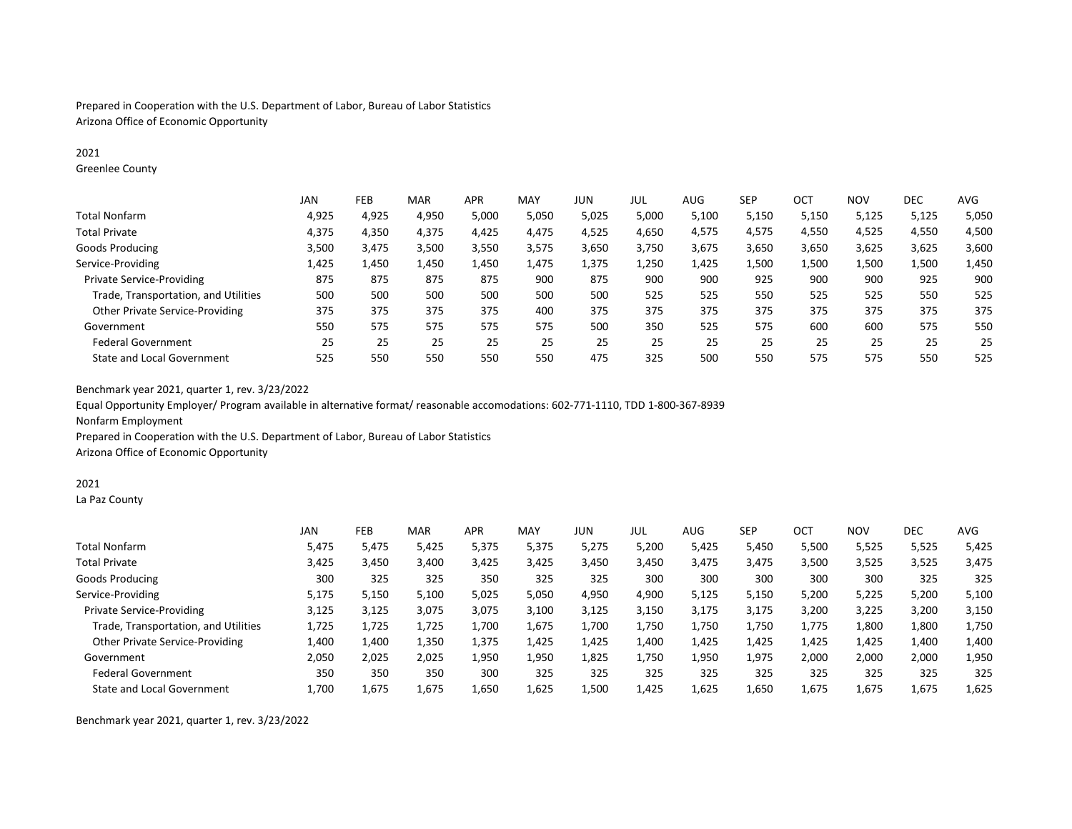Prepared in Cooperation with the U.S. Department of Labor, Bureau of Labor Statistics
Arizona Office of Economic Opportunity

2021
Greenlee County

| | JAN | FEB | MAR | APR | MAY | JUN | JUL | AUG | SEP | OCT | NOV | DEC | AVG |
|---|---|---|---|---|---|---|---|---|---|---|---|---|---|
| Total Nonfarm | 4,925 | 4,925 | 4,950 | 5,000 | 5,050 | 5,025 | 5,000 | 5,100 | 5,150 | 5,150 | 5,125 | 5,125 | 5,050 |
| Total Private | 4,375 | 4,350 | 4,375 | 4,425 | 4,475 | 4,525 | 4,650 | 4,575 | 4,575 | 4,550 | 4,525 | 4,550 | 4,500 |
| Goods Producing | 3,500 | 3,475 | 3,500 | 3,550 | 3,575 | 3,650 | 3,750 | 3,675 | 3,650 | 3,650 | 3,625 | 3,625 | 3,600 |
| Service-Providing | 1,425 | 1,450 | 1,450 | 1,450 | 1,475 | 1,375 | 1,250 | 1,425 | 1,500 | 1,500 | 1,500 | 1,500 | 1,450 |
| Private Service-Providing | 875 | 875 | 875 | 875 | 900 | 875 | 900 | 900 | 925 | 900 | 900 | 925 | 900 |
| Trade, Transportation, and Utilities | 500 | 500 | 500 | 500 | 500 | 500 | 525 | 525 | 550 | 525 | 525 | 550 | 525 |
| Other Private Service-Providing | 375 | 375 | 375 | 375 | 400 | 375 | 375 | 375 | 375 | 375 | 375 | 375 | 375 |
| Government | 550 | 575 | 575 | 575 | 575 | 500 | 350 | 525 | 575 | 600 | 600 | 575 | 550 |
| Federal Government | 25 | 25 | 25 | 25 | 25 | 25 | 25 | 25 | 25 | 25 | 25 | 25 | 25 |
| State and Local Government | 525 | 550 | 550 | 550 | 550 | 475 | 325 | 500 | 550 | 575 | 575 | 550 | 525 |

Benchmark year 2021, quarter 1, rev. 3/23/2022
Equal Opportunity Employer/ Program available in alternative format/ reasonable accomodations: 602-771-1110, TDD 1-800-367-8939
Nonfarm Employment
Prepared in Cooperation with the U.S. Department of Labor, Bureau of Labor Statistics
Arizona Office of Economic Opportunity

2021
La Paz County

| | JAN | FEB | MAR | APR | MAY | JUN | JUL | AUG | SEP | OCT | NOV | DEC | AVG |
|---|---|---|---|---|---|---|---|---|---|---|---|---|---|
| Total Nonfarm | 5,475 | 5,475 | 5,425 | 5,375 | 5,375 | 5,275 | 5,200 | 5,425 | 5,450 | 5,500 | 5,525 | 5,525 | 5,425 |
| Total Private | 3,425 | 3,450 | 3,400 | 3,425 | 3,425 | 3,450 | 3,450 | 3,475 | 3,475 | 3,500 | 3,525 | 3,525 | 3,475 |
| Goods Producing | 300 | 325 | 325 | 350 | 325 | 325 | 300 | 300 | 300 | 300 | 300 | 325 | 325 |
| Service-Providing | 5,175 | 5,150 | 5,100 | 5,025 | 5,050 | 4,950 | 4,900 | 5,125 | 5,150 | 5,200 | 5,225 | 5,200 | 5,100 |
| Private Service-Providing | 3,125 | 3,125 | 3,075 | 3,075 | 3,100 | 3,125 | 3,150 | 3,175 | 3,175 | 3,200 | 3,225 | 3,200 | 3,150 |
| Trade, Transportation, and Utilities | 1,725 | 1,725 | 1,725 | 1,700 | 1,675 | 1,700 | 1,750 | 1,750 | 1,750 | 1,775 | 1,800 | 1,800 | 1,750 |
| Other Private Service-Providing | 1,400 | 1,400 | 1,350 | 1,375 | 1,425 | 1,425 | 1,400 | 1,425 | 1,425 | 1,425 | 1,425 | 1,400 | 1,400 |
| Government | 2,050 | 2,025 | 2,025 | 1,950 | 1,950 | 1,825 | 1,750 | 1,950 | 1,975 | 2,000 | 2,000 | 2,000 | 1,950 |
| Federal Government | 350 | 350 | 350 | 300 | 325 | 325 | 325 | 325 | 325 | 325 | 325 | 325 | 325 |
| State and Local Government | 1,700 | 1,675 | 1,675 | 1,650 | 1,625 | 1,500 | 1,425 | 1,625 | 1,650 | 1,675 | 1,675 | 1,675 | 1,625 |

Benchmark year 2021, quarter 1, rev. 3/23/2022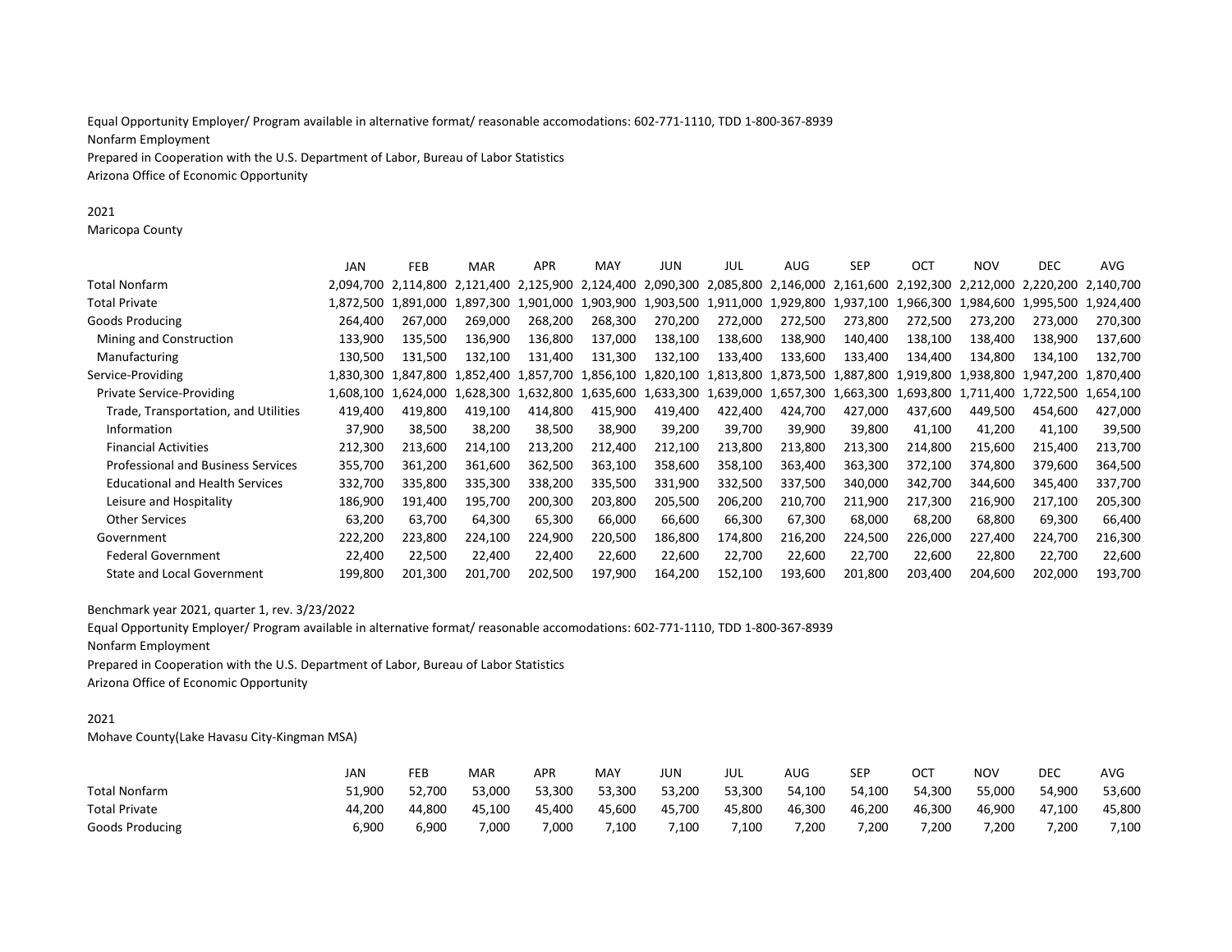Equal Opportunity Employer/ Program available in alternative format/ reasonable accomodations: 602-771-1110, TDD 1-800-367-8939

Nonfarm Employment

Prepared in Cooperation with the U.S. Department of Labor, Bureau of Labor Statistics

Arizona Office of Economic Opportunity

2021

Maricopa County

| | JAN | FEB | MAR | APR | MAY | JUN | JUL | AUG | SEP | OCT | NOV | DEC | AVG |
|---|---|---|---|---|---|---|---|---|---|---|---|---|---|
| Total Nonfarm | 2,094,700 | 2,114,800 | 2,121,400 | 2,125,900 | 2,124,400 | 2,090,300 | 2,085,800 | 2,146,000 | 2,161,600 | 2,192,300 | 2,212,000 | 2,220,200 | 2,140,700 |
| Total Private | 1,872,500 | 1,891,000 | 1,897,300 | 1,901,000 | 1,903,900 | 1,903,500 | 1,911,000 | 1,929,800 | 1,937,100 | 1,966,300 | 1,984,600 | 1,995,500 | 1,924,400 |
| Goods Producing | 264,400 | 267,000 | 269,000 | 268,200 | 268,300 | 270,200 | 272,000 | 272,500 | 273,800 | 272,500 | 273,200 | 273,000 | 270,300 |
| Mining and Construction | 133,900 | 135,500 | 136,900 | 136,800 | 137,000 | 138,100 | 138,600 | 138,900 | 140,400 | 138,100 | 138,400 | 138,900 | 137,600 |
| Manufacturing | 130,500 | 131,500 | 132,100 | 131,400 | 131,300 | 132,100 | 133,400 | 133,600 | 133,400 | 134,400 | 134,800 | 134,100 | 132,700 |
| Service-Providing | 1,830,300 | 1,847,800 | 1,852,400 | 1,857,700 | 1,856,100 | 1,820,100 | 1,813,800 | 1,873,500 | 1,887,800 | 1,919,800 | 1,938,800 | 1,947,200 | 1,870,400 |
| Private Service-Providing | 1,608,100 | 1,624,000 | 1,628,300 | 1,632,800 | 1,635,600 | 1,633,300 | 1,639,000 | 1,657,300 | 1,663,300 | 1,693,800 | 1,711,400 | 1,722,500 | 1,654,100 |
| Trade, Transportation, and Utilities | 419,400 | 419,800 | 419,100 | 414,800 | 415,900 | 419,400 | 422,400 | 424,700 | 427,000 | 437,600 | 449,500 | 454,600 | 427,000 |
| Information | 37,900 | 38,500 | 38,200 | 38,500 | 38,900 | 39,200 | 39,700 | 39,900 | 39,800 | 41,100 | 41,200 | 41,100 | 39,500 |
| Financial Activities | 212,300 | 213,600 | 214,100 | 213,200 | 212,400 | 212,100 | 213,800 | 213,800 | 213,300 | 214,800 | 215,600 | 215,400 | 213,700 |
| Professional and Business Services | 355,700 | 361,200 | 361,600 | 362,500 | 363,100 | 358,600 | 358,100 | 363,400 | 363,300 | 372,100 | 374,800 | 379,600 | 364,500 |
| Educational and Health Services | 332,700 | 335,800 | 335,300 | 338,200 | 335,500 | 331,900 | 332,500 | 337,500 | 340,000 | 342,700 | 344,600 | 345,400 | 337,700 |
| Leisure and Hospitality | 186,900 | 191,400 | 195,700 | 200,300 | 203,800 | 205,500 | 206,200 | 210,700 | 211,900 | 217,300 | 216,900 | 217,100 | 205,300 |
| Other Services | 63,200 | 63,700 | 64,300 | 65,300 | 66,000 | 66,600 | 66,300 | 67,300 | 68,000 | 68,200 | 68,800 | 69,300 | 66,400 |
| Government | 222,200 | 223,800 | 224,100 | 224,900 | 220,500 | 186,800 | 174,800 | 216,200 | 224,500 | 226,000 | 227,400 | 224,700 | 216,300 |
| Federal Government | 22,400 | 22,500 | 22,400 | 22,400 | 22,600 | 22,600 | 22,700 | 22,600 | 22,700 | 22,600 | 22,800 | 22,700 | 22,600 |
| State and Local Government | 199,800 | 201,300 | 201,700 | 202,500 | 197,900 | 164,200 | 152,100 | 193,600 | 201,800 | 203,400 | 204,600 | 202,000 | 193,700 |

Benchmark year 2021, quarter 1, rev. 3/23/2022

Equal Opportunity Employer/ Program available in alternative format/ reasonable accomodations: 602-771-1110, TDD 1-800-367-8939

Nonfarm Employment

Prepared in Cooperation with the U.S. Department of Labor, Bureau of Labor Statistics

Arizona Office of Economic Opportunity

2021

Mohave County(Lake Havasu City-Kingman MSA)

| | JAN | FEB | MAR | APR | MAY | JUN | JUL | AUG | SEP | OCT | NOV | DEC | AVG |
|---|---|---|---|---|---|---|---|---|---|---|---|---|---|
| Total Nonfarm | 51,900 | 52,700 | 53,000 | 53,300 | 53,300 | 53,200 | 53,300 | 54,100 | 54,100 | 54,300 | 55,000 | 54,900 | 53,600 |
| Total Private | 44,200 | 44,800 | 45,100 | 45,400 | 45,600 | 45,700 | 45,800 | 46,300 | 46,200 | 46,300 | 46,900 | 47,100 | 45,800 |
| Goods Producing | 6,900 | 6,900 | 7,000 | 7,000 | 7,100 | 7,100 | 7,100 | 7,200 | 7,200 | 7,200 | 7,200 | 7,200 | 7,100 |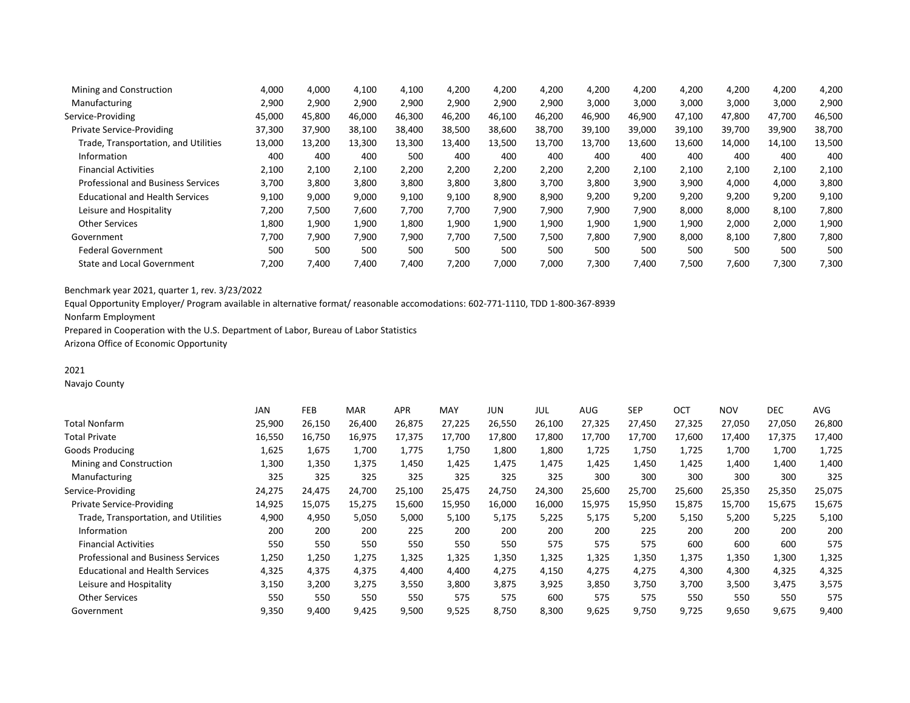| | | | | | | | | | | | | | |
|---|---|---|---|---|---|---|---|---|---|---|---|---|---|
| Mining and Construction | 4,000 | 4,000 | 4,100 | 4,100 | 4,200 | 4,200 | 4,200 | 4,200 | 4,200 | 4,200 | 4,200 | 4,200 | 4,200 |
| Manufacturing | 2,900 | 2,900 | 2,900 | 2,900 | 2,900 | 2,900 | 2,900 | 3,000 | 3,000 | 3,000 | 3,000 | 3,000 | 2,900 |
| Service-Providing | 45,000 | 45,800 | 46,000 | 46,300 | 46,200 | 46,100 | 46,200 | 46,900 | 46,900 | 47,100 | 47,800 | 47,700 | 46,500 |
| Private Service-Providing | 37,300 | 37,900 | 38,100 | 38,400 | 38,500 | 38,600 | 38,700 | 39,100 | 39,000 | 39,100 | 39,700 | 39,900 | 38,700 |
| Trade, Transportation, and Utilities | 13,000 | 13,200 | 13,300 | 13,300 | 13,400 | 13,500 | 13,700 | 13,700 | 13,600 | 13,600 | 14,000 | 14,100 | 13,500 |
| Information | 400 | 400 | 400 | 500 | 400 | 400 | 400 | 400 | 400 | 400 | 400 | 400 | 400 |
| Financial Activities | 2,100 | 2,100 | 2,100 | 2,200 | 2,200 | 2,200 | 2,200 | 2,200 | 2,100 | 2,100 | 2,100 | 2,100 | 2,100 |
| Professional and Business Services | 3,700 | 3,800 | 3,800 | 3,800 | 3,800 | 3,800 | 3,700 | 3,800 | 3,900 | 3,900 | 4,000 | 4,000 | 3,800 |
| Educational and Health Services | 9,100 | 9,000 | 9,000 | 9,100 | 9,100 | 8,900 | 8,900 | 9,200 | 9,200 | 9,200 | 9,200 | 9,200 | 9,100 |
| Leisure and Hospitality | 7,200 | 7,500 | 7,600 | 7,700 | 7,700 | 7,900 | 7,900 | 7,900 | 7,900 | 8,000 | 8,000 | 8,100 | 7,800 |
| Other Services | 1,800 | 1,900 | 1,900 | 1,800 | 1,900 | 1,900 | 1,900 | 1,900 | 1,900 | 1,900 | 2,000 | 2,000 | 1,900 |
| Government | 7,700 | 7,900 | 7,900 | 7,900 | 7,700 | 7,500 | 7,500 | 7,800 | 7,900 | 8,000 | 8,100 | 7,800 | 7,800 |
| Federal Government | 500 | 500 | 500 | 500 | 500 | 500 | 500 | 500 | 500 | 500 | 500 | 500 | 500 |
| State and Local Government | 7,200 | 7,400 | 7,400 | 7,400 | 7,200 | 7,000 | 7,000 | 7,300 | 7,400 | 7,500 | 7,600 | 7,300 | 7,300 |

Benchmark year 2021, quarter 1, rev. 3/23/2022

Equal Opportunity Employer/ Program available in alternative format/ reasonable accomodations: 602-771-1110, TDD 1-800-367-8939

Nonfarm Employment

Prepared in Cooperation with the U.S. Department of Labor, Bureau of Labor Statistics

Arizona Office of Economic Opportunity

2021

Navajo County

| | JAN | FEB | MAR | APR | MAY | JUN | JUL | AUG | SEP | OCT | NOV | DEC | AVG |
|---|---|---|---|---|---|---|---|---|---|---|---|---|---|
| Total Nonfarm | 25,900 | 26,150 | 26,400 | 26,875 | 27,225 | 26,550 | 26,100 | 27,325 | 27,450 | 27,325 | 27,050 | 27,050 | 26,800 |
| Total Private | 16,550 | 16,750 | 16,975 | 17,375 | 17,700 | 17,800 | 17,800 | 17,700 | 17,700 | 17,600 | 17,400 | 17,375 | 17,400 |
| Goods Producing | 1,625 | 1,675 | 1,700 | 1,775 | 1,750 | 1,800 | 1,800 | 1,725 | 1,750 | 1,725 | 1,700 | 1,700 | 1,725 |
| Mining and Construction | 1,300 | 1,350 | 1,375 | 1,450 | 1,425 | 1,475 | 1,475 | 1,425 | 1,450 | 1,425 | 1,400 | 1,400 | 1,400 |
| Manufacturing | 325 | 325 | 325 | 325 | 325 | 325 | 325 | 300 | 300 | 300 | 300 | 300 | 325 |
| Service-Providing | 24,275 | 24,475 | 24,700 | 25,100 | 25,475 | 24,750 | 24,300 | 25,600 | 25,700 | 25,600 | 25,350 | 25,350 | 25,075 |
| Private Service-Providing | 14,925 | 15,075 | 15,275 | 15,600 | 15,950 | 16,000 | 16,000 | 15,975 | 15,950 | 15,875 | 15,700 | 15,675 | 15,675 |
| Trade, Transportation, and Utilities | 4,900 | 4,950 | 5,050 | 5,000 | 5,100 | 5,175 | 5,225 | 5,175 | 5,200 | 5,150 | 5,200 | 5,225 | 5,100 |
| Information | 200 | 200 | 200 | 225 | 200 | 200 | 200 | 200 | 225 | 200 | 200 | 200 | 200 |
| Financial Activities | 550 | 550 | 550 | 550 | 550 | 550 | 575 | 575 | 575 | 600 | 600 | 600 | 575 |
| Professional and Business Services | 1,250 | 1,250 | 1,275 | 1,325 | 1,325 | 1,350 | 1,325 | 1,325 | 1,350 | 1,375 | 1,350 | 1,300 | 1,325 |
| Educational and Health Services | 4,325 | 4,375 | 4,375 | 4,400 | 4,400 | 4,275 | 4,150 | 4,275 | 4,275 | 4,300 | 4,300 | 4,325 | 4,325 |
| Leisure and Hospitality | 3,150 | 3,200 | 3,275 | 3,550 | 3,800 | 3,875 | 3,925 | 3,850 | 3,750 | 3,700 | 3,500 | 3,475 | 3,575 |
| Other Services | 550 | 550 | 550 | 550 | 575 | 575 | 600 | 575 | 575 | 550 | 550 | 550 | 575 |
| Government | 9,350 | 9,400 | 9,425 | 9,500 | 9,525 | 8,750 | 8,300 | 9,625 | 9,750 | 9,725 | 9,650 | 9,675 | 9,400 |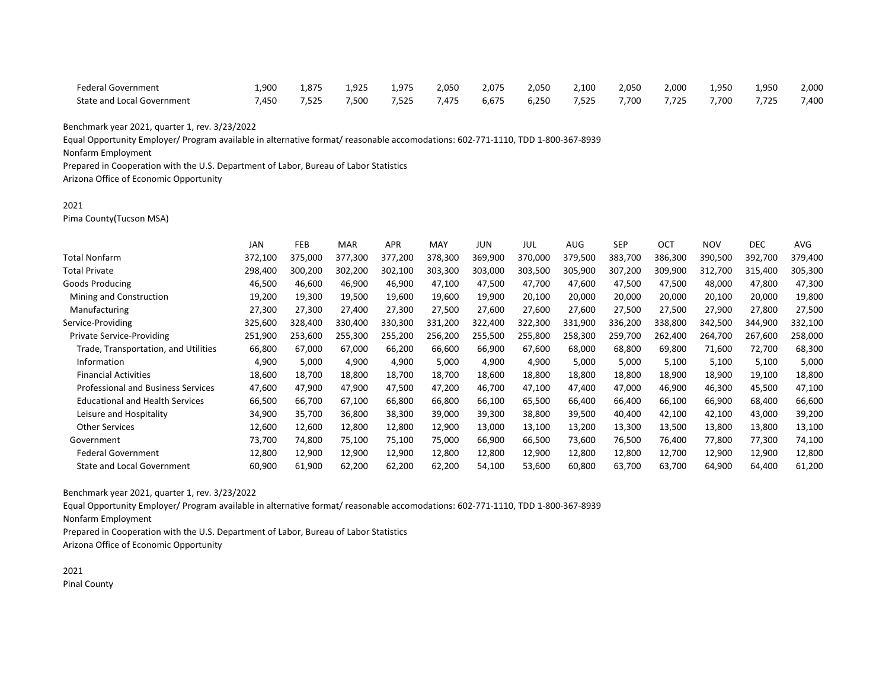| | | | | | | | | | | | | | |
|---|---|---|---|---|---|---|---|---|---|---|---|---|---|
| Federal Government | 1,900 | 1,875 | 1,925 | 1,975 | 2,050 | 2,075 | 2,050 | 2,100 | 2,050 | 2,000 | 1,950 | 1,950 | 2,000 |
| State and Local Government | 7,450 | 7,525 | 7,500 | 7,525 | 7,475 | 6,675 | 6,250 | 7,525 | 7,700 | 7,725 | 7,700 | 7,725 | 7,400 |

Benchmark year 2021, quarter 1, rev. 3/23/2022
Equal Opportunity Employer/ Program available in alternative format/ reasonable accomodations: 602-771-1110, TDD 1-800-367-8939
Nonfarm Employment
Prepared in Cooperation with the U.S. Department of Labor, Bureau of Labor Statistics
Arizona Office of Economic Opportunity

2021
Pima County(Tucson MSA)

| | JAN | FEB | MAR | APR | MAY | JUN | JUL | AUG | SEP | OCT | NOV | DEC | AVG |
|---|---|---|---|---|---|---|---|---|---|---|---|---|---|
| Total Nonfarm | 372,100 | 375,000 | 377,300 | 377,200 | 378,300 | 369,900 | 370,000 | 379,500 | 383,700 | 386,300 | 390,500 | 392,700 | 379,400 |
| Total Private | 298,400 | 300,200 | 302,200 | 302,100 | 303,300 | 303,000 | 303,500 | 305,900 | 307,200 | 309,900 | 312,700 | 315,400 | 305,300 |
| Goods Producing | 46,500 | 46,600 | 46,900 | 46,900 | 47,100 | 47,500 | 47,700 | 47,600 | 47,500 | 47,500 | 48,000 | 47,800 | 47,300 |
| Mining and Construction | 19,200 | 19,300 | 19,500 | 19,600 | 19,600 | 19,900 | 20,100 | 20,000 | 20,000 | 20,000 | 20,100 | 20,000 | 19,800 |
| Manufacturing | 27,300 | 27,300 | 27,400 | 27,300 | 27,500 | 27,600 | 27,600 | 27,600 | 27,500 | 27,500 | 27,900 | 27,800 | 27,500 |
| Service-Providing | 325,600 | 328,400 | 330,400 | 330,300 | 331,200 | 322,400 | 322,300 | 331,900 | 336,200 | 338,800 | 342,500 | 344,900 | 332,100 |
| Private Service-Providing | 251,900 | 253,600 | 255,300 | 255,200 | 256,200 | 255,500 | 255,800 | 258,300 | 259,700 | 262,400 | 264,700 | 267,600 | 258,000 |
| Trade, Transportation, and Utilities | 66,800 | 67,000 | 67,000 | 66,200 | 66,600 | 66,900 | 67,600 | 68,000 | 68,800 | 69,800 | 71,600 | 72,700 | 68,300 |
| Information | 4,900 | 5,000 | 4,900 | 4,900 | 5,000 | 4,900 | 4,900 | 5,000 | 5,000 | 5,100 | 5,100 | 5,100 | 5,000 |
| Financial Activities | 18,600 | 18,700 | 18,800 | 18,700 | 18,700 | 18,600 | 18,800 | 18,800 | 18,800 | 18,900 | 18,900 | 19,100 | 18,800 |
| Professional and Business Services | 47,600 | 47,900 | 47,900 | 47,500 | 47,200 | 46,700 | 47,100 | 47,400 | 47,000 | 46,900 | 46,300 | 45,500 | 47,100 |
| Educational and Health Services | 66,500 | 66,700 | 67,100 | 66,800 | 66,800 | 66,100 | 65,500 | 66,400 | 66,400 | 66,100 | 66,900 | 68,400 | 66,600 |
| Leisure and Hospitality | 34,900 | 35,700 | 36,800 | 38,300 | 39,000 | 39,300 | 38,800 | 39,500 | 40,400 | 42,100 | 42,100 | 43,000 | 39,200 |
| Other Services | 12,600 | 12,600 | 12,800 | 12,800 | 12,900 | 13,000 | 13,100 | 13,200 | 13,300 | 13,500 | 13,800 | 13,800 | 13,100 |
| Government | 73,700 | 74,800 | 75,100 | 75,100 | 75,000 | 66,900 | 66,500 | 73,600 | 76,500 | 76,400 | 77,800 | 77,300 | 74,100 |
| Federal Government | 12,800 | 12,900 | 12,900 | 12,900 | 12,800 | 12,800 | 12,900 | 12,800 | 12,800 | 12,700 | 12,900 | 12,900 | 12,800 |
| State and Local Government | 60,900 | 61,900 | 62,200 | 62,200 | 62,200 | 54,100 | 53,600 | 60,800 | 63,700 | 63,700 | 64,900 | 64,400 | 61,200 |

Benchmark year 2021, quarter 1, rev. 3/23/2022
Equal Opportunity Employer/ Program available in alternative format/ reasonable accomodations: 602-771-1110, TDD 1-800-367-8939
Nonfarm Employment
Prepared in Cooperation with the U.S. Department of Labor, Bureau of Labor Statistics
Arizona Office of Economic Opportunity

2021
Pinal County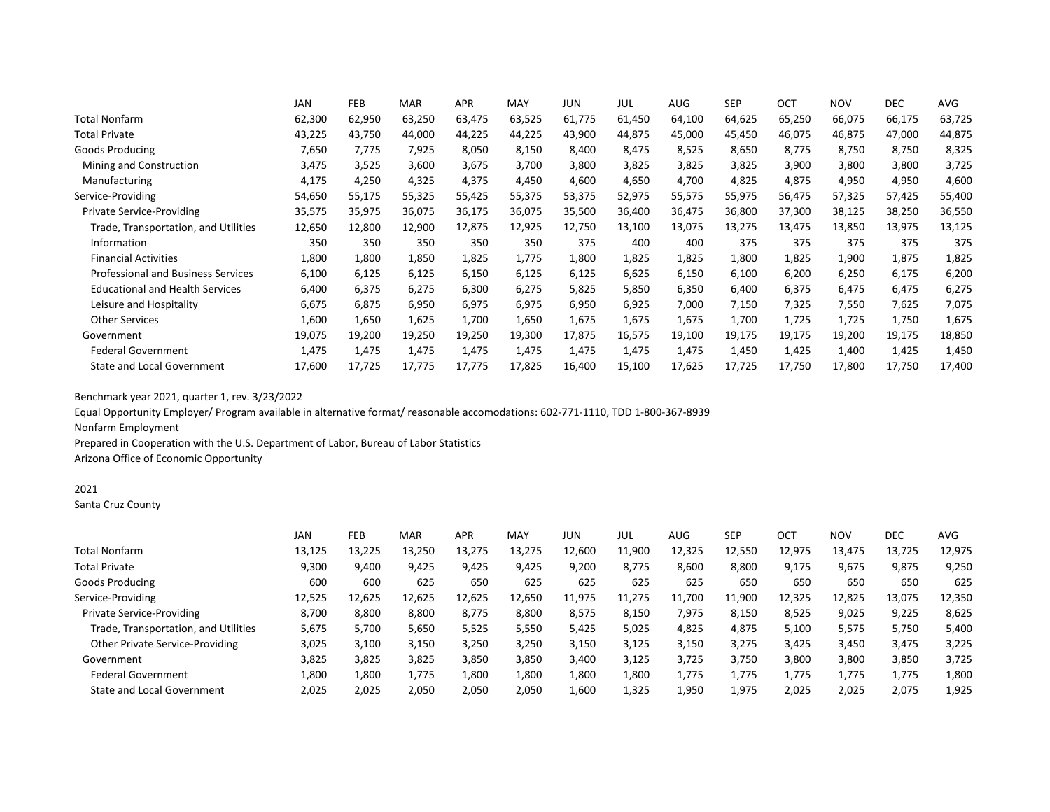| | JAN | FEB | MAR | APR | MAY | JUN | JUL | AUG | SEP | OCT | NOV | DEC | AVG |
|---|---|---|---|---|---|---|---|---|---|---|---|---|---|
| Total Nonfarm | 62,300 | 62,950 | 63,250 | 63,475 | 63,525 | 61,775 | 61,450 | 64,100 | 64,625 | 65,250 | 66,075 | 66,175 | 63,725 |
| Total Private | 43,225 | 43,750 | 44,000 | 44,225 | 44,225 | 43,900 | 44,875 | 45,000 | 45,450 | 46,075 | 46,875 | 47,000 | 44,875 |
| Goods Producing | 7,650 | 7,775 | 7,925 | 8,050 | 8,150 | 8,400 | 8,475 | 8,525 | 8,650 | 8,775 | 8,750 | 8,750 | 8,325 |
| Mining and Construction | 3,475 | 3,525 | 3,600 | 3,675 | 3,700 | 3,800 | 3,825 | 3,825 | 3,825 | 3,900 | 3,800 | 3,800 | 3,725 |
| Manufacturing | 4,175 | 4,250 | 4,325 | 4,375 | 4,450 | 4,600 | 4,650 | 4,700 | 4,825 | 4,875 | 4,950 | 4,950 | 4,600 |
| Service-Providing | 54,650 | 55,175 | 55,325 | 55,425 | 55,375 | 53,375 | 52,975 | 55,575 | 55,975 | 56,475 | 57,325 | 57,425 | 55,400 |
| Private Service-Providing | 35,575 | 35,975 | 36,075 | 36,175 | 36,075 | 35,500 | 36,400 | 36,475 | 36,800 | 37,300 | 38,125 | 38,250 | 36,550 |
| Trade, Transportation, and Utilities | 12,650 | 12,800 | 12,900 | 12,875 | 12,925 | 12,750 | 13,100 | 13,075 | 13,275 | 13,475 | 13,850 | 13,975 | 13,125 |
| Information | 350 | 350 | 350 | 350 | 350 | 375 | 400 | 400 | 375 | 375 | 375 | 375 | 375 |
| Financial Activities | 1,800 | 1,800 | 1,850 | 1,825 | 1,775 | 1,800 | 1,825 | 1,825 | 1,800 | 1,825 | 1,900 | 1,875 | 1,825 |
| Professional and Business Services | 6,100 | 6,125 | 6,125 | 6,150 | 6,125 | 6,125 | 6,625 | 6,150 | 6,100 | 6,200 | 6,250 | 6,175 | 6,200 |
| Educational and Health Services | 6,400 | 6,375 | 6,275 | 6,300 | 6,275 | 5,825 | 5,850 | 6,350 | 6,400 | 6,375 | 6,475 | 6,475 | 6,275 |
| Leisure and Hospitality | 6,675 | 6,875 | 6,950 | 6,975 | 6,975 | 6,950 | 6,925 | 7,000 | 7,150 | 7,325 | 7,550 | 7,625 | 7,075 |
| Other Services | 1,600 | 1,650 | 1,625 | 1,700 | 1,650 | 1,675 | 1,675 | 1,675 | 1,700 | 1,725 | 1,725 | 1,750 | 1,675 |
| Government | 19,075 | 19,200 | 19,250 | 19,250 | 19,300 | 17,875 | 16,575 | 19,100 | 19,175 | 19,175 | 19,200 | 19,175 | 18,850 |
| Federal Government | 1,475 | 1,475 | 1,475 | 1,475 | 1,475 | 1,475 | 1,475 | 1,475 | 1,450 | 1,425 | 1,400 | 1,425 | 1,450 |
| State and Local Government | 17,600 | 17,725 | 17,775 | 17,775 | 17,825 | 16,400 | 15,100 | 17,625 | 17,725 | 17,750 | 17,800 | 17,750 | 17,400 |

Benchmark year 2021, quarter 1, rev. 3/23/2022

Equal Opportunity Employer/ Program available in alternative format/ reasonable accomodations: 602-771-1110, TDD 1-800-367-8939

Nonfarm Employment

Prepared in Cooperation with the U.S. Department of Labor, Bureau of Labor Statistics

Arizona Office of Economic Opportunity

2021

Santa Cruz County

| | JAN | FEB | MAR | APR | MAY | JUN | JUL | AUG | SEP | OCT | NOV | DEC | AVG |
|---|---|---|---|---|---|---|---|---|---|---|---|---|---|
| Total Nonfarm | 13,125 | 13,225 | 13,250 | 13,275 | 13,275 | 12,600 | 11,900 | 12,325 | 12,550 | 12,975 | 13,475 | 13,725 | 12,975 |
| Total Private | 9,300 | 9,400 | 9,425 | 9,425 | 9,425 | 9,200 | 8,775 | 8,600 | 8,800 | 9,175 | 9,675 | 9,875 | 9,250 |
| Goods Producing | 600 | 600 | 625 | 650 | 625 | 625 | 625 | 625 | 650 | 650 | 650 | 650 | 625 |
| Service-Providing | 12,525 | 12,625 | 12,625 | 12,625 | 12,650 | 11,975 | 11,275 | 11,700 | 11,900 | 12,325 | 12,825 | 13,075 | 12,350 |
| Private Service-Providing | 8,700 | 8,800 | 8,800 | 8,775 | 8,800 | 8,575 | 8,150 | 7,975 | 8,150 | 8,525 | 9,025 | 9,225 | 8,625 |
| Trade, Transportation, and Utilities | 5,675 | 5,700 | 5,650 | 5,525 | 5,550 | 5,425 | 5,025 | 4,825 | 4,875 | 5,100 | 5,575 | 5,750 | 5,400 |
| Other Private Service-Providing | 3,025 | 3,100 | 3,150 | 3,250 | 3,250 | 3,150 | 3,125 | 3,150 | 3,275 | 3,425 | 3,450 | 3,475 | 3,225 |
| Government | 3,825 | 3,825 | 3,825 | 3,850 | 3,850 | 3,400 | 3,125 | 3,725 | 3,750 | 3,800 | 3,800 | 3,850 | 3,725 |
| Federal Government | 1,800 | 1,800 | 1,775 | 1,800 | 1,800 | 1,800 | 1,800 | 1,775 | 1,775 | 1,775 | 1,775 | 1,775 | 1,800 |
| State and Local Government | 2,025 | 2,025 | 2,050 | 2,050 | 2,050 | 1,600 | 1,325 | 1,950 | 1,975 | 2,025 | 2,025 | 2,075 | 1,925 |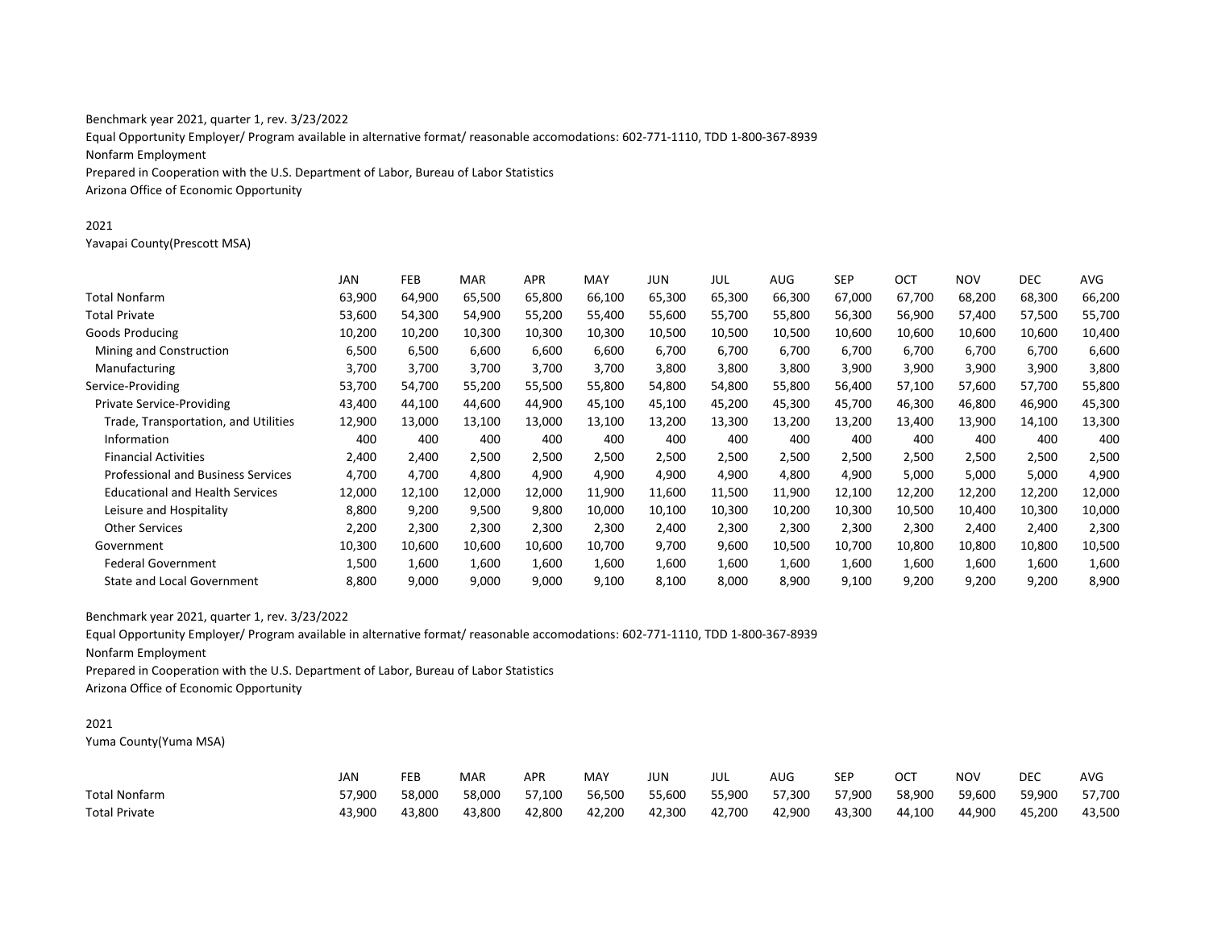Benchmark year 2021, quarter 1, rev. 3/23/2022

Equal Opportunity Employer/ Program available in alternative format/ reasonable accomodations: 602-771-1110, TDD 1-800-367-8939

Nonfarm Employment

Prepared in Cooperation with the U.S. Department of Labor, Bureau of Labor Statistics

Arizona Office of Economic Opportunity

2021

Yavapai County(Prescott MSA)

| | JAN | FEB | MAR | APR | MAY | JUN | JUL | AUG | SEP | OCT | NOV | DEC | AVG |
|---|---|---|---|---|---|---|---|---|---|---|---|---|---|
| Total Nonfarm | 63,900 | 64,900 | 65,500 | 65,800 | 66,100 | 65,300 | 65,300 | 66,300 | 67,000 | 67,700 | 68,200 | 68,300 | 66,200 |
| Total Private | 53,600 | 54,300 | 54,900 | 55,200 | 55,400 | 55,600 | 55,700 | 55,800 | 56,300 | 56,900 | 57,400 | 57,500 | 55,700 |
| Goods Producing | 10,200 | 10,200 | 10,300 | 10,300 | 10,300 | 10,500 | 10,500 | 10,500 | 10,600 | 10,600 | 10,600 | 10,600 | 10,400 |
| Mining and Construction | 6,500 | 6,500 | 6,600 | 6,600 | 6,600 | 6,700 | 6,700 | 6,700 | 6,700 | 6,700 | 6,700 | 6,700 | 6,600 |
| Manufacturing | 3,700 | 3,700 | 3,700 | 3,700 | 3,700 | 3,800 | 3,800 | 3,800 | 3,900 | 3,900 | 3,900 | 3,900 | 3,800 |
| Service-Providing | 53,700 | 54,700 | 55,200 | 55,500 | 55,800 | 54,800 | 54,800 | 55,800 | 56,400 | 57,100 | 57,600 | 57,700 | 55,800 |
| Private Service-Providing | 43,400 | 44,100 | 44,600 | 44,900 | 45,100 | 45,100 | 45,200 | 45,300 | 45,700 | 46,300 | 46,800 | 46,900 | 45,300 |
| Trade, Transportation, and Utilities | 12,900 | 13,000 | 13,100 | 13,000 | 13,100 | 13,200 | 13,300 | 13,200 | 13,200 | 13,400 | 13,900 | 14,100 | 13,300 |
| Information | 400 | 400 | 400 | 400 | 400 | 400 | 400 | 400 | 400 | 400 | 400 | 400 | 400 |
| Financial Activities | 2,400 | 2,400 | 2,500 | 2,500 | 2,500 | 2,500 | 2,500 | 2,500 | 2,500 | 2,500 | 2,500 | 2,500 | 2,500 |
| Professional and Business Services | 4,700 | 4,700 | 4,800 | 4,900 | 4,900 | 4,900 | 4,900 | 4,800 | 4,900 | 5,000 | 5,000 | 5,000 | 4,900 |
| Educational and Health Services | 12,000 | 12,100 | 12,000 | 12,000 | 11,900 | 11,600 | 11,500 | 11,900 | 12,100 | 12,200 | 12,200 | 12,200 | 12,000 |
| Leisure and Hospitality | 8,800 | 9,200 | 9,500 | 9,800 | 10,000 | 10,100 | 10,300 | 10,200 | 10,300 | 10,500 | 10,400 | 10,300 | 10,000 |
| Other Services | 2,200 | 2,300 | 2,300 | 2,300 | 2,300 | 2,400 | 2,300 | 2,300 | 2,300 | 2,300 | 2,400 | 2,400 | 2,300 |
| Government | 10,300 | 10,600 | 10,600 | 10,600 | 10,700 | 9,700 | 9,600 | 10,500 | 10,700 | 10,800 | 10,800 | 10,800 | 10,500 |
| Federal Government | 1,500 | 1,600 | 1,600 | 1,600 | 1,600 | 1,600 | 1,600 | 1,600 | 1,600 | 1,600 | 1,600 | 1,600 | 1,600 |
| State and Local Government | 8,800 | 9,000 | 9,000 | 9,000 | 9,100 | 8,100 | 8,000 | 8,900 | 9,100 | 9,200 | 9,200 | 9,200 | 8,900 |

Benchmark year 2021, quarter 1, rev. 3/23/2022

Equal Opportunity Employer/ Program available in alternative format/ reasonable accomodations: 602-771-1110, TDD 1-800-367-8939

Nonfarm Employment

Prepared in Cooperation with the U.S. Department of Labor, Bureau of Labor Statistics

Arizona Office of Economic Opportunity

2021

Yuma County(Yuma MSA)

| | JAN | FEB | MAR | APR | MAY | JUN | JUL | AUG | SEP | OCT | NOV | DEC | AVG |
|---|---|---|---|---|---|---|---|---|---|---|---|---|---|
| Total Nonfarm | 57,900 | 58,000 | 58,000 | 57,100 | 56,500 | 55,600 | 55,900 | 57,300 | 57,900 | 58,900 | 59,600 | 59,900 | 57,700 |
| Total Private | 43,900 | 43,800 | 43,800 | 42,800 | 42,200 | 42,300 | 42,700 | 42,900 | 43,300 | 44,100 | 44,900 | 45,200 | 43,500 |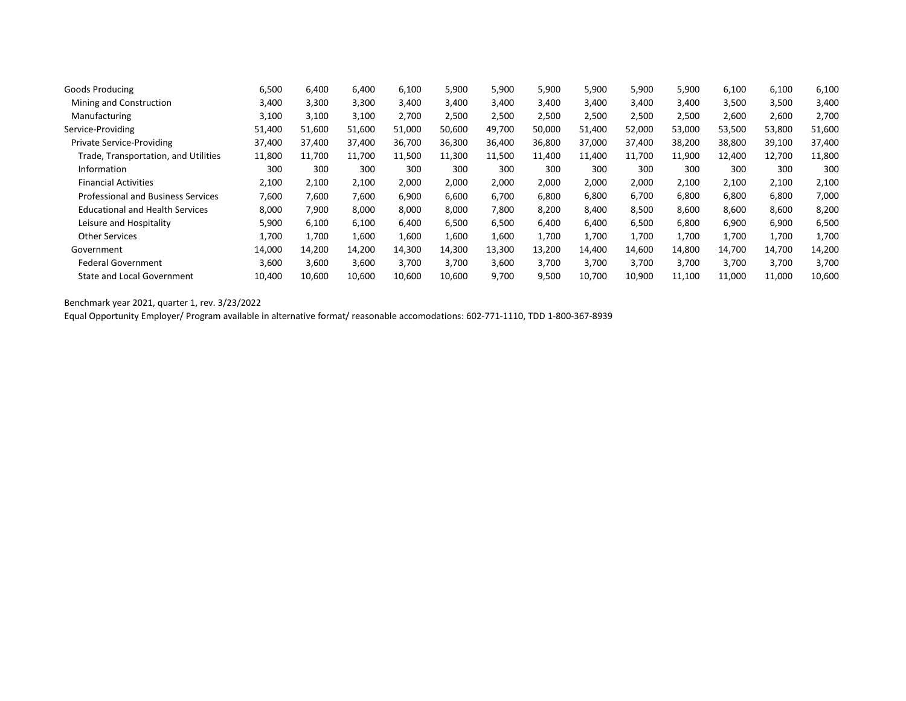| | | | | | | | | | | | | | |
|---|---|---|---|---|---|---|---|---|---|---|---|---|---|
| Goods Producing | 6,500 | 6,400 | 6,400 | 6,100 | 5,900 | 5,900 | 5,900 | 5,900 | 5,900 | 5,900 | 6,100 | 6,100 | 6,100 |
| Mining and Construction | 3,400 | 3,300 | 3,300 | 3,400 | 3,400 | 3,400 | 3,400 | 3,400 | 3,400 | 3,400 | 3,500 | 3,500 | 3,400 |
| Manufacturing | 3,100 | 3,100 | 3,100 | 2,700 | 2,500 | 2,500 | 2,500 | 2,500 | 2,500 | 2,500 | 2,600 | 2,600 | 2,700 |
| Service-Providing | 51,400 | 51,600 | 51,600 | 51,000 | 50,600 | 49,700 | 50,000 | 51,400 | 52,000 | 53,000 | 53,500 | 53,800 | 51,600 |
| Private Service-Providing | 37,400 | 37,400 | 37,400 | 36,700 | 36,300 | 36,400 | 36,800 | 37,000 | 37,400 | 38,200 | 38,800 | 39,100 | 37,400 |
| Trade, Transportation, and Utilities | 11,800 | 11,700 | 11,700 | 11,500 | 11,300 | 11,500 | 11,400 | 11,400 | 11,700 | 11,900 | 12,400 | 12,700 | 11,800 |
| Information | 300 | 300 | 300 | 300 | 300 | 300 | 300 | 300 | 300 | 300 | 300 | 300 | 300 |
| Financial Activities | 2,100 | 2,100 | 2,100 | 2,000 | 2,000 | 2,000 | 2,000 | 2,000 | 2,000 | 2,100 | 2,100 | 2,100 | 2,100 |
| Professional and Business Services | 7,600 | 7,600 | 7,600 | 6,900 | 6,600 | 6,700 | 6,800 | 6,800 | 6,700 | 6,800 | 6,800 | 6,800 | 7,000 |
| Educational and Health Services | 8,000 | 7,900 | 8,000 | 8,000 | 8,000 | 7,800 | 8,200 | 8,400 | 8,500 | 8,600 | 8,600 | 8,600 | 8,200 |
| Leisure and Hospitality | 5,900 | 6,100 | 6,100 | 6,400 | 6,500 | 6,500 | 6,400 | 6,400 | 6,500 | 6,800 | 6,900 | 6,900 | 6,500 |
| Other Services | 1,700 | 1,700 | 1,600 | 1,600 | 1,600 | 1,600 | 1,700 | 1,700 | 1,700 | 1,700 | 1,700 | 1,700 | 1,700 |
| Government | 14,000 | 14,200 | 14,200 | 14,300 | 14,300 | 13,300 | 13,200 | 14,400 | 14,600 | 14,800 | 14,700 | 14,700 | 14,200 |
| Federal Government | 3,600 | 3,600 | 3,600 | 3,700 | 3,700 | 3,600 | 3,700 | 3,700 | 3,700 | 3,700 | 3,700 | 3,700 | 3,700 |
| State and Local Government | 10,400 | 10,600 | 10,600 | 10,600 | 10,600 | 9,700 | 9,500 | 10,700 | 10,900 | 11,100 | 11,000 | 11,000 | 10,600 |

Benchmark year 2021, quarter 1, rev. 3/23/2022

Equal Opportunity Employer/ Program available in alternative format/ reasonable accomodations: 602-771-1110, TDD 1-800-367-8939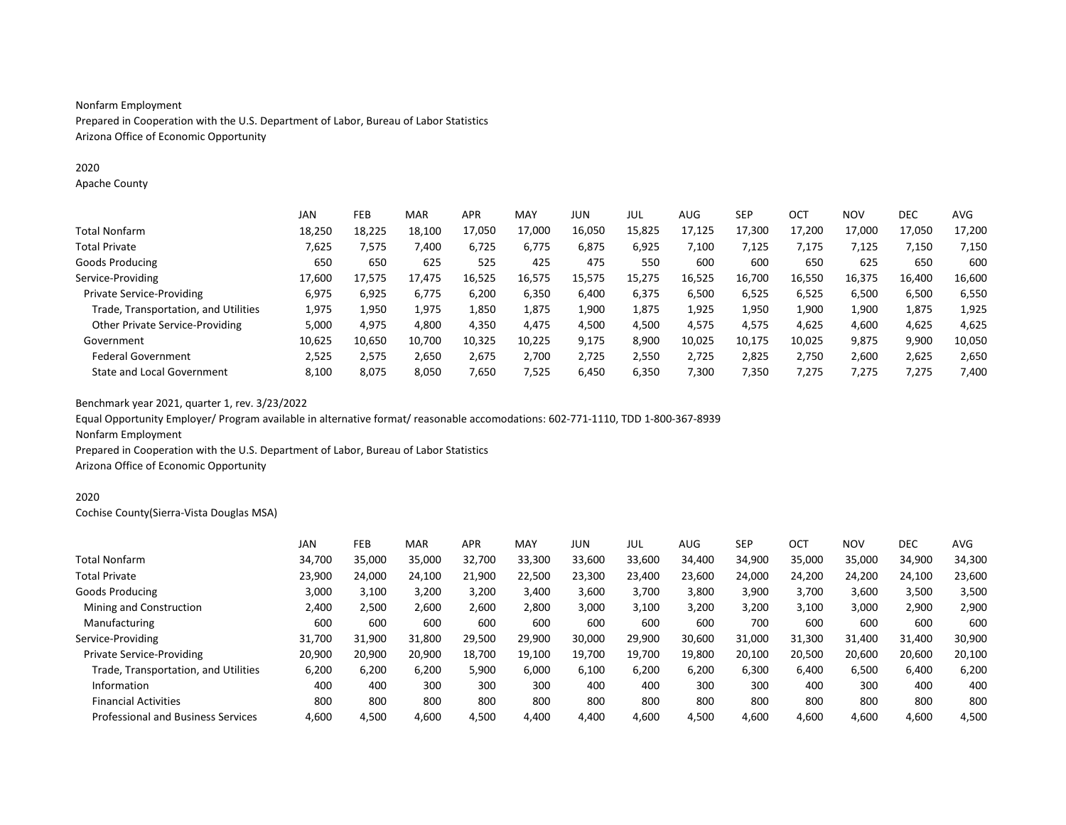Nonfarm Employment
Prepared in Cooperation with the U.S. Department of Labor, Bureau of Labor Statistics
Arizona Office of Economic Opportunity

2020
Apache County

| | JAN | FEB | MAR | APR | MAY | JUN | JUL | AUG | SEP | OCT | NOV | DEC | AVG |
|---|---|---|---|---|---|---|---|---|---|---|---|---|---|
| Total Nonfarm | 18,250 | 18,225 | 18,100 | 17,050 | 17,000 | 16,050 | 15,825 | 17,125 | 17,300 | 17,200 | 17,000 | 17,050 | 17,200 |
| Total Private | 7,625 | 7,575 | 7,400 | 6,725 | 6,775 | 6,875 | 6,925 | 7,100 | 7,125 | 7,175 | 7,125 | 7,150 | 7,150 |
| Goods Producing | 650 | 650 | 625 | 525 | 425 | 475 | 550 | 600 | 600 | 650 | 625 | 650 | 600 |
| Service-Providing | 17,600 | 17,575 | 17,475 | 16,525 | 16,575 | 15,575 | 15,275 | 16,525 | 16,700 | 16,550 | 16,375 | 16,400 | 16,600 |
| Private Service-Providing | 6,975 | 6,925 | 6,775 | 6,200 | 6,350 | 6,400 | 6,375 | 6,500 | 6,525 | 6,525 | 6,500 | 6,500 | 6,550 |
| Trade, Transportation, and Utilities | 1,975 | 1,950 | 1,975 | 1,850 | 1,875 | 1,900 | 1,875 | 1,925 | 1,950 | 1,900 | 1,900 | 1,875 | 1,925 |
| Other Private Service-Providing | 5,000 | 4,975 | 4,800 | 4,350 | 4,475 | 4,500 | 4,500 | 4,575 | 4,575 | 4,625 | 4,600 | 4,625 | 4,625 |
| Government | 10,625 | 10,650 | 10,700 | 10,325 | 10,225 | 9,175 | 8,900 | 10,025 | 10,175 | 10,025 | 9,875 | 9,900 | 10,050 |
| Federal Government | 2,525 | 2,575 | 2,650 | 2,675 | 2,700 | 2,725 | 2,550 | 2,725 | 2,825 | 2,750 | 2,600 | 2,625 | 2,650 |
| State and Local Government | 8,100 | 8,075 | 8,050 | 7,650 | 7,525 | 6,450 | 6,350 | 7,300 | 7,350 | 7,275 | 7,275 | 7,275 | 7,400 |

Benchmark year 2021, quarter 1, rev. 3/23/2022
Equal Opportunity Employer/ Program available in alternative format/ reasonable accomodations: 602-771-1110, TDD 1-800-367-8939
Nonfarm Employment
Prepared in Cooperation with the U.S. Department of Labor, Bureau of Labor Statistics
Arizona Office of Economic Opportunity

2020
Cochise County(Sierra-Vista Douglas MSA)

| | JAN | FEB | MAR | APR | MAY | JUN | JUL | AUG | SEP | OCT | NOV | DEC | AVG |
|---|---|---|---|---|---|---|---|---|---|---|---|---|---|
| Total Nonfarm | 34,700 | 35,000 | 35,000 | 32,700 | 33,300 | 33,600 | 33,600 | 34,400 | 34,900 | 35,000 | 35,000 | 34,900 | 34,300 |
| Total Private | 23,900 | 24,000 | 24,100 | 21,900 | 22,500 | 23,300 | 23,400 | 23,600 | 24,000 | 24,200 | 24,200 | 24,100 | 23,600 |
| Goods Producing | 3,000 | 3,100 | 3,200 | 3,200 | 3,400 | 3,600 | 3,700 | 3,800 | 3,900 | 3,700 | 3,600 | 3,500 | 3,500 |
| Mining and Construction | 2,400 | 2,500 | 2,600 | 2,600 | 2,800 | 3,000 | 3,100 | 3,200 | 3,200 | 3,100 | 3,000 | 2,900 | 2,900 |
| Manufacturing | 600 | 600 | 600 | 600 | 600 | 600 | 600 | 600 | 700 | 600 | 600 | 600 | 600 |
| Service-Providing | 31,700 | 31,900 | 31,800 | 29,500 | 29,900 | 30,000 | 29,900 | 30,600 | 31,000 | 31,300 | 31,400 | 31,400 | 30,900 |
| Private Service-Providing | 20,900 | 20,900 | 20,900 | 18,700 | 19,100 | 19,700 | 19,700 | 19,800 | 20,100 | 20,500 | 20,600 | 20,600 | 20,100 |
| Trade, Transportation, and Utilities | 6,200 | 6,200 | 6,200 | 5,900 | 6,000 | 6,100 | 6,200 | 6,200 | 6,300 | 6,400 | 6,500 | 6,400 | 6,200 |
| Information | 400 | 400 | 300 | 300 | 300 | 400 | 400 | 300 | 300 | 400 | 300 | 400 | 400 |
| Financial Activities | 800 | 800 | 800 | 800 | 800 | 800 | 800 | 800 | 800 | 800 | 800 | 800 | 800 |
| Professional and Business Services | 4,600 | 4,500 | 4,600 | 4,500 | 4,400 | 4,400 | 4,600 | 4,500 | 4,600 | 4,600 | 4,600 | 4,600 | 4,500 |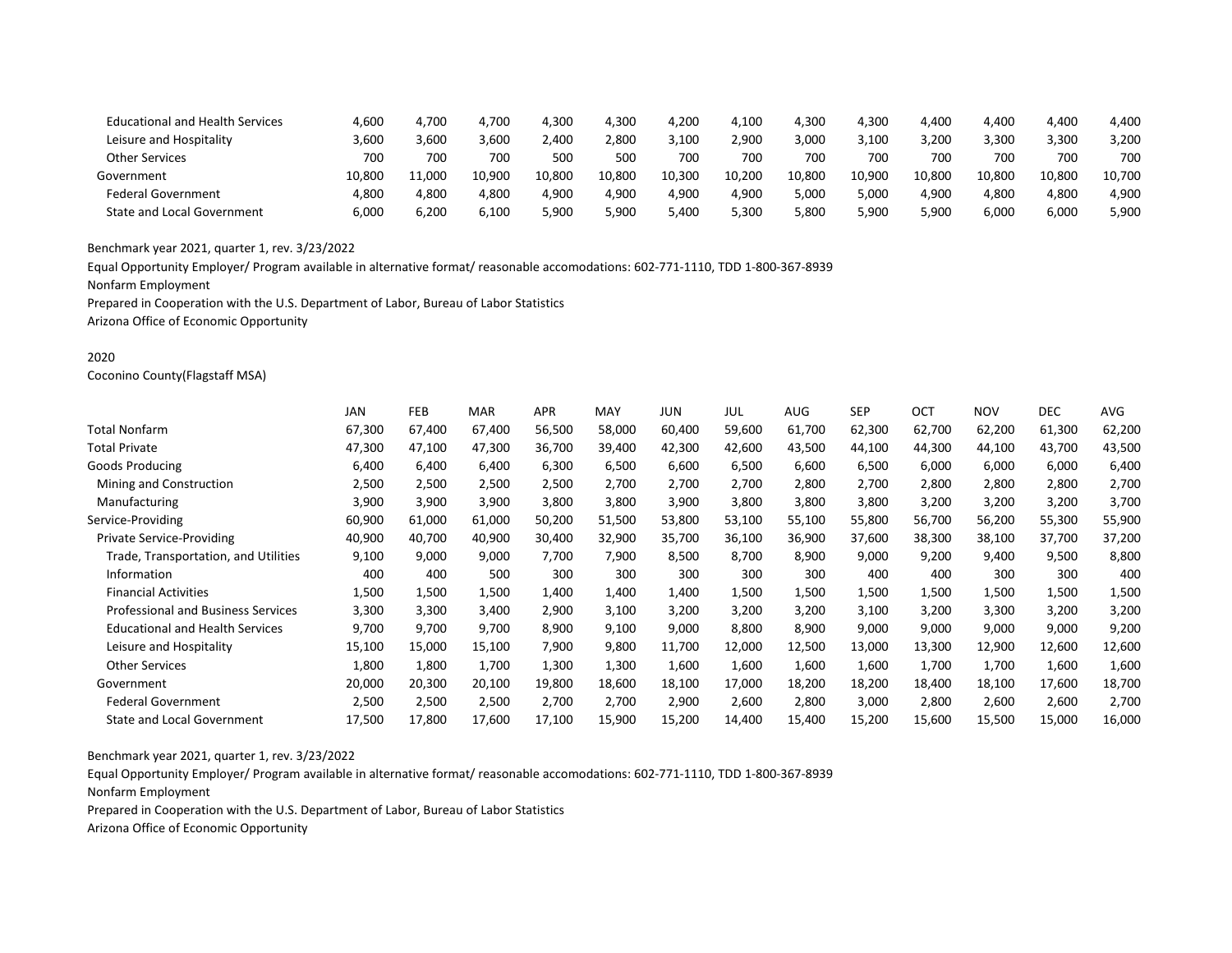| | | | | | | | | | | | | | |
|---|---|---|---|---|---|---|---|---|---|---|---|---|---|
| Educational and Health Services | 4,600 | 4,700 | 4,700 | 4,300 | 4,300 | 4,200 | 4,100 | 4,300 | 4,300 | 4,400 | 4,400 | 4,400 | 4,400 |
| Leisure and Hospitality | 3,600 | 3,600 | 3,600 | 2,400 | 2,800 | 3,100 | 2,900 | 3,000 | 3,100 | 3,200 | 3,300 | 3,300 | 3,200 |
| Other Services | 700 | 700 | 700 | 500 | 500 | 700 | 700 | 700 | 700 | 700 | 700 | 700 | 700 |
| Government | 10,800 | 11,000 | 10,900 | 10,800 | 10,800 | 10,300 | 10,200 | 10,800 | 10,900 | 10,800 | 10,800 | 10,800 | 10,700 |
| Federal Government | 4,800 | 4,800 | 4,800 | 4,900 | 4,900 | 4,900 | 4,900 | 5,000 | 5,000 | 4,900 | 4,800 | 4,800 | 4,900 |
| State and Local Government | 6,000 | 6,200 | 6,100 | 5,900 | 5,900 | 5,400 | 5,300 | 5,800 | 5,900 | 5,900 | 6,000 | 6,000 | 5,900 |

Benchmark year 2021, quarter 1, rev. 3/23/2022

Equal Opportunity Employer/ Program available in alternative format/ reasonable accomodations: 602-771-1110, TDD 1-800-367-8939

Nonfarm Employment

Prepared in Cooperation with the U.S. Department of Labor, Bureau of Labor Statistics

Arizona Office of Economic Opportunity

2020

Coconino County(Flagstaff MSA)

| | JAN | FEB | MAR | APR | MAY | JUN | JUL | AUG | SEP | OCT | NOV | DEC | AVG |
|---|---|---|---|---|---|---|---|---|---|---|---|---|---|
| Total Nonfarm | 67,300 | 67,400 | 67,400 | 56,500 | 58,000 | 60,400 | 59,600 | 61,700 | 62,300 | 62,700 | 62,200 | 61,300 | 62,200 |
| Total Private | 47,300 | 47,100 | 47,300 | 36,700 | 39,400 | 42,300 | 42,600 | 43,500 | 44,100 | 44,300 | 44,100 | 43,700 | 43,500 |
| Goods Producing | 6,400 | 6,400 | 6,400 | 6,300 | 6,500 | 6,600 | 6,500 | 6,600 | 6,500 | 6,000 | 6,000 | 6,000 | 6,400 |
| Mining and Construction | 2,500 | 2,500 | 2,500 | 2,500 | 2,700 | 2,700 | 2,700 | 2,800 | 2,700 | 2,800 | 2,800 | 2,800 | 2,700 |
| Manufacturing | 3,900 | 3,900 | 3,900 | 3,800 | 3,800 | 3,900 | 3,800 | 3,800 | 3,800 | 3,200 | 3,200 | 3,200 | 3,700 |
| Service-Providing | 60,900 | 61,000 | 61,000 | 50,200 | 51,500 | 53,800 | 53,100 | 55,100 | 55,800 | 56,700 | 56,200 | 55,300 | 55,900 |
| Private Service-Providing | 40,900 | 40,700 | 40,900 | 30,400 | 32,900 | 35,700 | 36,100 | 36,900 | 37,600 | 38,300 | 38,100 | 37,700 | 37,200 |
| Trade, Transportation, and Utilities | 9,100 | 9,000 | 9,000 | 7,700 | 7,900 | 8,500 | 8,700 | 8,900 | 9,000 | 9,200 | 9,400 | 9,500 | 8,800 |
| Information | 400 | 400 | 500 | 300 | 300 | 300 | 300 | 300 | 400 | 400 | 300 | 300 | 400 |
| Financial Activities | 1,500 | 1,500 | 1,500 | 1,400 | 1,400 | 1,400 | 1,500 | 1,500 | 1,500 | 1,500 | 1,500 | 1,500 | 1,500 |
| Professional and Business Services | 3,300 | 3,300 | 3,400 | 2,900 | 3,100 | 3,200 | 3,200 | 3,200 | 3,100 | 3,200 | 3,300 | 3,200 | 3,200 |
| Educational and Health Services | 9,700 | 9,700 | 9,700 | 8,900 | 9,100 | 9,000 | 8,800 | 8,900 | 9,000 | 9,000 | 9,000 | 9,000 | 9,200 |
| Leisure and Hospitality | 15,100 | 15,000 | 15,100 | 7,900 | 9,800 | 11,700 | 12,000 | 12,500 | 13,000 | 13,300 | 12,900 | 12,600 | 12,600 |
| Other Services | 1,800 | 1,800 | 1,700 | 1,300 | 1,300 | 1,600 | 1,600 | 1,600 | 1,600 | 1,700 | 1,700 | 1,600 | 1,600 |
| Government | 20,000 | 20,300 | 20,100 | 19,800 | 18,600 | 18,100 | 17,000 | 18,200 | 18,200 | 18,400 | 18,100 | 17,600 | 18,700 |
| Federal Government | 2,500 | 2,500 | 2,500 | 2,700 | 2,700 | 2,900 | 2,600 | 2,800 | 3,000 | 2,800 | 2,600 | 2,600 | 2,700 |
| State and Local Government | 17,500 | 17,800 | 17,600 | 17,100 | 15,900 | 15,200 | 14,400 | 15,400 | 15,200 | 15,600 | 15,500 | 15,000 | 16,000 |

Benchmark year 2021, quarter 1, rev. 3/23/2022

Equal Opportunity Employer/ Program available in alternative format/ reasonable accomodations: 602-771-1110, TDD 1-800-367-8939

Nonfarm Employment

Prepared in Cooperation with the U.S. Department of Labor, Bureau of Labor Statistics

Arizona Office of Economic Opportunity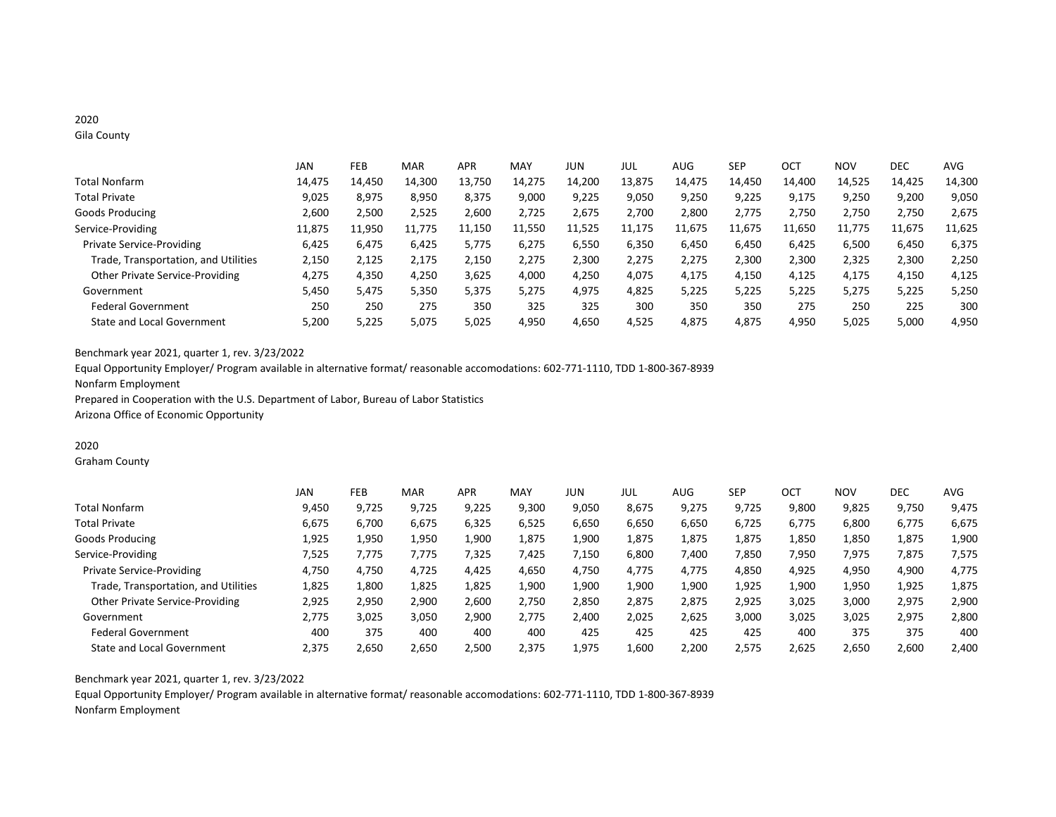2020

Gila County

| | JAN | FEB | MAR | APR | MAY | JUN | JUL | AUG | SEP | OCT | NOV | DEC | AVG |
|---|---|---|---|---|---|---|---|---|---|---|---|---|---|
| Total Nonfarm | 14,475 | 14,450 | 14,300 | 13,750 | 14,275 | 14,200 | 13,875 | 14,475 | 14,450 | 14,400 | 14,525 | 14,425 | 14,300 |
| Total Private | 9,025 | 8,975 | 8,950 | 8,375 | 9,000 | 9,225 | 9,050 | 9,250 | 9,225 | 9,175 | 9,250 | 9,200 | 9,050 |
| Goods Producing | 2,600 | 2,500 | 2,525 | 2,600 | 2,725 | 2,675 | 2,700 | 2,800 | 2,775 | 2,750 | 2,750 | 2,750 | 2,675 |
| Service-Providing | 11,875 | 11,950 | 11,775 | 11,150 | 11,550 | 11,525 | 11,175 | 11,675 | 11,675 | 11,650 | 11,775 | 11,675 | 11,625 |
| Private Service-Providing | 6,425 | 6,475 | 6,425 | 5,775 | 6,275 | 6,550 | 6,350 | 6,450 | 6,450 | 6,425 | 6,500 | 6,450 | 6,375 |
| Trade, Transportation, and Utilities | 2,150 | 2,125 | 2,175 | 2,150 | 2,275 | 2,300 | 2,275 | 2,275 | 2,300 | 2,300 | 2,325 | 2,300 | 2,250 |
| Other Private Service-Providing | 4,275 | 4,350 | 4,250 | 3,625 | 4,000 | 4,250 | 4,075 | 4,175 | 4,150 | 4,125 | 4,175 | 4,150 | 4,125 |
| Government | 5,450 | 5,475 | 5,350 | 5,375 | 5,275 | 4,975 | 4,825 | 5,225 | 5,225 | 5,225 | 5,275 | 5,225 | 5,250 |
| Federal Government | 250 | 250 | 275 | 350 | 325 | 325 | 300 | 350 | 350 | 275 | 250 | 225 | 300 |
| State and Local Government | 5,200 | 5,225 | 5,075 | 5,025 | 4,950 | 4,650 | 4,525 | 4,875 | 4,875 | 4,950 | 5,025 | 5,000 | 4,950 |

Benchmark year 2021, quarter 1, rev. 3/23/2022

Equal Opportunity Employer/ Program available in alternative format/ reasonable accomodations: 602-771-1110, TDD 1-800-367-8939

Nonfarm Employment

Prepared in Cooperation with the U.S. Department of Labor, Bureau of Labor Statistics

Arizona Office of Economic Opportunity

2020

Graham County

| | JAN | FEB | MAR | APR | MAY | JUN | JUL | AUG | SEP | OCT | NOV | DEC | AVG |
|---|---|---|---|---|---|---|---|---|---|---|---|---|---|
| Total Nonfarm | 9,450 | 9,725 | 9,725 | 9,225 | 9,300 | 9,050 | 8,675 | 9,275 | 9,725 | 9,800 | 9,825 | 9,750 | 9,475 |
| Total Private | 6,675 | 6,700 | 6,675 | 6,325 | 6,525 | 6,650 | 6,650 | 6,650 | 6,725 | 6,775 | 6,800 | 6,775 | 6,675 |
| Goods Producing | 1,925 | 1,950 | 1,950 | 1,900 | 1,875 | 1,900 | 1,875 | 1,875 | 1,875 | 1,850 | 1,850 | 1,875 | 1,900 |
| Service-Providing | 7,525 | 7,775 | 7,775 | 7,325 | 7,425 | 7,150 | 6,800 | 7,400 | 7,850 | 7,950 | 7,975 | 7,875 | 7,575 |
| Private Service-Providing | 4,750 | 4,750 | 4,725 | 4,425 | 4,650 | 4,750 | 4,775 | 4,775 | 4,850 | 4,925 | 4,950 | 4,900 | 4,775 |
| Trade, Transportation, and Utilities | 1,825 | 1,800 | 1,825 | 1,825 | 1,900 | 1,900 | 1,900 | 1,900 | 1,925 | 1,900 | 1,950 | 1,925 | 1,875 |
| Other Private Service-Providing | 2,925 | 2,950 | 2,900 | 2,600 | 2,750 | 2,850 | 2,875 | 2,875 | 2,925 | 3,025 | 3,000 | 2,975 | 2,900 |
| Government | 2,775 | 3,025 | 3,050 | 2,900 | 2,775 | 2,400 | 2,025 | 2,625 | 3,000 | 3,025 | 3,025 | 2,975 | 2,800 |
| Federal Government | 400 | 375 | 400 | 400 | 400 | 425 | 425 | 425 | 425 | 400 | 375 | 375 | 400 |
| State and Local Government | 2,375 | 2,650 | 2,650 | 2,500 | 2,375 | 1,975 | 1,600 | 2,200 | 2,575 | 2,625 | 2,650 | 2,600 | 2,400 |

Benchmark year 2021, quarter 1, rev. 3/23/2022

Equal Opportunity Employer/ Program available in alternative format/ reasonable accomodations: 602-771-1110, TDD 1-800-367-8939

Nonfarm Employment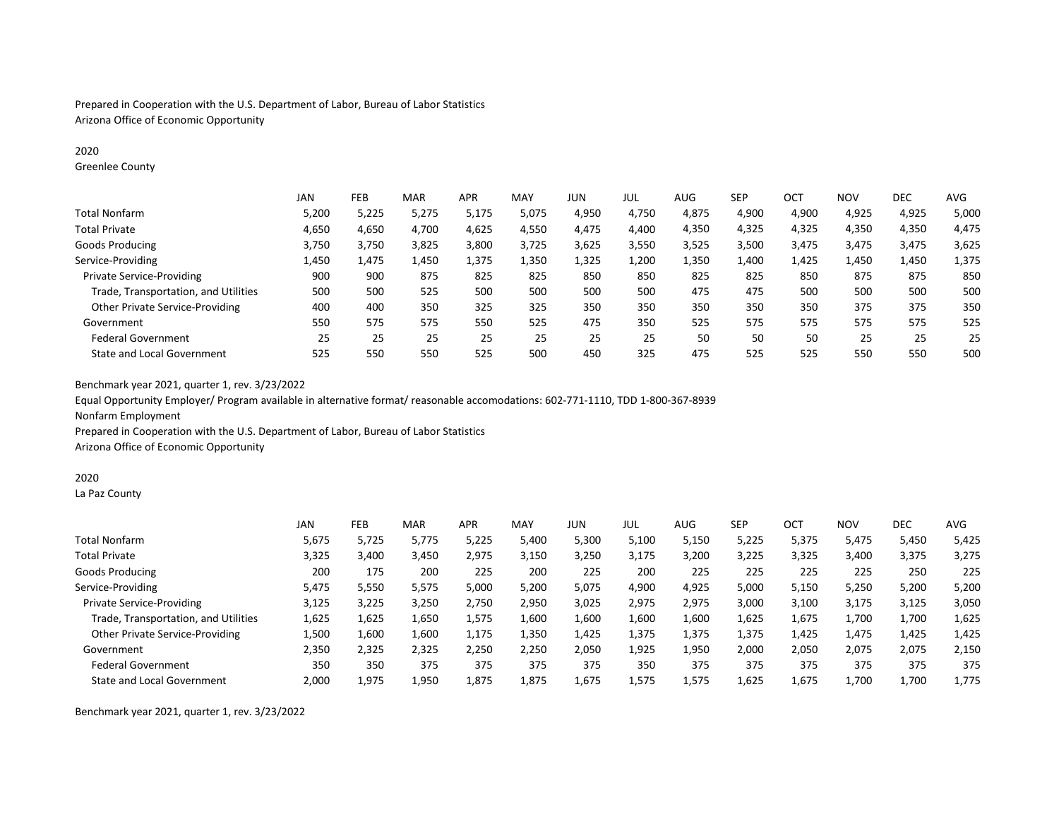Prepared in Cooperation with the U.S. Department of Labor, Bureau of Labor Statistics
Arizona Office of Economic Opportunity

2020
Greenlee County

| | JAN | FEB | MAR | APR | MAY | JUN | JUL | AUG | SEP | OCT | NOV | DEC | AVG |
|---|---|---|---|---|---|---|---|---|---|---|---|---|---|
| Total Nonfarm | 5,200 | 5,225 | 5,275 | 5,175 | 5,075 | 4,950 | 4,750 | 4,875 | 4,900 | 4,900 | 4,925 | 4,925 | 5,000 |
| Total Private | 4,650 | 4,650 | 4,700 | 4,625 | 4,550 | 4,475 | 4,400 | 4,350 | 4,325 | 4,325 | 4,350 | 4,350 | 4,475 |
| Goods Producing | 3,750 | 3,750 | 3,825 | 3,800 | 3,725 | 3,625 | 3,550 | 3,525 | 3,500 | 3,475 | 3,475 | 3,475 | 3,625 |
| Service-Providing | 1,450 | 1,475 | 1,450 | 1,375 | 1,350 | 1,325 | 1,200 | 1,350 | 1,400 | 1,425 | 1,450 | 1,450 | 1,375 |
| Private Service-Providing | 900 | 900 | 875 | 825 | 825 | 850 | 850 | 825 | 825 | 850 | 875 | 875 | 850 |
| Trade, Transportation, and Utilities | 500 | 500 | 525 | 500 | 500 | 500 | 500 | 475 | 475 | 500 | 500 | 500 | 500 |
| Other Private Service-Providing | 400 | 400 | 350 | 325 | 325 | 350 | 350 | 350 | 350 | 350 | 375 | 375 | 350 |
| Government | 550 | 575 | 575 | 550 | 525 | 475 | 350 | 525 | 575 | 575 | 575 | 575 | 525 |
| Federal Government | 25 | 25 | 25 | 25 | 25 | 25 | 25 | 50 | 50 | 50 | 25 | 25 | 25 |
| State and Local Government | 525 | 550 | 550 | 525 | 500 | 450 | 325 | 475 | 525 | 525 | 550 | 550 | 500 |

Benchmark year 2021, quarter 1, rev. 3/23/2022

Equal Opportunity Employer/ Program available in alternative format/ reasonable accomodations: 602-771-1110, TDD 1-800-367-8939

Nonfarm Employment

Prepared in Cooperation with the U.S. Department of Labor, Bureau of Labor Statistics
Arizona Office of Economic Opportunity

2020
La Paz County

| | JAN | FEB | MAR | APR | MAY | JUN | JUL | AUG | SEP | OCT | NOV | DEC | AVG |
|---|---|---|---|---|---|---|---|---|---|---|---|---|---|
| Total Nonfarm | 5,675 | 5,725 | 5,775 | 5,225 | 5,400 | 5,300 | 5,100 | 5,150 | 5,225 | 5,375 | 5,475 | 5,450 | 5,425 |
| Total Private | 3,325 | 3,400 | 3,450 | 2,975 | 3,150 | 3,250 | 3,175 | 3,200 | 3,225 | 3,325 | 3,400 | 3,375 | 3,275 |
| Goods Producing | 200 | 175 | 200 | 225 | 200 | 225 | 200 | 225 | 225 | 225 | 225 | 250 | 225 |
| Service-Providing | 5,475 | 5,550 | 5,575 | 5,000 | 5,200 | 5,075 | 4,900 | 4,925 | 5,000 | 5,150 | 5,250 | 5,200 | 5,200 |
| Private Service-Providing | 3,125 | 3,225 | 3,250 | 2,750 | 2,950 | 3,025 | 2,975 | 2,975 | 3,000 | 3,100 | 3,175 | 3,125 | 3,050 |
| Trade, Transportation, and Utilities | 1,625 | 1,625 | 1,650 | 1,575 | 1,600 | 1,600 | 1,600 | 1,600 | 1,625 | 1,675 | 1,700 | 1,700 | 1,625 |
| Other Private Service-Providing | 1,500 | 1,600 | 1,600 | 1,175 | 1,350 | 1,425 | 1,375 | 1,375 | 1,375 | 1,425 | 1,475 | 1,425 | 1,425 |
| Government | 2,350 | 2,325 | 2,325 | 2,250 | 2,250 | 2,050 | 1,925 | 1,950 | 2,000 | 2,050 | 2,075 | 2,075 | 2,150 |
| Federal Government | 350 | 350 | 375 | 375 | 375 | 375 | 350 | 375 | 375 | 375 | 375 | 375 | 375 |
| State and Local Government | 2,000 | 1,975 | 1,950 | 1,875 | 1,875 | 1,675 | 1,575 | 1,575 | 1,625 | 1,675 | 1,700 | 1,700 | 1,775 |

Benchmark year 2021, quarter 1, rev. 3/23/2022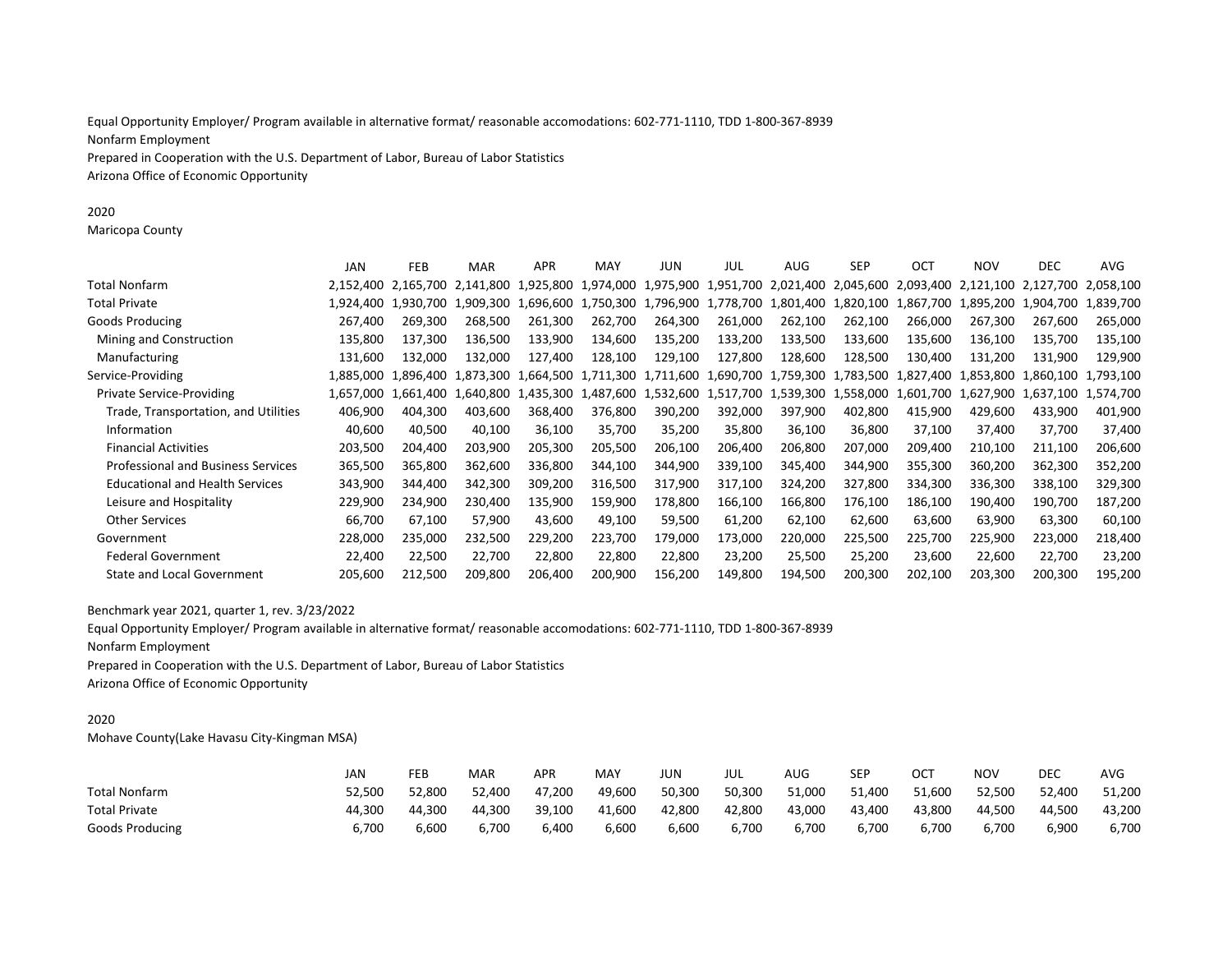Equal Opportunity Employer/ Program available in alternative format/ reasonable accomodations: 602-771-1110, TDD 1-800-367-8939
Nonfarm Employment
Prepared in Cooperation with the U.S. Department of Labor, Bureau of Labor Statistics
Arizona Office of Economic Opportunity

2020
Maricopa County

| | JAN | FEB | MAR | APR | MAY | JUN | JUL | AUG | SEP | OCT | NOV | DEC | AVG |
|---|---|---|---|---|---|---|---|---|---|---|---|---|---|
| Total Nonfarm | 2,152,400 | 2,165,700 | 2,141,800 | 1,925,800 | 1,974,000 | 1,975,900 | 1,951,700 | 2,021,400 | 2,045,600 | 2,093,400 | 2,121,100 | 2,127,700 | 2,058,100 |
| Total Private | 1,924,400 | 1,930,700 | 1,909,300 | 1,696,600 | 1,750,300 | 1,796,900 | 1,778,700 | 1,801,400 | 1,820,100 | 1,867,700 | 1,895,200 | 1,904,700 | 1,839,700 |
| Goods Producing | 267,400 | 269,300 | 268,500 | 261,300 | 262,700 | 264,300 | 261,000 | 262,100 | 262,100 | 266,000 | 267,300 | 267,600 | 265,000 |
| Mining and Construction | 135,800 | 137,300 | 136,500 | 133,900 | 134,600 | 135,200 | 133,200 | 133,500 | 133,600 | 135,600 | 136,100 | 135,700 | 135,100 |
| Manufacturing | 131,600 | 132,000 | 132,000 | 127,400 | 128,100 | 129,100 | 127,800 | 128,600 | 128,500 | 130,400 | 131,200 | 131,900 | 129,900 |
| Service-Providing | 1,885,000 | 1,896,400 | 1,873,300 | 1,664,500 | 1,711,300 | 1,711,600 | 1,690,700 | 1,759,300 | 1,783,500 | 1,827,400 | 1,853,800 | 1,860,100 | 1,793,100 |
| Private Service-Providing | 1,657,000 | 1,661,400 | 1,640,800 | 1,435,300 | 1,487,600 | 1,532,600 | 1,517,700 | 1,539,300 | 1,558,000 | 1,601,700 | 1,627,900 | 1,637,100 | 1,574,700 |
| Trade, Transportation, and Utilities | 406,900 | 404,300 | 403,600 | 368,400 | 376,800 | 390,200 | 392,000 | 397,900 | 402,800 | 415,900 | 429,600 | 433,900 | 401,900 |
| Information | 40,600 | 40,500 | 40,100 | 36,100 | 35,700 | 35,200 | 35,800 | 36,100 | 36,800 | 37,100 | 37,400 | 37,700 | 37,400 |
| Financial Activities | 203,500 | 204,400 | 203,900 | 205,300 | 205,500 | 206,100 | 206,400 | 206,800 | 207,000 | 209,400 | 210,100 | 211,100 | 206,600 |
| Professional and Business Services | 365,500 | 365,800 | 362,600 | 336,800 | 344,100 | 344,900 | 339,100 | 345,400 | 344,900 | 355,300 | 360,200 | 362,300 | 352,200 |
| Educational and Health Services | 343,900 | 344,400 | 342,300 | 309,200 | 316,500 | 317,900 | 317,100 | 324,200 | 327,800 | 334,300 | 336,300 | 338,100 | 329,300 |
| Leisure and Hospitality | 229,900 | 234,900 | 230,400 | 135,900 | 159,900 | 178,800 | 166,100 | 166,800 | 176,100 | 186,100 | 190,400 | 190,700 | 187,200 |
| Other Services | 66,700 | 67,100 | 57,900 | 43,600 | 49,100 | 59,500 | 61,200 | 62,100 | 62,600 | 63,600 | 63,900 | 63,300 | 60,100 |
| Government | 228,000 | 235,000 | 232,500 | 229,200 | 223,700 | 179,000 | 173,000 | 220,000 | 225,500 | 225,700 | 225,900 | 223,000 | 218,400 |
| Federal Government | 22,400 | 22,500 | 22,700 | 22,800 | 22,800 | 22,800 | 23,200 | 25,500 | 25,200 | 23,600 | 22,600 | 22,700 | 23,200 |
| State and Local Government | 205,600 | 212,500 | 209,800 | 206,400 | 200,900 | 156,200 | 149,800 | 194,500 | 200,300 | 202,100 | 203,300 | 200,300 | 195,200 |

Benchmark year 2021, quarter 1, rev. 3/23/2022
Equal Opportunity Employer/ Program available in alternative format/ reasonable accomodations: 602-771-1110, TDD 1-800-367-8939
Nonfarm Employment
Prepared in Cooperation with the U.S. Department of Labor, Bureau of Labor Statistics
Arizona Office of Economic Opportunity

2020
Mohave County(Lake Havasu City-Kingman MSA)

| | JAN | FEB | MAR | APR | MAY | JUN | JUL | AUG | SEP | OCT | NOV | DEC | AVG |
|---|---|---|---|---|---|---|---|---|---|---|---|---|---|
| Total Nonfarm | 52,500 | 52,800 | 52,400 | 47,200 | 49,600 | 50,300 | 50,300 | 51,000 | 51,400 | 51,600 | 52,500 | 52,400 | 51,200 |
| Total Private | 44,300 | 44,300 | 44,300 | 39,100 | 41,600 | 42,800 | 42,800 | 43,000 | 43,400 | 43,800 | 44,500 | 44,500 | 43,200 |
| Goods Producing | 6,700 | 6,600 | 6,700 | 6,400 | 6,600 | 6,600 | 6,700 | 6,700 | 6,700 | 6,700 | 6,700 | 6,900 | 6,700 |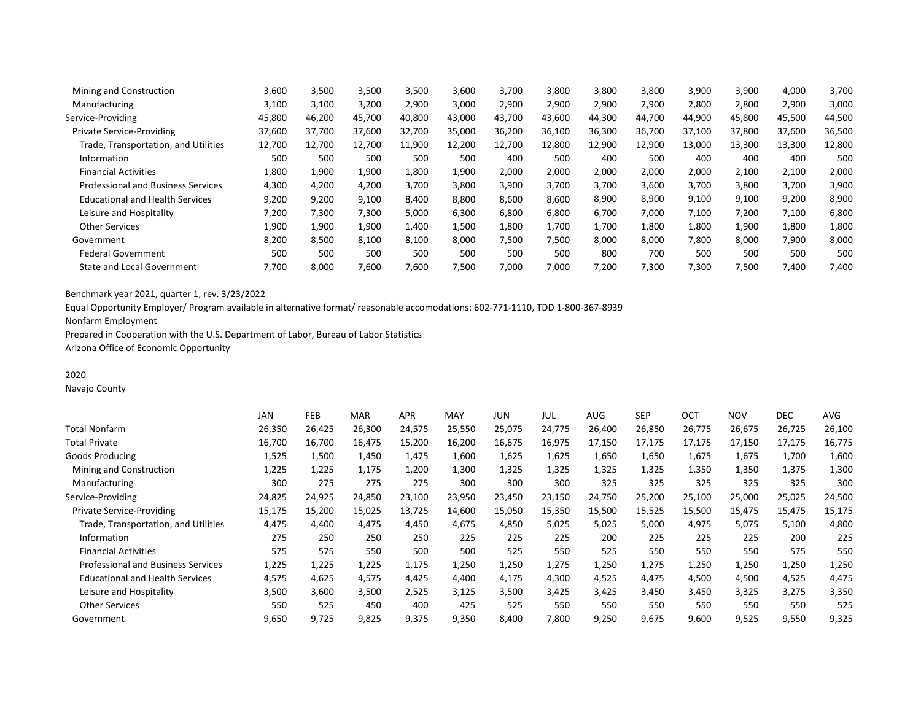| | | | | | | | | | | | | | |
|---|---|---|---|---|---|---|---|---|---|---|---|---|---|
| Mining and Construction | 3,600 | 3,500 | 3,500 | 3,500 | 3,600 | 3,700 | 3,800 | 3,800 | 3,800 | 3,900 | 3,900 | 4,000 | 3,700 |
| Manufacturing | 3,100 | 3,100 | 3,200 | 2,900 | 3,000 | 2,900 | 2,900 | 2,900 | 2,900 | 2,800 | 2,800 | 2,900 | 3,000 |
| Service-Providing | 45,800 | 46,200 | 45,700 | 40,800 | 43,000 | 43,700 | 43,600 | 44,300 | 44,700 | 44,900 | 45,800 | 45,500 | 44,500 |
| Private Service-Providing | 37,600 | 37,700 | 37,600 | 32,700 | 35,000 | 36,200 | 36,100 | 36,300 | 36,700 | 37,100 | 37,800 | 37,600 | 36,500 |
| Trade, Transportation, and Utilities | 12,700 | 12,700 | 12,700 | 11,900 | 12,200 | 12,700 | 12,800 | 12,900 | 12,900 | 13,000 | 13,300 | 13,300 | 12,800 |
| Information | 500 | 500 | 500 | 500 | 500 | 400 | 500 | 400 | 500 | 400 | 400 | 400 | 500 |
| Financial Activities | 1,800 | 1,900 | 1,900 | 1,800 | 1,900 | 2,000 | 2,000 | 2,000 | 2,000 | 2,000 | 2,100 | 2,100 | 2,000 |
| Professional and Business Services | 4,300 | 4,200 | 4,200 | 3,700 | 3,800 | 3,900 | 3,700 | 3,700 | 3,600 | 3,700 | 3,800 | 3,700 | 3,900 |
| Educational and Health Services | 9,200 | 9,200 | 9,100 | 8,400 | 8,800 | 8,600 | 8,600 | 8,900 | 8,900 | 9,100 | 9,100 | 9,200 | 8,900 |
| Leisure and Hospitality | 7,200 | 7,300 | 7,300 | 5,000 | 6,300 | 6,800 | 6,800 | 6,700 | 7,000 | 7,100 | 7,200 | 7,100 | 6,800 |
| Other Services | 1,900 | 1,900 | 1,900 | 1,400 | 1,500 | 1,800 | 1,700 | 1,700 | 1,800 | 1,800 | 1,900 | 1,800 | 1,800 |
| Government | 8,200 | 8,500 | 8,100 | 8,100 | 8,000 | 7,500 | 7,500 | 8,000 | 8,000 | 7,800 | 8,000 | 7,900 | 8,000 |
| Federal Government | 500 | 500 | 500 | 500 | 500 | 500 | 500 | 800 | 700 | 500 | 500 | 500 | 500 |
| State and Local Government | 7,700 | 8,000 | 7,600 | 7,600 | 7,500 | 7,000 | 7,000 | 7,200 | 7,300 | 7,300 | 7,500 | 7,400 | 7,400 |

Benchmark year 2021, quarter 1, rev. 3/23/2022

Equal Opportunity Employer/ Program available in alternative format/ reasonable accomodations: 602-771-1110, TDD 1-800-367-8939

Nonfarm Employment

Prepared in Cooperation with the U.S. Department of Labor, Bureau of Labor Statistics

Arizona Office of Economic Opportunity

2020

Navajo County

| | JAN | FEB | MAR | APR | MAY | JUN | JUL | AUG | SEP | OCT | NOV | DEC | AVG |
|---|---|---|---|---|---|---|---|---|---|---|---|---|---|
| Total Nonfarm | 26,350 | 26,425 | 26,300 | 24,575 | 25,550 | 25,075 | 24,775 | 26,400 | 26,850 | 26,775 | 26,675 | 26,725 | 26,100 |
| Total Private | 16,700 | 16,700 | 16,475 | 15,200 | 16,200 | 16,675 | 16,975 | 17,150 | 17,175 | 17,175 | 17,150 | 17,175 | 16,775 |
| Goods Producing | 1,525 | 1,500 | 1,450 | 1,475 | 1,600 | 1,625 | 1,625 | 1,650 | 1,650 | 1,675 | 1,675 | 1,700 | 1,600 |
| Mining and Construction | 1,225 | 1,225 | 1,175 | 1,200 | 1,300 | 1,325 | 1,325 | 1,325 | 1,325 | 1,350 | 1,350 | 1,375 | 1,300 |
| Manufacturing | 300 | 275 | 275 | 275 | 300 | 300 | 300 | 325 | 325 | 325 | 325 | 325 | 300 |
| Service-Providing | 24,825 | 24,925 | 24,850 | 23,100 | 23,950 | 23,450 | 23,150 | 24,750 | 25,200 | 25,100 | 25,000 | 25,025 | 24,500 |
| Private Service-Providing | 15,175 | 15,200 | 15,025 | 13,725 | 14,600 | 15,050 | 15,350 | 15,500 | 15,525 | 15,500 | 15,475 | 15,475 | 15,175 |
| Trade, Transportation, and Utilities | 4,475 | 4,400 | 4,475 | 4,450 | 4,675 | 4,850 | 5,025 | 5,025 | 5,000 | 4,975 | 5,075 | 5,100 | 4,800 |
| Information | 275 | 250 | 250 | 250 | 225 | 225 | 225 | 200 | 225 | 225 | 225 | 200 | 225 |
| Financial Activities | 575 | 575 | 550 | 500 | 500 | 525 | 550 | 525 | 550 | 550 | 550 | 575 | 550 |
| Professional and Business Services | 1,225 | 1,225 | 1,225 | 1,175 | 1,250 | 1,250 | 1,275 | 1,250 | 1,275 | 1,250 | 1,250 | 1,250 | 1,250 |
| Educational and Health Services | 4,575 | 4,625 | 4,575 | 4,425 | 4,400 | 4,175 | 4,300 | 4,525 | 4,475 | 4,500 | 4,500 | 4,525 | 4,475 |
| Leisure and Hospitality | 3,500 | 3,600 | 3,500 | 2,525 | 3,125 | 3,500 | 3,425 | 3,425 | 3,450 | 3,450 | 3,325 | 3,275 | 3,350 |
| Other Services | 550 | 525 | 450 | 400 | 425 | 525 | 550 | 550 | 550 | 550 | 550 | 550 | 525 |
| Government | 9,650 | 9,725 | 9,825 | 9,375 | 9,350 | 8,400 | 7,800 | 9,250 | 9,675 | 9,600 | 9,525 | 9,550 | 9,325 |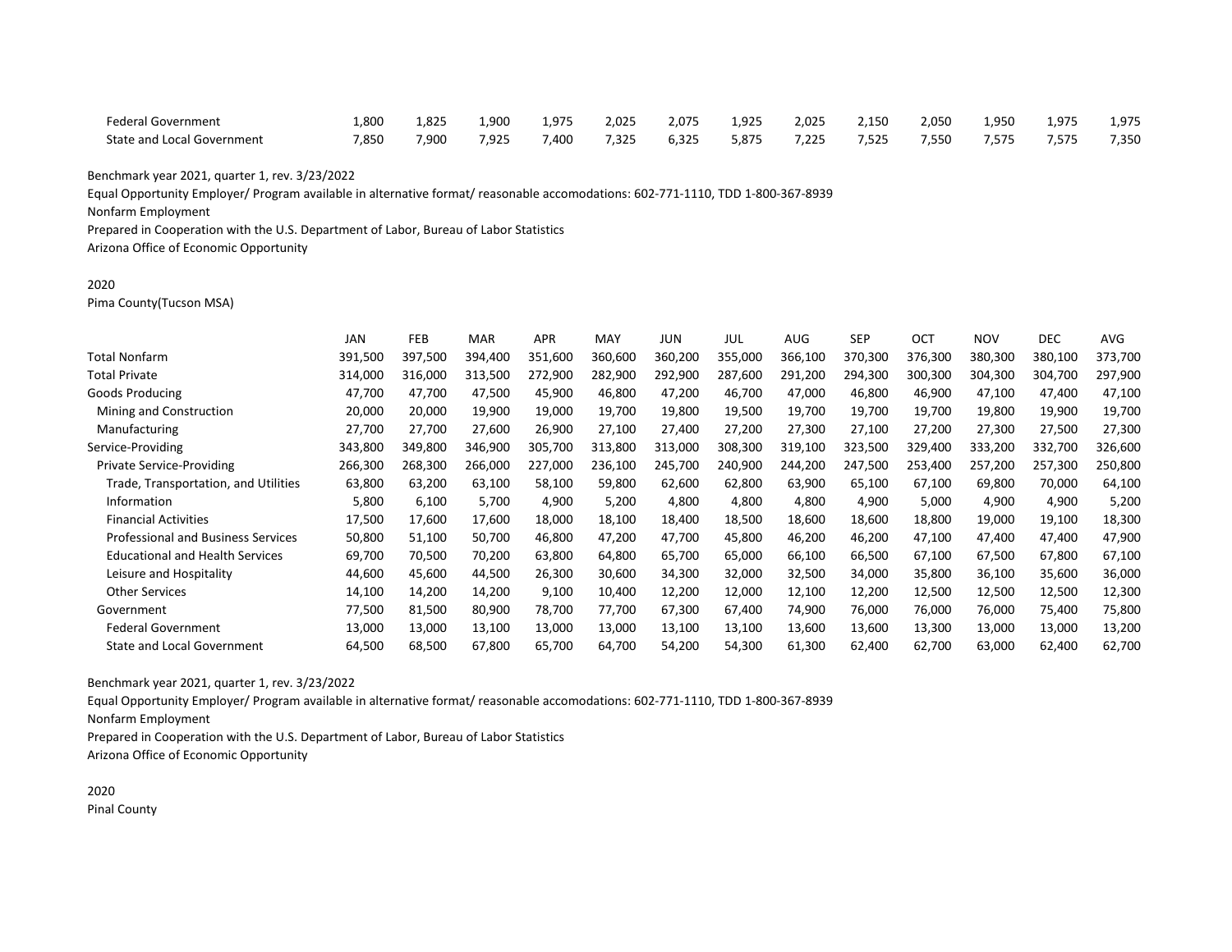| | | | | | | | | | | | | | |
|---|---|---|---|---|---|---|---|---|---|---|---|---|---|
| Federal Government | 1,800 | 1,825 | 1,900 | 1,975 | 2,025 | 2,075 | 1,925 | 2,025 | 2,150 | 2,050 | 1,950 | 1,975 | 1,975 |
| State and Local Government | 7,850 | 7,900 | 7,925 | 7,400 | 7,325 | 6,325 | 5,875 | 7,225 | 7,525 | 7,550 | 7,575 | 7,575 | 7,350 |

Benchmark year 2021, quarter 1, rev. 3/23/2022

Equal Opportunity Employer/ Program available in alternative format/ reasonable accomodations: 602-771-1110, TDD 1-800-367-8939

Nonfarm Employment

Prepared in Cooperation with the U.S. Department of Labor, Bureau of Labor Statistics

Arizona Office of Economic Opportunity

2020

Pima County(Tucson MSA)

| | JAN | FEB | MAR | APR | MAY | JUN | JUL | AUG | SEP | OCT | NOV | DEC | AVG |
|---|---|---|---|---|---|---|---|---|---|---|---|---|---|
| Total Nonfarm | 391,500 | 397,500 | 394,400 | 351,600 | 360,600 | 360,200 | 355,000 | 366,100 | 370,300 | 376,300 | 380,300 | 380,100 | 373,700 |
| Total Private | 314,000 | 316,000 | 313,500 | 272,900 | 282,900 | 292,900 | 287,600 | 291,200 | 294,300 | 300,300 | 304,300 | 304,700 | 297,900 |
| Goods Producing | 47,700 | 47,700 | 47,500 | 45,900 | 46,800 | 47,200 | 46,700 | 47,000 | 46,800 | 46,900 | 47,100 | 47,400 | 47,100 |
| Mining and Construction | 20,000 | 20,000 | 19,900 | 19,000 | 19,700 | 19,800 | 19,500 | 19,700 | 19,700 | 19,700 | 19,800 | 19,900 | 19,700 |
| Manufacturing | 27,700 | 27,700 | 27,600 | 26,900 | 27,100 | 27,400 | 27,200 | 27,300 | 27,100 | 27,200 | 27,300 | 27,500 | 27,300 |
| Service-Providing | 343,800 | 349,800 | 346,900 | 305,700 | 313,800 | 313,000 | 308,300 | 319,100 | 323,500 | 329,400 | 333,200 | 332,700 | 326,600 |
| Private Service-Providing | 266,300 | 268,300 | 266,000 | 227,000 | 236,100 | 245,700 | 240,900 | 244,200 | 247,500 | 253,400 | 257,200 | 257,300 | 250,800 |
| Trade, Transportation, and Utilities | 63,800 | 63,200 | 63,100 | 58,100 | 59,800 | 62,600 | 62,800 | 63,900 | 65,100 | 67,100 | 69,800 | 70,000 | 64,100 |
| Information | 5,800 | 6,100 | 5,700 | 4,900 | 5,200 | 4,800 | 4,800 | 4,800 | 4,900 | 5,000 | 4,900 | 4,900 | 5,200 |
| Financial Activities | 17,500 | 17,600 | 17,600 | 18,000 | 18,100 | 18,400 | 18,500 | 18,600 | 18,600 | 18,800 | 19,000 | 19,100 | 18,300 |
| Professional and Business Services | 50,800 | 51,100 | 50,700 | 46,800 | 47,200 | 47,700 | 45,800 | 46,200 | 46,200 | 47,100 | 47,400 | 47,400 | 47,900 |
| Educational and Health Services | 69,700 | 70,500 | 70,200 | 63,800 | 64,800 | 65,700 | 65,000 | 66,100 | 66,500 | 67,100 | 67,500 | 67,800 | 67,100 |
| Leisure and Hospitality | 44,600 | 45,600 | 44,500 | 26,300 | 30,600 | 34,300 | 32,000 | 32,500 | 34,000 | 35,800 | 36,100 | 35,600 | 36,000 |
| Other Services | 14,100 | 14,200 | 14,200 | 9,100 | 10,400 | 12,200 | 12,000 | 12,100 | 12,200 | 12,500 | 12,500 | 12,500 | 12,300 |
| Government | 77,500 | 81,500 | 80,900 | 78,700 | 77,700 | 67,300 | 67,400 | 74,900 | 76,000 | 76,000 | 76,000 | 75,400 | 75,800 |
| Federal Government | 13,000 | 13,000 | 13,100 | 13,000 | 13,000 | 13,100 | 13,100 | 13,600 | 13,600 | 13,300 | 13,000 | 13,000 | 13,200 |
| State and Local Government | 64,500 | 68,500 | 67,800 | 65,700 | 64,700 | 54,200 | 54,300 | 61,300 | 62,400 | 62,700 | 63,000 | 62,400 | 62,700 |

Benchmark year 2021, quarter 1, rev. 3/23/2022

Equal Opportunity Employer/ Program available in alternative format/ reasonable accomodations: 602-771-1110, TDD 1-800-367-8939

Nonfarm Employment

Prepared in Cooperation with the U.S. Department of Labor, Bureau of Labor Statistics

Arizona Office of Economic Opportunity

2020

Pinal County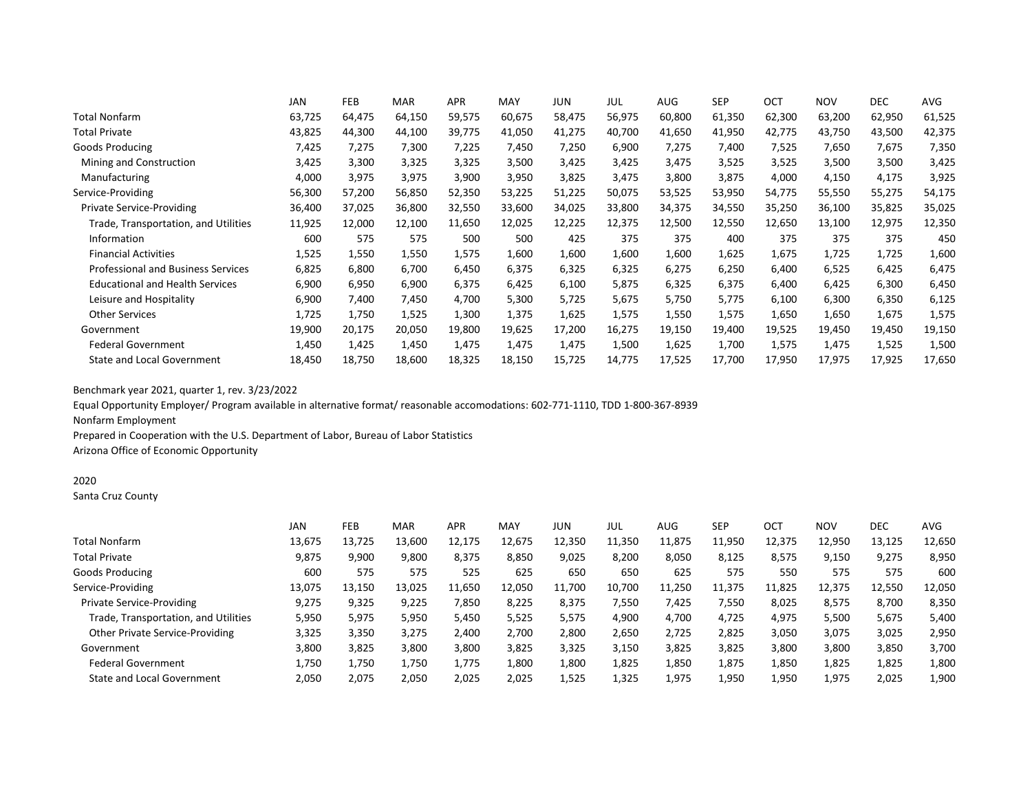| | JAN | FEB | MAR | APR | MAY | JUN | JUL | AUG | SEP | OCT | NOV | DEC | AVG |
|---|---|---|---|---|---|---|---|---|---|---|---|---|---|
| Total Nonfarm | 63,725 | 64,475 | 64,150 | 59,575 | 60,675 | 58,475 | 56,975 | 60,800 | 61,350 | 62,300 | 63,200 | 62,950 | 61,525 |
| Total Private | 43,825 | 44,300 | 44,100 | 39,775 | 41,050 | 41,275 | 40,700 | 41,650 | 41,950 | 42,775 | 43,750 | 43,500 | 42,375 |
| Goods Producing | 7,425 | 7,275 | 7,300 | 7,225 | 7,450 | 7,250 | 6,900 | 7,275 | 7,400 | 7,525 | 7,650 | 7,675 | 7,350 |
| Mining and Construction | 3,425 | 3,300 | 3,325 | 3,325 | 3,500 | 3,425 | 3,425 | 3,475 | 3,525 | 3,525 | 3,500 | 3,500 | 3,425 |
| Manufacturing | 4,000 | 3,975 | 3,975 | 3,900 | 3,950 | 3,825 | 3,475 | 3,800 | 3,875 | 4,000 | 4,150 | 4,175 | 3,925 |
| Service-Providing | 56,300 | 57,200 | 56,850 | 52,350 | 53,225 | 51,225 | 50,075 | 53,525 | 53,950 | 54,775 | 55,550 | 55,275 | 54,175 |
| Private Service-Providing | 36,400 | 37,025 | 36,800 | 32,550 | 33,600 | 34,025 | 33,800 | 34,375 | 34,550 | 35,250 | 36,100 | 35,825 | 35,025 |
| Trade, Transportation, and Utilities | 11,925 | 12,000 | 12,100 | 11,650 | 12,025 | 12,225 | 12,375 | 12,500 | 12,550 | 12,650 | 13,100 | 12,975 | 12,350 |
| Information | 600 | 575 | 575 | 500 | 500 | 425 | 375 | 375 | 400 | 375 | 375 | 375 | 450 |
| Financial Activities | 1,525 | 1,550 | 1,550 | 1,575 | 1,600 | 1,600 | 1,600 | 1,600 | 1,625 | 1,675 | 1,725 | 1,725 | 1,600 |
| Professional and Business Services | 6,825 | 6,800 | 6,700 | 6,450 | 6,375 | 6,325 | 6,325 | 6,275 | 6,250 | 6,400 | 6,525 | 6,425 | 6,475 |
| Educational and Health Services | 6,900 | 6,950 | 6,900 | 6,375 | 6,425 | 6,100 | 5,875 | 6,325 | 6,375 | 6,400 | 6,425 | 6,300 | 6,450 |
| Leisure and Hospitality | 6,900 | 7,400 | 7,450 | 4,700 | 5,300 | 5,725 | 5,675 | 5,750 | 5,775 | 6,100 | 6,300 | 6,350 | 6,125 |
| Other Services | 1,725 | 1,750 | 1,525 | 1,300 | 1,375 | 1,625 | 1,575 | 1,550 | 1,575 | 1,650 | 1,650 | 1,675 | 1,575 |
| Government | 19,900 | 20,175 | 20,050 | 19,800 | 19,625 | 17,200 | 16,275 | 19,150 | 19,400 | 19,525 | 19,450 | 19,450 | 19,150 |
| Federal Government | 1,450 | 1,425 | 1,450 | 1,475 | 1,475 | 1,475 | 1,500 | 1,625 | 1,700 | 1,575 | 1,475 | 1,525 | 1,500 |
| State and Local Government | 18,450 | 18,750 | 18,600 | 18,325 | 18,150 | 15,725 | 14,775 | 17,525 | 17,700 | 17,950 | 17,975 | 17,925 | 17,650 |

Benchmark year 2021, quarter 1, rev. 3/23/2022

Equal Opportunity Employer/ Program available in alternative format/ reasonable accomodations: 602-771-1110, TDD 1-800-367-8939

Nonfarm Employment

Prepared in Cooperation with the U.S. Department of Labor, Bureau of Labor Statistics

Arizona Office of Economic Opportunity

2020

Santa Cruz County

| | JAN | FEB | MAR | APR | MAY | JUN | JUL | AUG | SEP | OCT | NOV | DEC | AVG |
|---|---|---|---|---|---|---|---|---|---|---|---|---|---|
| Total Nonfarm | 13,675 | 13,725 | 13,600 | 12,175 | 12,675 | 12,350 | 11,350 | 11,875 | 11,950 | 12,375 | 12,950 | 13,125 | 12,650 |
| Total Private | 9,875 | 9,900 | 9,800 | 8,375 | 8,850 | 9,025 | 8,200 | 8,050 | 8,125 | 8,575 | 9,150 | 9,275 | 8,950 |
| Goods Producing | 600 | 575 | 575 | 525 | 625 | 650 | 650 | 625 | 575 | 550 | 575 | 575 | 600 |
| Service-Providing | 13,075 | 13,150 | 13,025 | 11,650 | 12,050 | 11,700 | 10,700 | 11,250 | 11,375 | 11,825 | 12,375 | 12,550 | 12,050 |
| Private Service-Providing | 9,275 | 9,325 | 9,225 | 7,850 | 8,225 | 8,375 | 7,550 | 7,425 | 7,550 | 8,025 | 8,575 | 8,700 | 8,350 |
| Trade, Transportation, and Utilities | 5,950 | 5,975 | 5,950 | 5,450 | 5,525 | 5,575 | 4,900 | 4,700 | 4,725 | 4,975 | 5,500 | 5,675 | 5,400 |
| Other Private Service-Providing | 3,325 | 3,350 | 3,275 | 2,400 | 2,700 | 2,800 | 2,650 | 2,725 | 2,825 | 3,050 | 3,075 | 3,025 | 2,950 |
| Government | 3,800 | 3,825 | 3,800 | 3,800 | 3,825 | 3,325 | 3,150 | 3,825 | 3,825 | 3,800 | 3,800 | 3,850 | 3,700 |
| Federal Government | 1,750 | 1,750 | 1,750 | 1,775 | 1,800 | 1,800 | 1,825 | 1,850 | 1,875 | 1,850 | 1,825 | 1,825 | 1,800 |
| State and Local Government | 2,050 | 2,075 | 2,050 | 2,025 | 2,025 | 1,525 | 1,325 | 1,975 | 1,950 | 1,950 | 1,975 | 2,025 | 1,900 |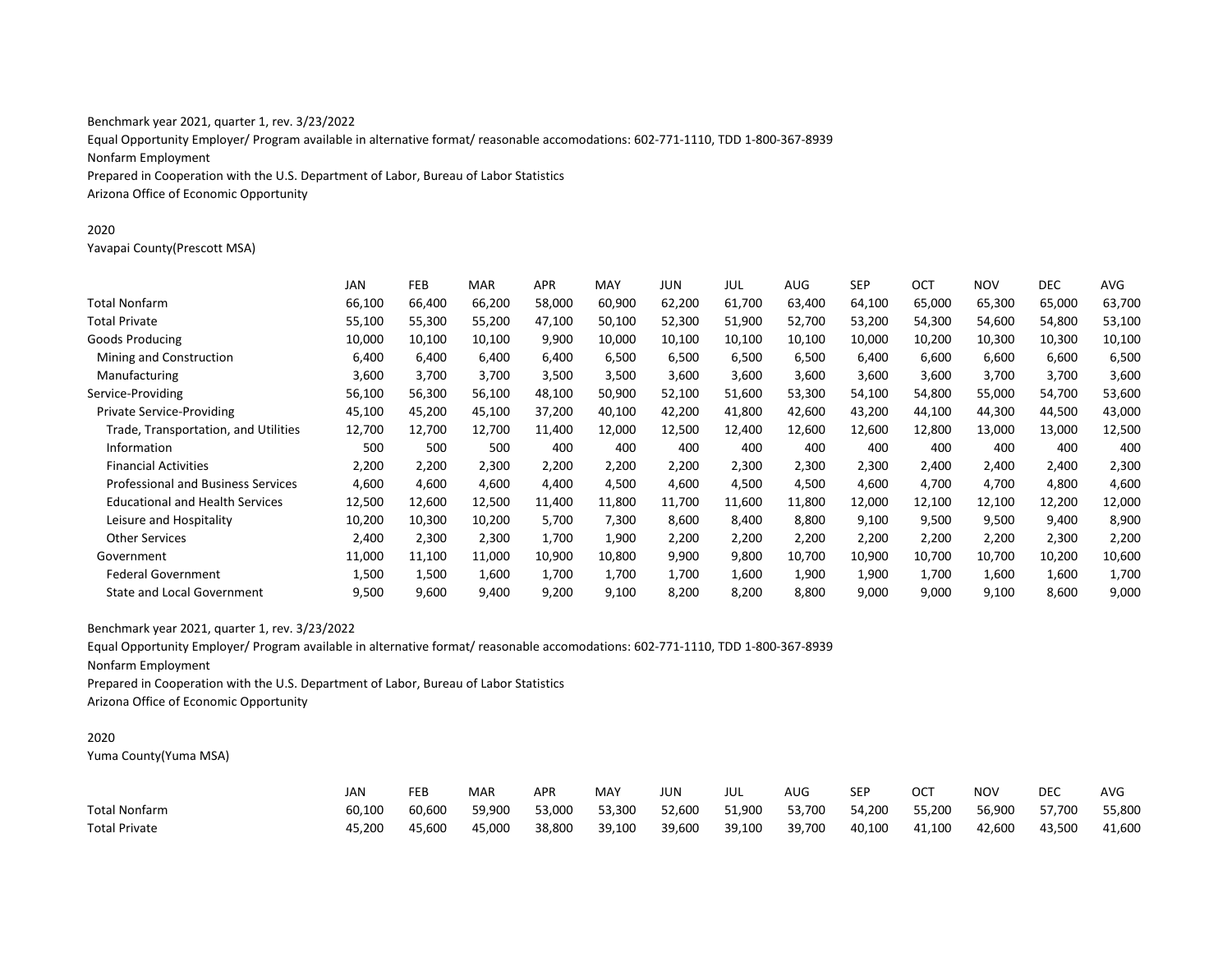Benchmark year 2021, quarter 1, rev. 3/23/2022

Equal Opportunity Employer/ Program available in alternative format/ reasonable accomodations: 602-771-1110, TDD 1-800-367-8939

Nonfarm Employment

Prepared in Cooperation with the U.S. Department of Labor, Bureau of Labor Statistics

Arizona Office of Economic Opportunity

2020

Yavapai County(Prescott MSA)

| | JAN | FEB | MAR | APR | MAY | JUN | JUL | AUG | SEP | OCT | NOV | DEC | AVG |
|---|---|---|---|---|---|---|---|---|---|---|---|---|---|
| Total Nonfarm | 66,100 | 66,400 | 66,200 | 58,000 | 60,900 | 62,200 | 61,700 | 63,400 | 64,100 | 65,000 | 65,300 | 65,000 | 63,700 |
| Total Private | 55,100 | 55,300 | 55,200 | 47,100 | 50,100 | 52,300 | 51,900 | 52,700 | 53,200 | 54,300 | 54,600 | 54,800 | 53,100 |
| Goods Producing | 10,000 | 10,100 | 10,100 | 9,900 | 10,000 | 10,100 | 10,100 | 10,100 | 10,000 | 10,200 | 10,300 | 10,300 | 10,100 |
| Mining and Construction | 6,400 | 6,400 | 6,400 | 6,400 | 6,500 | 6,500 | 6,500 | 6,500 | 6,400 | 6,600 | 6,600 | 6,600 | 6,500 |
| Manufacturing | 3,600 | 3,700 | 3,700 | 3,500 | 3,500 | 3,600 | 3,600 | 3,600 | 3,600 | 3,600 | 3,700 | 3,700 | 3,600 |
| Service-Providing | 56,100 | 56,300 | 56,100 | 48,100 | 50,900 | 52,100 | 51,600 | 53,300 | 54,100 | 54,800 | 55,000 | 54,700 | 53,600 |
| Private Service-Providing | 45,100 | 45,200 | 45,100 | 37,200 | 40,100 | 42,200 | 41,800 | 42,600 | 43,200 | 44,100 | 44,300 | 44,500 | 43,000 |
| Trade, Transportation, and Utilities | 12,700 | 12,700 | 12,700 | 11,400 | 12,000 | 12,500 | 12,400 | 12,600 | 12,600 | 12,800 | 13,000 | 13,000 | 12,500 |
| Information | 500 | 500 | 500 | 400 | 400 | 400 | 400 | 400 | 400 | 400 | 400 | 400 | 400 |
| Financial Activities | 2,200 | 2,200 | 2,300 | 2,200 | 2,200 | 2,200 | 2,300 | 2,300 | 2,300 | 2,400 | 2,400 | 2,400 | 2,300 |
| Professional and Business Services | 4,600 | 4,600 | 4,600 | 4,400 | 4,500 | 4,600 | 4,500 | 4,500 | 4,600 | 4,700 | 4,700 | 4,800 | 4,600 |
| Educational and Health Services | 12,500 | 12,600 | 12,500 | 11,400 | 11,800 | 11,700 | 11,600 | 11,800 | 12,000 | 12,100 | 12,100 | 12,200 | 12,000 |
| Leisure and Hospitality | 10,200 | 10,300 | 10,200 | 5,700 | 7,300 | 8,600 | 8,400 | 8,800 | 9,100 | 9,500 | 9,500 | 9,400 | 8,900 |
| Other Services | 2,400 | 2,300 | 2,300 | 1,700 | 1,900 | 2,200 | 2,200 | 2,200 | 2,200 | 2,200 | 2,200 | 2,300 | 2,200 |
| Government | 11,000 | 11,100 | 11,000 | 10,900 | 10,800 | 9,900 | 9,800 | 10,700 | 10,900 | 10,700 | 10,700 | 10,200 | 10,600 |
| Federal Government | 1,500 | 1,500 | 1,600 | 1,700 | 1,700 | 1,700 | 1,600 | 1,900 | 1,900 | 1,700 | 1,600 | 1,600 | 1,700 |
| State and Local Government | 9,500 | 9,600 | 9,400 | 9,200 | 9,100 | 8,200 | 8,200 | 8,800 | 9,000 | 9,000 | 9,100 | 8,600 | 9,000 |

Benchmark year 2021, quarter 1, rev. 3/23/2022

Equal Opportunity Employer/ Program available in alternative format/ reasonable accomodations: 602-771-1110, TDD 1-800-367-8939

Nonfarm Employment

Prepared in Cooperation with the U.S. Department of Labor, Bureau of Labor Statistics

Arizona Office of Economic Opportunity

2020

Yuma County(Yuma MSA)

| | JAN | FEB | MAR | APR | MAY | JUN | JUL | AUG | SEP | OCT | NOV | DEC | AVG |
|---|---|---|---|---|---|---|---|---|---|---|---|---|---|
| Total Nonfarm | 60,100 | 60,600 | 59,900 | 53,000 | 53,300 | 52,600 | 51,900 | 53,700 | 54,200 | 55,200 | 56,900 | 57,700 | 55,800 |
| Total Private | 45,200 | 45,600 | 45,000 | 38,800 | 39,100 | 39,600 | 39,100 | 39,700 | 40,100 | 41,100 | 42,600 | 43,500 | 41,600 |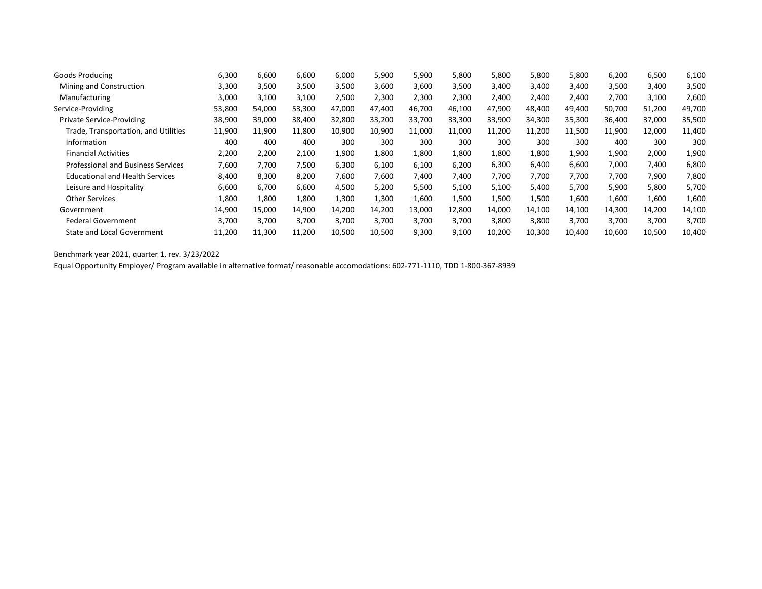| | | | | | | | | | | | | | |
|---|---|---|---|---|---|---|---|---|---|---|---|---|---|
| Goods Producing | 6,300 | 6,600 | 6,600 | 6,000 | 5,900 | 5,900 | 5,800 | 5,800 | 5,800 | 5,800 | 6,200 | 6,500 | 6,100 |
| Mining and Construction | 3,300 | 3,500 | 3,500 | 3,500 | 3,600 | 3,600 | 3,500 | 3,400 | 3,400 | 3,400 | 3,500 | 3,400 | 3,500 |
| Manufacturing | 3,000 | 3,100 | 3,100 | 2,500 | 2,300 | 2,300 | 2,300 | 2,400 | 2,400 | 2,400 | 2,700 | 3,100 | 2,600 |
| Service-Providing | 53,800 | 54,000 | 53,300 | 47,000 | 47,400 | 46,700 | 46,100 | 47,900 | 48,400 | 49,400 | 50,700 | 51,200 | 49,700 |
| Private Service-Providing | 38,900 | 39,000 | 38,400 | 32,800 | 33,200 | 33,700 | 33,300 | 33,900 | 34,300 | 35,300 | 36,400 | 37,000 | 35,500 |
| Trade, Transportation, and Utilities | 11,900 | 11,900 | 11,800 | 10,900 | 10,900 | 11,000 | 11,000 | 11,200 | 11,200 | 11,500 | 11,900 | 12,000 | 11,400 |
| Information | 400 | 400 | 400 | 300 | 300 | 300 | 300 | 300 | 300 | 300 | 400 | 300 | 300 |
| Financial Activities | 2,200 | 2,200 | 2,100 | 1,900 | 1,800 | 1,800 | 1,800 | 1,800 | 1,800 | 1,900 | 1,900 | 2,000 | 1,900 |
| Professional and Business Services | 7,600 | 7,700 | 7,500 | 6,300 | 6,100 | 6,100 | 6,200 | 6,300 | 6,400 | 6,600 | 7,000 | 7,400 | 6,800 |
| Educational and Health Services | 8,400 | 8,300 | 8,200 | 7,600 | 7,600 | 7,400 | 7,400 | 7,700 | 7,700 | 7,700 | 7,700 | 7,900 | 7,800 |
| Leisure and Hospitality | 6,600 | 6,700 | 6,600 | 4,500 | 5,200 | 5,500 | 5,100 | 5,100 | 5,400 | 5,700 | 5,900 | 5,800 | 5,700 |
| Other Services | 1,800 | 1,800 | 1,800 | 1,300 | 1,300 | 1,600 | 1,500 | 1,500 | 1,500 | 1,600 | 1,600 | 1,600 | 1,600 |
| Government | 14,900 | 15,000 | 14,900 | 14,200 | 14,200 | 13,000 | 12,800 | 14,000 | 14,100 | 14,100 | 14,300 | 14,200 | 14,100 |
| Federal Government | 3,700 | 3,700 | 3,700 | 3,700 | 3,700 | 3,700 | 3,700 | 3,800 | 3,800 | 3,700 | 3,700 | 3,700 | 3,700 |
| State and Local Government | 11,200 | 11,300 | 11,200 | 10,500 | 10,500 | 9,300 | 9,100 | 10,200 | 10,300 | 10,400 | 10,600 | 10,500 | 10,400 |

Benchmark year 2021, quarter 1, rev. 3/23/2022

Equal Opportunity Employer/ Program available in alternative format/ reasonable accomodations: 602-771-1110, TDD 1-800-367-8939